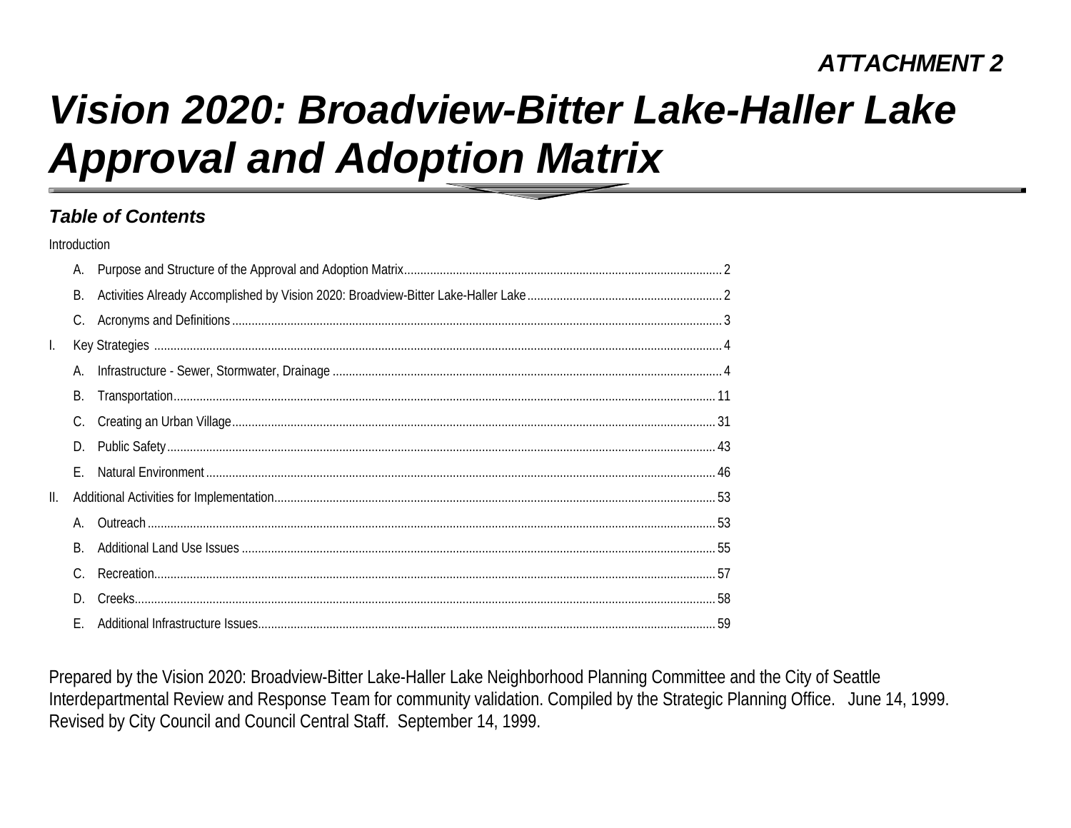***ATTACHMENT 2***

# *Vision 2020: Broadview-Bitter Lake-Haller Lake Approval and Adoption Matrix*

## *Table of Contents*

Introduction

- A. Purpose and Structure of the Approval and Adoption Matrix .......... 2
- B. Activities Already Accomplished by Vision 2020: Broadview-Bitter Lake-Haller Lake .......... 2
- C. Acronyms and Definitions .......... 3

I. Key Strategies .......... 4

- A. Infrastructure - Sewer, Stormwater, Drainage .......... 4
- B. Transportation .......... 11
- C. Creating an Urban Village .......... 31
- D. Public Safety .......... 43
- E. Natural Environment .......... 46

II. Additional Activities for Implementation .......... 53

- A. Outreach .......... 53
- B. Additional Land Use Issues .......... 55
- C. Recreation .......... 57
- D. Creeks .......... 58
- E. Additional Infrastructure Issues .......... 59

Prepared by the Vision 2020: Broadview-Bitter Lake-Haller Lake Neighborhood Planning Committee and the City of Seattle Interdepartmental Review and Response Team for community validation. Compiled by the Strategic Planning Office. June 14, 1999. Revised by City Council and Council Central Staff. September 14, 1999.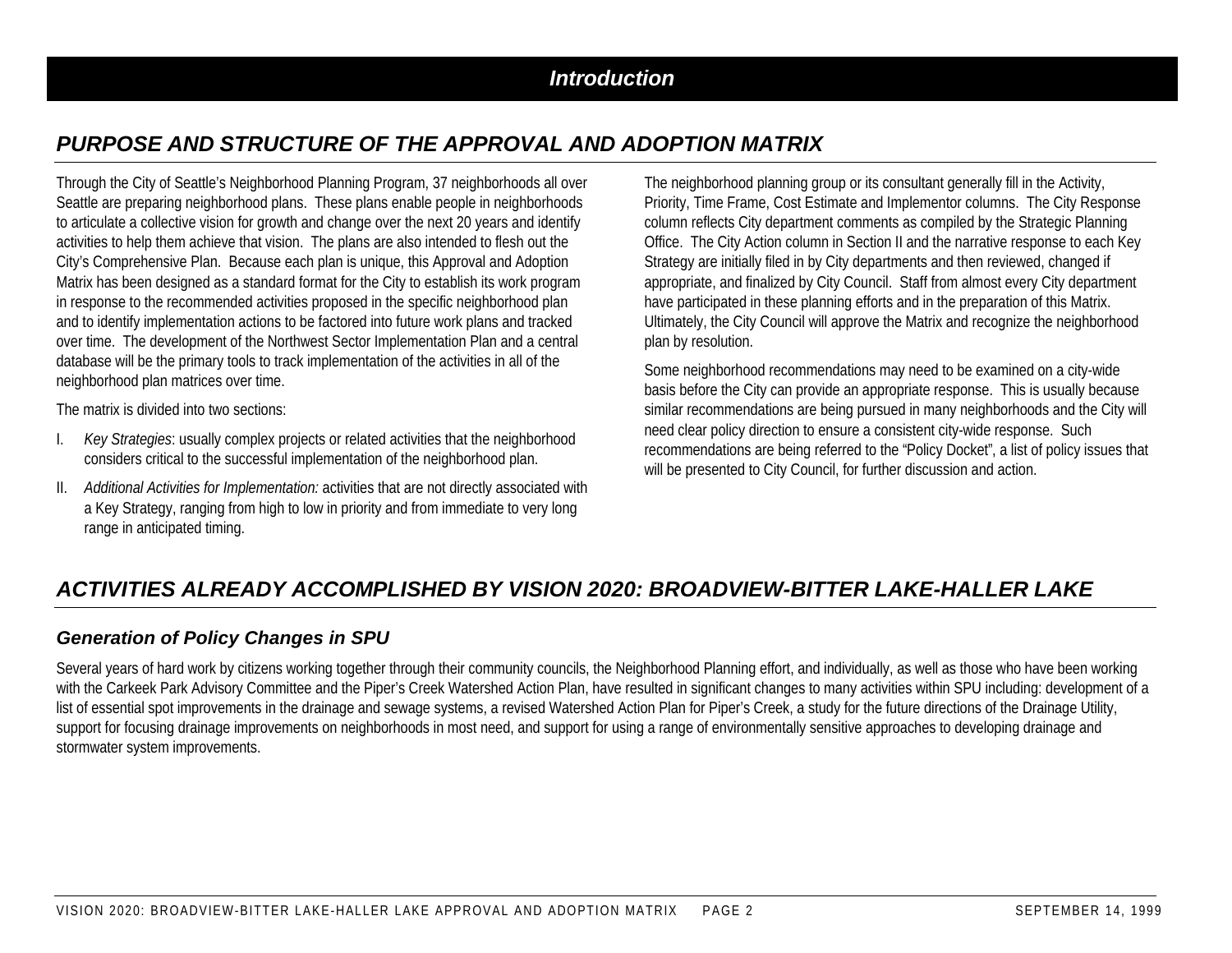# *Introduction*

## *PURPOSE AND STRUCTURE OF THE APPROVAL AND ADOPTION MATRIX*

Through the City of Seattle's Neighborhood Planning Program, 37 neighborhoods all over Seattle are preparing neighborhood plans. These plans enable people in neighborhoods to articulate a collective vision for growth and change over the next 20 years and identify activities to help them achieve that vision. The plans are also intended to flesh out the City's Comprehensive Plan. Because each plan is unique, this Approval and Adoption Matrix has been designed as a standard format for the City to establish its work program in response to the recommended activities proposed in the specific neighborhood plan and to identify implementation actions to be factored into future work plans and tracked over time. The development of the Northwest Sector Implementation Plan and a central database will be the primary tools to track implementation of the activities in all of the neighborhood plan matrices over time.

The matrix is divided into two sections:

I. *Key Strategies*: usually complex projects or related activities that the neighborhood considers critical to the successful implementation of the neighborhood plan.

II. *Additional Activities for Implementation:* activities that are not directly associated with a Key Strategy, ranging from high to low in priority and from immediate to very long range in anticipated timing.

The neighborhood planning group or its consultant generally fill in the Activity, Priority, Time Frame, Cost Estimate and Implementor columns. The City Response column reflects City department comments as compiled by the Strategic Planning Office. The City Action column in Section II and the narrative response to each Key Strategy are initially filed in by City departments and then reviewed, changed if appropriate, and finalized by City Council. Staff from almost every City department have participated in these planning efforts and in the preparation of this Matrix. Ultimately, the City Council will approve the Matrix and recognize the neighborhood plan by resolution.

Some neighborhood recommendations may need to be examined on a city-wide basis before the City can provide an appropriate response. This is usually because similar recommendations are being pursued in many neighborhoods and the City will need clear policy direction to ensure a consistent city-wide response. Such recommendations are being referred to the "Policy Docket", a list of policy issues that will be presented to City Council, for further discussion and action.

## *ACTIVITIES ALREADY ACCOMPLISHED BY VISION 2020: BROADVIEW-BITTER LAKE-HALLER LAKE*

### *Generation of Policy Changes in SPU*

Several years of hard work by citizens working together through their community councils, the Neighborhood Planning effort, and individually, as well as those who have been working with the Carkeek Park Advisory Committee and the Piper's Creek Watershed Action Plan, have resulted in significant changes to many activities within SPU including: development of a list of essential spot improvements in the drainage and sewage systems, a revised Watershed Action Plan for Piper's Creek, a study for the future directions of the Drainage Utility, support for focusing drainage improvements on neighborhoods in most need, and support for using a range of environmentally sensitive approaches to developing drainage and stormwater system improvements.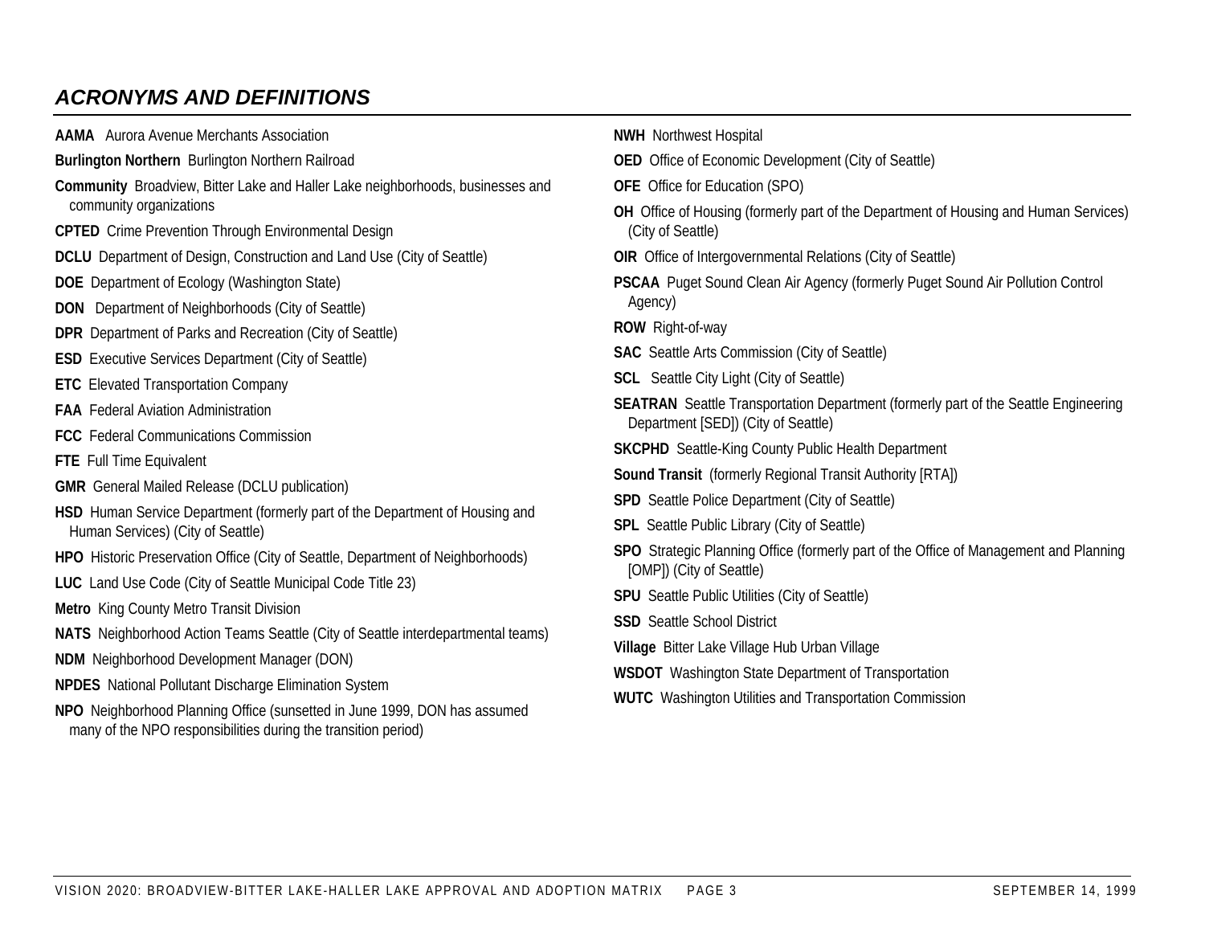## *ACRONYMS AND DEFINITIONS*

**AAMA** Aurora Avenue Merchants Association

**Burlington Northern** Burlington Northern Railroad

**Community** Broadview, Bitter Lake and Haller Lake neighborhoods, businesses and community organizations

**CPTED** Crime Prevention Through Environmental Design

**DCLU** Department of Design, Construction and Land Use (City of Seattle)

**DOE** Department of Ecology (Washington State)

**DON** Department of Neighborhoods (City of Seattle)

**DPR** Department of Parks and Recreation (City of Seattle)

**ESD** Executive Services Department (City of Seattle)

**ETC** Elevated Transportation Company

**FAA** Federal Aviation Administration

**FCC** Federal Communications Commission

**FTE** Full Time Equivalent

**GMR** General Mailed Release (DCLU publication)

**HSD** Human Service Department (formerly part of the Department of Housing and Human Services) (City of Seattle)

**HPO** Historic Preservation Office (City of Seattle, Department of Neighborhoods)

**LUC** Land Use Code (City of Seattle Municipal Code Title 23)

**Metro** King County Metro Transit Division

**NATS** Neighborhood Action Teams Seattle (City of Seattle interdepartmental teams)

**NDM** Neighborhood Development Manager (DON)

**NPDES** National Pollutant Discharge Elimination System

**NPO** Neighborhood Planning Office (sunsetted in June 1999, DON has assumed many of the NPO responsibilities during the transition period)

**NWH** Northwest Hospital

**OED** Office of Economic Development (City of Seattle)

**OFE** Office for Education (SPO)

**OH** Office of Housing (formerly part of the Department of Housing and Human Services) (City of Seattle)

**OIR** Office of Intergovernmental Relations (City of Seattle)

**PSCAA** Puget Sound Clean Air Agency (formerly Puget Sound Air Pollution Control Agency)

**ROW** Right-of-way

**SAC** Seattle Arts Commission (City of Seattle)

**SCL** Seattle City Light (City of Seattle)

**SEATRAN** Seattle Transportation Department (formerly part of the Seattle Engineering Department [SED]) (City of Seattle)

**SKCPHD** Seattle-King County Public Health Department

**Sound Transit** (formerly Regional Transit Authority [RTA])

**SPD** Seattle Police Department (City of Seattle)

**SPL** Seattle Public Library (City of Seattle)

**SPO** Strategic Planning Office (formerly part of the Office of Management and Planning [OMP]) (City of Seattle)

**SPU** Seattle Public Utilities (City of Seattle)

**SSD** Seattle School District

**Village** Bitter Lake Village Hub Urban Village

**WSDOT** Washington State Department of Transportation

**WUTC** Washington Utilities and Transportation Commission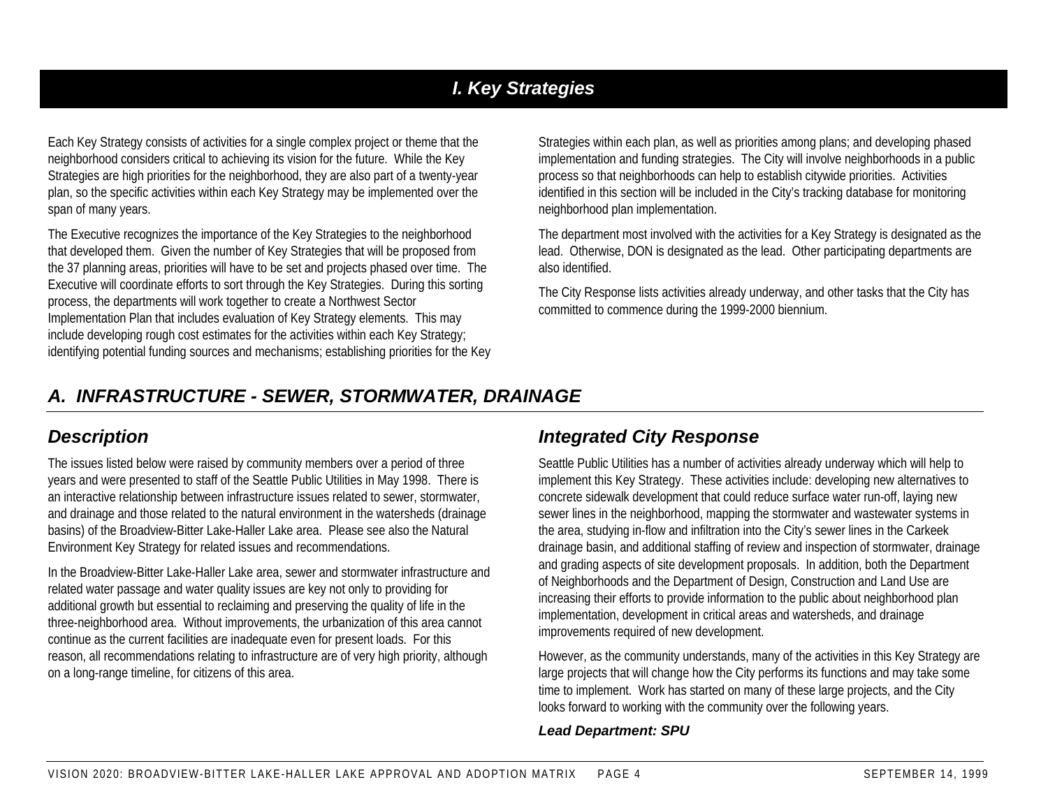# I. Key Strategies

Each Key Strategy consists of activities for a single complex project or theme that the neighborhood considers critical to achieving its vision for the future. While the Key Strategies are high priorities for the neighborhood, they are also part of a twenty-year plan, so the specific activities within each Key Strategy may be implemented over the span of many years.

The Executive recognizes the importance of the Key Strategies to the neighborhood that developed them. Given the number of Key Strategies that will be proposed from the 37 planning areas, priorities will have to be set and projects phased over time. The Executive will coordinate efforts to sort through the Key Strategies. During this sorting process, the departments will work together to create a Northwest Sector Implementation Plan that includes evaluation of Key Strategy elements. This may include developing rough cost estimates for the activities within each Key Strategy; identifying potential funding sources and mechanisms; establishing priorities for the Key Strategies within each plan, as well as priorities among plans; and developing phased implementation and funding strategies. The City will involve neighborhoods in a public process so that neighborhoods can help to establish citywide priorities. Activities identified in this section will be included in the City's tracking database for monitoring neighborhood plan implementation.

The department most involved with the activities for a Key Strategy is designated as the lead. Otherwise, DON is designated as the lead. Other participating departments are also identified.

The City Response lists activities already underway, and other tasks that the City has committed to commence during the 1999-2000 biennium.

## *A. INFRASTRUCTURE - SEWER, STORMWATER, DRAINAGE*

### *Description*

The issues listed below were raised by community members over a period of three years and were presented to staff of the Seattle Public Utilities in May 1998. There is an interactive relationship between infrastructure issues related to sewer, stormwater, and drainage and those related to the natural environment in the watersheds (drainage basins) of the Broadview-Bitter Lake-Haller Lake area. Please see also the Natural Environment Key Strategy for related issues and recommendations.

In the Broadview-Bitter Lake-Haller Lake area, sewer and stormwater infrastructure and related water passage and water quality issues are key not only to providing for additional growth but essential to reclaiming and preserving the quality of life in the three-neighborhood area. Without improvements, the urbanization of this area cannot continue as the current facilities are inadequate even for present loads. For this reason, all recommendations relating to infrastructure are of very high priority, although on a long-range timeline, for citizens of this area.

### *Integrated City Response*

Seattle Public Utilities has a number of activities already underway which will help to implement this Key Strategy. These activities include: developing new alternatives to concrete sidewalk development that could reduce surface water run-off, laying new sewer lines in the neighborhood, mapping the stormwater and wastewater systems in the area, studying in-flow and infiltration into the City's sewer lines in the Carkeek drainage basin, and additional staffing of review and inspection of stormwater, drainage and grading aspects of site development proposals. In addition, both the Department of Neighborhoods and the Department of Design, Construction and Land Use are increasing their efforts to provide information to the public about neighborhood plan implementation, development in critical areas and watersheds, and drainage improvements required of new development.

However, as the community understands, many of the activities in this Key Strategy are large projects that will change how the City performs its functions and may take some time to implement. Work has started on many of these large projects, and the City looks forward to working with the community over the following years.

***Lead Department: SPU***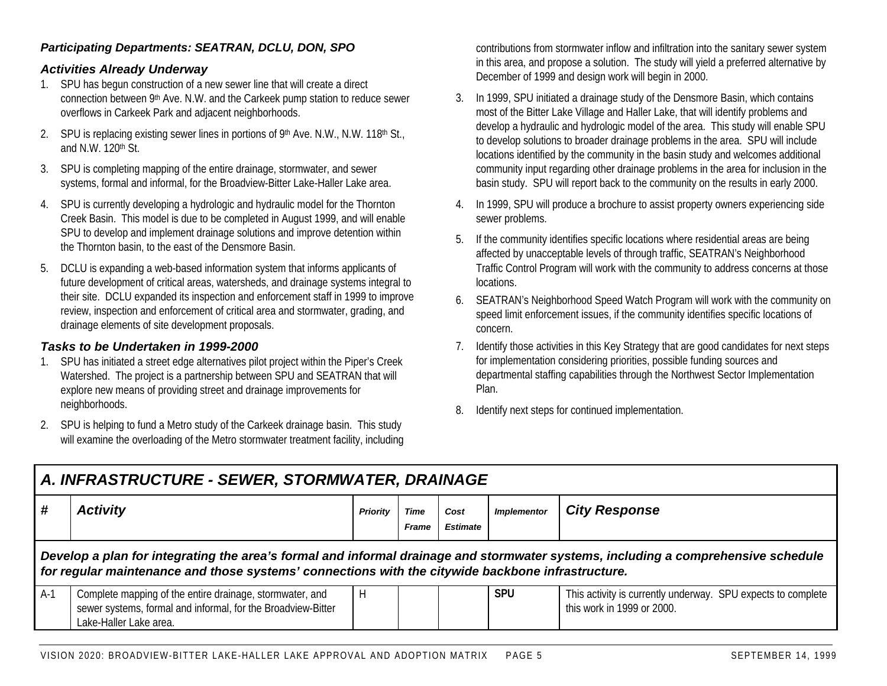***Participating Departments: SEATRAN, DCLU, DON, SPO***

### *Activities Already Underway*

1. SPU has begun construction of a new sewer line that will create a direct connection between 9th Ave. N.W. and the Carkeek pump station to reduce sewer overflows in Carkeek Park and adjacent neighborhoods.
2. SPU is replacing existing sewer lines in portions of 9th Ave. N.W., N.W. 118th St., and N.W. 120th St.
3. SPU is completing mapping of the entire drainage, stormwater, and sewer systems, formal and informal, for the Broadview-Bitter Lake-Haller Lake area.
4. SPU is currently developing a hydrologic and hydraulic model for the Thornton Creek Basin. This model is due to be completed in August 1999, and will enable SPU to develop and implement drainage solutions and improve detention within the Thornton basin, to the east of the Densmore Basin.
5. DCLU is expanding a web-based information system that informs applicants of future development of critical areas, watersheds, and drainage systems integral to their site. DCLU expanded its inspection and enforcement staff in 1999 to improve review, inspection and enforcement of critical area and stormwater, grading, and drainage elements of site development proposals.

### *Tasks to be Undertaken in 1999-2000*

1. SPU has initiated a street edge alternatives pilot project within the Piper's Creek Watershed. The project is a partnership between SPU and SEATRAN that will explore new means of providing street and drainage improvements for neighborhoods.
2. SPU is helping to fund a Metro study of the Carkeek drainage basin. This study will examine the overloading of the Metro stormwater treatment facility, including contributions from stormwater inflow and infiltration into the sanitary sewer system in this area, and propose a solution. The study will yield a preferred alternative by December of 1999 and design work will begin in 2000.
3. In 1999, SPU initiated a drainage study of the Densmore Basin, which contains most of the Bitter Lake Village and Haller Lake, that will identify problems and develop a hydraulic and hydrologic model of the area. This study will enable SPU to develop solutions to broader drainage problems in the area. SPU will include locations identified by the community in the basin study and welcomes additional community input regarding other drainage problems in the area for inclusion in the basin study. SPU will report back to the community on the results in early 2000.
4. In 1999, SPU will produce a brochure to assist property owners experiencing side sewer problems.
5. If the community identifies specific locations where residential areas are being affected by unacceptable levels of through traffic, SEATRAN's Neighborhood Traffic Control Program will work with the community to address concerns at those locations.
6. SEATRAN's Neighborhood Speed Watch Program will work with the community on speed limit enforcement issues, if the community identifies specific locations of concern.
7. Identify those activities in this Key Strategy that are good candidates for next steps for implementation considering priorities, possible funding sources and departmental staffing capabilities through the Northwest Sector Implementation Plan.
8. Identify next steps for continued implementation.

## *A. INFRASTRUCTURE - SEWER, STORMWATER, DRAINAGE*

| # | Activity | Priority | Time Frame | Cost Estimate | Implementor | City Response |
|---|---|---|---|---|---|---|
| ***Develop a plan for integrating the area's formal and informal drainage and stormwater systems, including a comprehensive schedule for regular maintenance and those systems' connections with the citywide backbone infrastructure.*** | | | | | | |
| A-1 | Complete mapping of the entire drainage, stormwater, and sewer systems, formal and informal, for the Broadview-Bitter Lake-Haller Lake area. | H | | | **SPU** | This activity is currently underway. SPU expects to complete this work in 1999 or 2000. |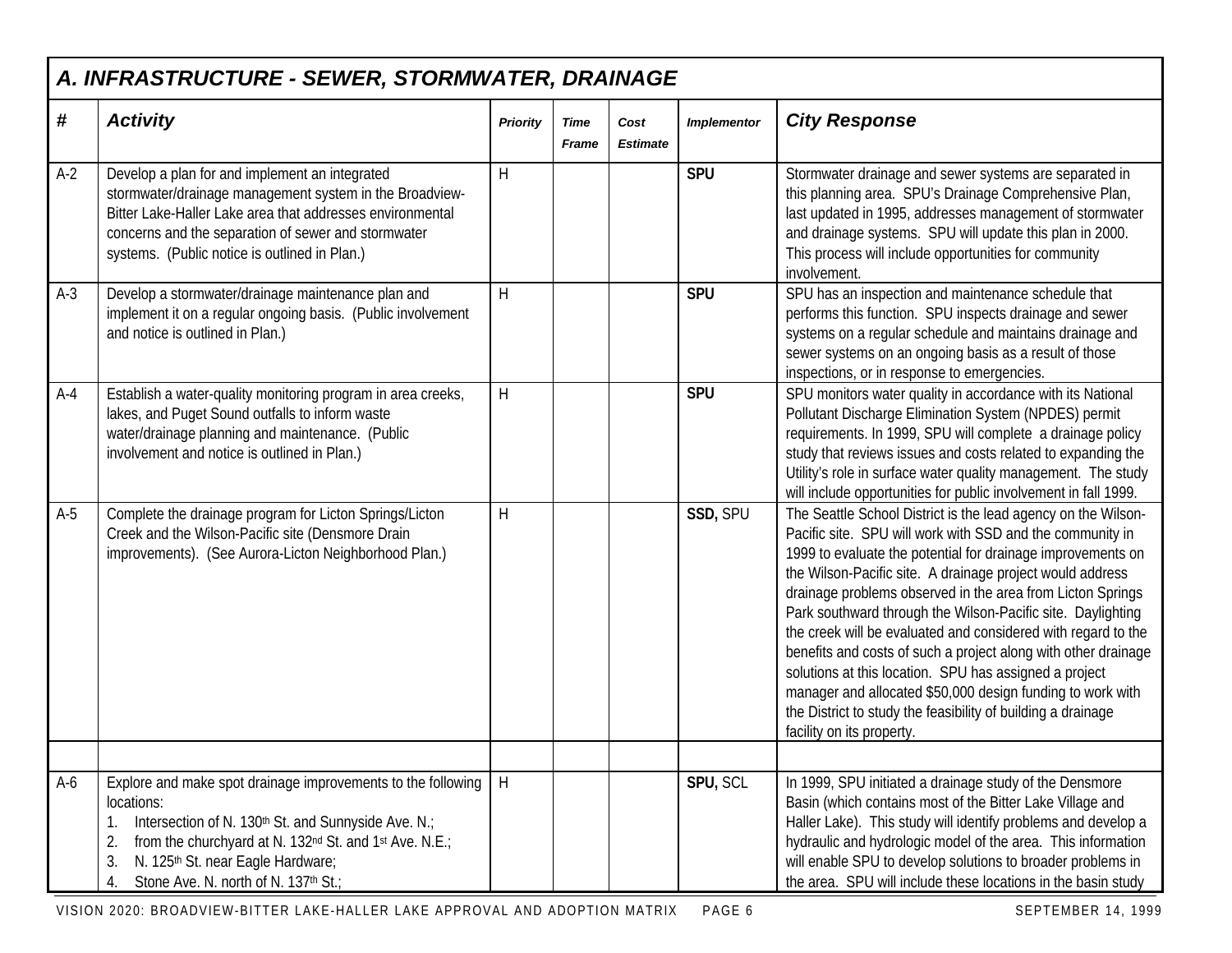## A. INFRASTRUCTURE - SEWER, STORMWATER, DRAINAGE

| # | Activity | Priority | Time Frame | Cost Estimate | Implementor | City Response |
|---|---|---|---|---|---|---|
| A-2 | Develop a plan for and implement an integrated stormwater/drainage management system in the Broadview-Bitter Lake-Haller Lake area that addresses environmental concerns and the separation of sewer and stormwater systems. (Public notice is outlined in Plan.) | H | | | **SPU** | Stormwater drainage and sewer systems are separated in this planning area. SPU's Drainage Comprehensive Plan, last updated in 1995, addresses management of stormwater and drainage systems. SPU will update this plan in 2000. This process will include opportunities for community involvement. |
| A-3 | Develop a stormwater/drainage maintenance plan and implement it on a regular ongoing basis. (Public involvement and notice is outlined in Plan.) | H | | | **SPU** | SPU has an inspection and maintenance schedule that performs this function. SPU inspects drainage and sewer systems on a regular schedule and maintains drainage and sewer systems on an ongoing basis as a result of those inspections, or in response to emergencies. |
| A-4 | Establish a water-quality monitoring program in area creeks, lakes, and Puget Sound outfalls to inform waste water/drainage planning and maintenance. (Public involvement and notice is outlined in Plan.) | H | | | **SPU** | SPU monitors water quality in accordance with its National Pollutant Discharge Elimination System (NPDES) permit requirements. In 1999, SPU will complete a drainage policy study that reviews issues and costs related to expanding the Utility's role in surface water quality management. The study will include opportunities for public involvement in fall 1999. |
| A-5 | Complete the drainage program for Licton Springs/Licton Creek and the Wilson-Pacific site (Densmore Drain improvements). (See Aurora-Licton Neighborhood Plan.) | H | | | **SSD,** SPU | The Seattle School District is the lead agency on the Wilson-Pacific site. SPU will work with SSD and the community in 1999 to evaluate the potential for drainage improvements on the Wilson-Pacific site. A drainage project would address drainage problems observed in the area from Licton Springs Park southward through the Wilson-Pacific site. Daylighting the creek will be evaluated and considered with regard to the benefits and costs of such a project along with other drainage solutions at this location. SPU has assigned a project manager and allocated $50,000 design funding to work with the District to study the feasibility of building a drainage facility on its property. |
| | | | | | | |
| A-6 | Explore and make spot drainage improvements to the following locations:<br>1. Intersection of N. 130th St. and Sunnyside Ave. N.;<br>2. from the churchyard at N. 132nd St. and 1st Ave. N.E.;<br>3. N. 125th St. near Eagle Hardware;<br>4. Stone Ave. N. north of N. 137th St.; | H | | | **SPU,** SCL | In 1999, SPU initiated a drainage study of the Densmore Basin (which contains most of the Bitter Lake Village and Haller Lake). This study will identify problems and develop a hydraulic and hydrologic model of the area. This information will enable SPU to develop solutions to broader problems in the area. SPU will include these locations in the basin study |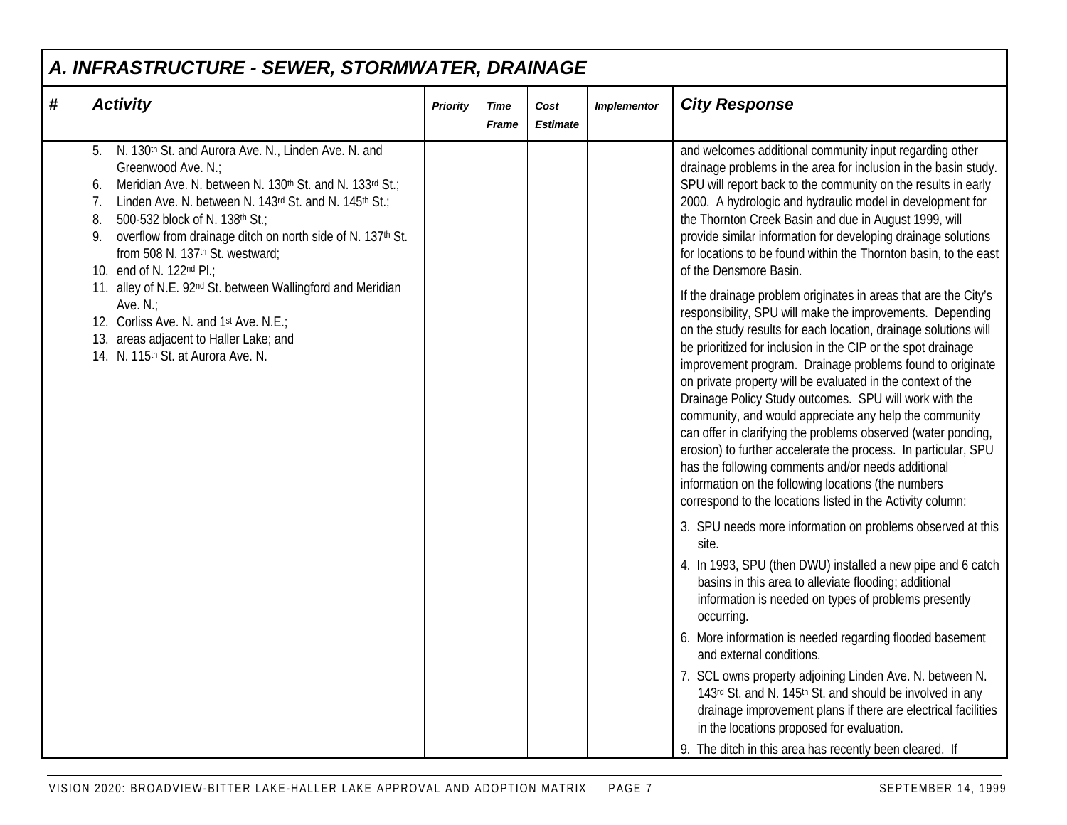## A. INFRASTRUCTURE - SEWER, STORMWATER, DRAINAGE

| # | Activity | Priority | Time Frame | Cost Estimate | Implementor | City Response |
|---|---|---|---|---|---|---|
| | 5. N. 130th St. and Aurora Ave. N., Linden Ave. N. and Greenwood Ave. N.;<br>6. Meridian Ave. N. between N. 130th St. and N. 133rd St.;<br>7. Linden Ave. N. between N. 143rd St. and N. 145th St.;<br>8. 500-532 block of N. 138th St.;<br>9. overflow from drainage ditch on north side of N. 137th St. from 508 N. 137th St. westward;<br>10. end of N. 122nd Pl.;<br>11. alley of N.E. 92nd St. between Wallingford and Meridian Ave. N.;<br>12. Corliss Ave. N. and 1st Ave. N.E.;<br>13. areas adjacent to Haller Lake; and<br>14. N. 115th St. at Aurora Ave. N. | | | | | and welcomes additional community input regarding other drainage problems in the area for inclusion in the basin study. SPU will report back to the community on the results in early 2000. A hydrologic and hydraulic model in development for the Thornton Creek Basin and due in August 1999, will provide similar information for developing drainage solutions for locations to be found within the Thornton basin, to the east of the Densmore Basin.<br><br>If the drainage problem originates in areas that are the City's responsibility, SPU will make the improvements. Depending on the study results for each location, drainage solutions will be prioritized for inclusion in the CIP or the spot drainage improvement program. Drainage problems found to originate on private property will be evaluated in the context of the Drainage Policy Study outcomes. SPU will work with the community, and would appreciate any help the community can offer in clarifying the problems observed (water ponding, erosion) to further accelerate the process. In particular, SPU has the following comments and/or needs additional information on the following locations (the numbers correspond to the locations listed in the Activity column:<br><br>3. SPU needs more information on problems observed at this site.<br>4. In 1993, SPU (then DWU) installed a new pipe and 6 catch basins in this area to alleviate flooding; additional information is needed on types of problems presently occurring.<br>6. More information is needed regarding flooded basement and external conditions.<br>7. SCL owns property adjoining Linden Ave. N. between N. 143rd St. and N. 145th St. and should be involved in any drainage improvement plans if there are electrical facilities in the locations proposed for evaluation.<br>9. The ditch in this area has recently been cleared. If |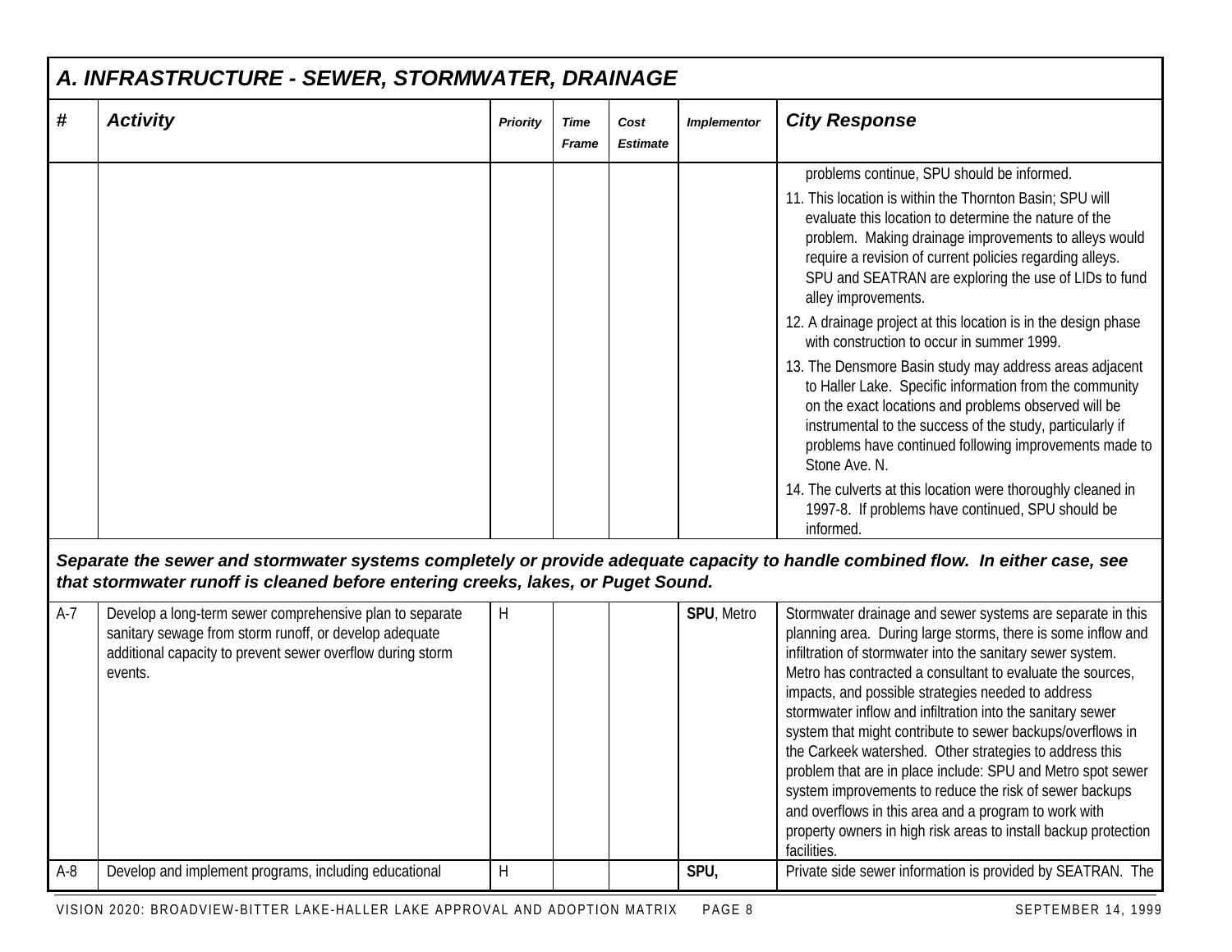## A. INFRASTRUCTURE - SEWER, STORMWATER, DRAINAGE

| # | Activity | Priority | Time Frame | Cost Estimate | Implementor | City Response |
|---|---|---|---|---|---|---|
| | | | | | | problems continue, SPU should be informed.<br>11. This location is within the Thornton Basin; SPU will evaluate this location to determine the nature of the problem. Making drainage improvements to alleys would require a revision of current policies regarding alleys. SPU and SEATRAN are exploring the use of LIDs to fund alley improvements.<br>12. A drainage project at this location is in the design phase with construction to occur in summer 1999.<br>13. The Densmore Basin study may address areas adjacent to Haller Lake. Specific information from the community on the exact locations and problems observed will be instrumental to the success of the study, particularly if problems have continued following improvements made to Stone Ave. N.<br>14. The culverts at this location were thoroughly cleaned in 1997-8. If problems have continued, SPU should be informed. |
| ***Separate the sewer and stormwater systems completely or provide adequate capacity to handle combined flow. In either case, see that stormwater runoff is cleaned before entering creeks, lakes, or Puget Sound.*** | | | | | | |
| A-7 | Develop a long-term sewer comprehensive plan to separate sanitary sewage from storm runoff, or develop adequate additional capacity to prevent sewer overflow during storm events. | H | | | **SPU**, Metro | Stormwater drainage and sewer systems are separate in this planning area. During large storms, there is some inflow and infiltration of stormwater into the sanitary sewer system. Metro has contracted a consultant to evaluate the sources, impacts, and possible strategies needed to address stormwater inflow and infiltration into the sanitary sewer system that might contribute to sewer backups/overflows in the Carkeek watershed. Other strategies to address this problem that are in place include: SPU and Metro spot sewer system improvements to reduce the risk of sewer backups and overflows in this area and a program to work with property owners in high risk areas to install backup protection facilities. |
| A-8 | Develop and implement programs, including educational | H | | | **SPU,** | Private side sewer information is provided by SEATRAN. The |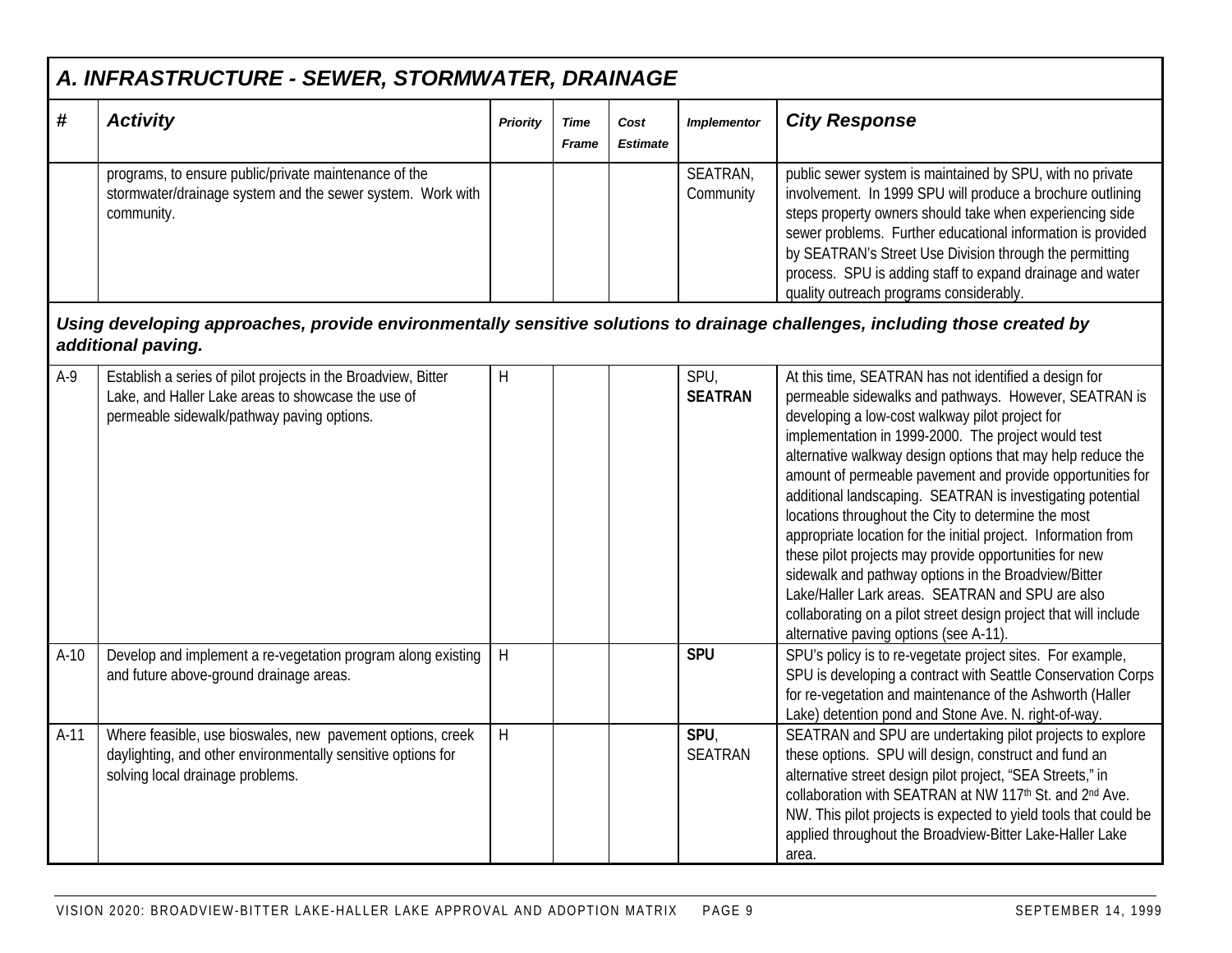## A. INFRASTRUCTURE - SEWER, STORMWATER, DRAINAGE

| # | Activity | Priority | Time Frame | Cost Estimate | Implementor | City Response |
|---|---|---|---|---|---|---|
| | programs, to ensure public/private maintenance of the stormwater/drainage system and the sewer system. Work with community. | | | | SEATRAN, Community | public sewer system is maintained by SPU, with no private involvement. In 1999 SPU will produce a brochure outlining steps property owners should take when experiencing side sewer problems. Further educational information is provided by SEATRAN's Street Use Division through the permitting process. SPU is adding staff to expand drainage and water quality outreach programs considerably. |
| ***Using developing approaches, provide environmentally sensitive solutions to drainage challenges, including those created by additional paving.*** | | | | | | |
| A-9 | Establish a series of pilot projects in the Broadview, Bitter Lake, and Haller Lake areas to showcase the use of permeable sidewalk/pathway paving options. | H | | | SPU, **SEATRAN** | At this time, SEATRAN has not identified a design for permeable sidewalks and pathways. However, SEATRAN is developing a low-cost walkway pilot project for implementation in 1999-2000. The project would test alternative walkway design options that may help reduce the amount of permeable pavement and provide opportunities for additional landscaping. SEATRAN is investigating potential locations throughout the City to determine the most appropriate location for the initial project. Information from these pilot projects may provide opportunities for new sidewalk and pathway options in the Broadview/Bitter Lake/Haller Lark areas. SEATRAN and SPU are also collaborating on a pilot street design project that will include alternative paving options (see A-11). |
| A-10 | Develop and implement a re-vegetation program along existing and future above-ground drainage areas. | H | | | **SPU** | SPU's policy is to re-vegetate project sites. For example, SPU is developing a contract with Seattle Conservation Corps for re-vegetation and maintenance of the Ashworth (Haller Lake) detention pond and Stone Ave. N. right-of-way. |
| A-11 | Where feasible, use bioswales, new pavement options, creek daylighting, and other environmentally sensitive options for solving local drainage problems. | H | | | **SPU**, SEATRAN | SEATRAN and SPU are undertaking pilot projects to explore these options. SPU will design, construct and fund an alternative street design pilot project, "SEA Streets," in collaboration with SEATRAN at NW 117th St. and 2nd Ave. NW. This pilot projects is expected to yield tools that could be applied throughout the Broadview-Bitter Lake-Haller Lake area. |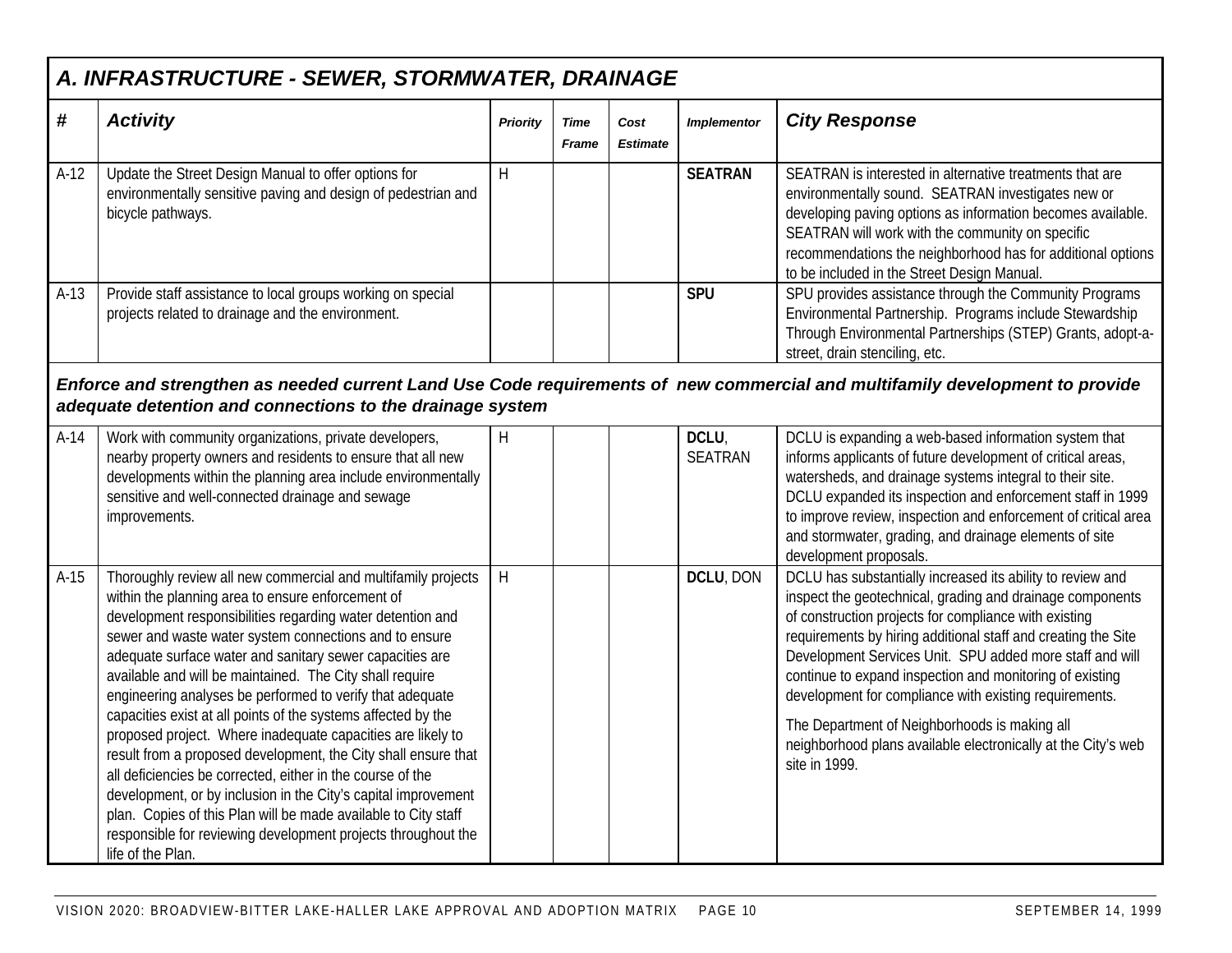## A. INFRASTRUCTURE - SEWER, STORMWATER, DRAINAGE

| # | Activity | Priority | Time Frame | Cost Estimate | Implementor | City Response |
|---|---|---|---|---|---|---|
| A-12 | Update the Street Design Manual to offer options for environmentally sensitive paving and design of pedestrian and bicycle pathways. | H | | | **SEATRAN** | SEATRAN is interested in alternative treatments that are environmentally sound. SEATRAN investigates new or developing paving options as information becomes available. SEATRAN will work with the community on specific recommendations the neighborhood has for additional options to be included in the Street Design Manual. |
| A-13 | Provide staff assistance to local groups working on special projects related to drainage and the environment. | | | | **SPU** | SPU provides assistance through the Community Programs Environmental Partnership. Programs include Stewardship Through Environmental Partnerships (STEP) Grants, adopt-a-street, drain stenciling, etc. |
| ***Enforce and strengthen as needed current Land Use Code requirements of new commercial and multifamily development to provide adequate detention and connections to the drainage system*** | | | | | | |
| A-14 | Work with community organizations, private developers, nearby property owners and residents to ensure that all new developments within the planning area include environmentally sensitive and well-connected drainage and sewage improvements. | H | | | **DCLU**, SEATRAN | DCLU is expanding a web-based information system that informs applicants of future development of critical areas, watersheds, and drainage systems integral to their site. DCLU expanded its inspection and enforcement staff in 1999 to improve review, inspection and enforcement of critical area and stormwater, grading, and drainage elements of site development proposals. |
| A-15 | Thoroughly review all new commercial and multifamily projects within the planning area to ensure enforcement of development responsibilities regarding water detention and sewer and waste water system connections and to ensure adequate surface water and sanitary sewer capacities are available and will be maintained. The City shall require engineering analyses be performed to verify that adequate capacities exist at all points of the systems affected by the proposed project. Where inadequate capacities are likely to result from a proposed development, the City shall ensure that all deficiencies be corrected, either in the course of the development, or by inclusion in the City's capital improvement plan. Copies of this Plan will be made available to City staff responsible for reviewing development projects throughout the life of the Plan. | H | | | **DCLU**, DON | DCLU has substantially increased its ability to review and inspect the geotechnical, grading and drainage components of construction projects for compliance with existing requirements by hiring additional staff and creating the Site Development Services Unit. SPU added more staff and will continue to expand inspection and monitoring of existing development for compliance with existing requirements.<br><br>The Department of Neighborhoods is making all neighborhood plans available electronically at the City's web site in 1999. |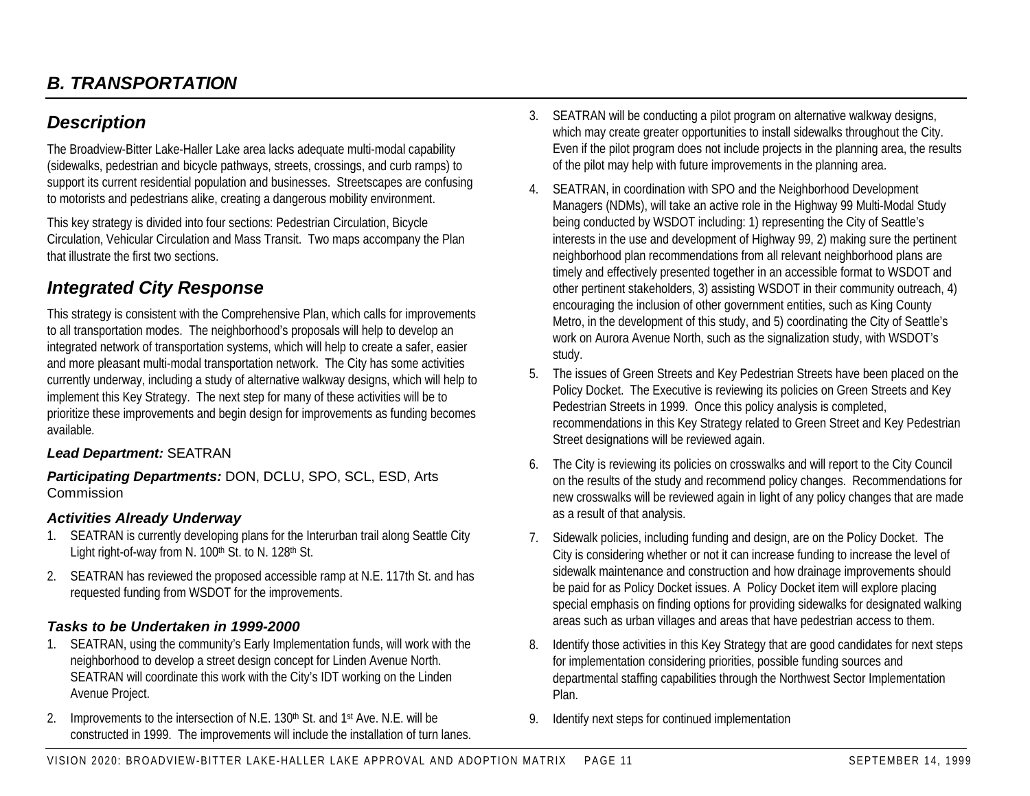## *B. TRANSPORTATION*

## *Description*

The Broadview-Bitter Lake-Haller Lake area lacks adequate multi-modal capability (sidewalks, pedestrian and bicycle pathways, streets, crossings, and curb ramps) to support its current residential population and businesses. Streetscapes are confusing to motorists and pedestrians alike, creating a dangerous mobility environment.

This key strategy is divided into four sections: Pedestrian Circulation, Bicycle Circulation, Vehicular Circulation and Mass Transit. Two maps accompany the Plan that illustrate the first two sections.

## *Integrated City Response*

This strategy is consistent with the Comprehensive Plan, which calls for improvements to all transportation modes. The neighborhood's proposals will help to develop an integrated network of transportation systems, which will help to create a safer, easier and more pleasant multi-modal transportation network. The City has some activities currently underway, including a study of alternative walkway designs, which will help to implement this Key Strategy. The next step for many of these activities will be to prioritize these improvements and begin design for improvements as funding becomes available.

***Lead Department:*** SEATRAN

***Participating Departments:*** DON, DCLU, SPO, SCL, ESD, Arts Commission

### *Activities Already Underway*

1. SEATRAN is currently developing plans for the Interurban trail along Seattle City Light right-of-way from N. 100th St. to N. 128th St.
2. SEATRAN has reviewed the proposed accessible ramp at N.E. 117th St. and has requested funding from WSDOT for the improvements.

### *Tasks to be Undertaken in 1999-2000*

1. SEATRAN, using the community's Early Implementation funds, will work with the neighborhood to develop a street design concept for Linden Avenue North. SEATRAN will coordinate this work with the City's IDT working on the Linden Avenue Project.
2. Improvements to the intersection of N.E. 130th St. and 1st Ave. N.E. will be constructed in 1999. The improvements will include the installation of turn lanes.
3. SEATRAN will be conducting a pilot program on alternative walkway designs, which may create greater opportunities to install sidewalks throughout the City. Even if the pilot program does not include projects in the planning area, the results of the pilot may help with future improvements in the planning area.
4. SEATRAN, in coordination with SPO and the Neighborhood Development Managers (NDMs), will take an active role in the Highway 99 Multi-Modal Study being conducted by WSDOT including: 1) representing the City of Seattle's interests in the use and development of Highway 99, 2) making sure the pertinent neighborhood plan recommendations from all relevant neighborhood plans are timely and effectively presented together in an accessible format to WSDOT and other pertinent stakeholders, 3) assisting WSDOT in their community outreach, 4) encouraging the inclusion of other government entities, such as King County Metro, in the development of this study, and 5) coordinating the City of Seattle's work on Aurora Avenue North, such as the signalization study, with WSDOT's study.
5. The issues of Green Streets and Key Pedestrian Streets have been placed on the Policy Docket. The Executive is reviewing its policies on Green Streets and Key Pedestrian Streets in 1999. Once this policy analysis is completed, recommendations in this Key Strategy related to Green Street and Key Pedestrian Street designations will be reviewed again.
6. The City is reviewing its policies on crosswalks and will report to the City Council on the results of the study and recommend policy changes. Recommendations for new crosswalks will be reviewed again in light of any policy changes that are made as a result of that analysis.
7. Sidewalk policies, including funding and design, are on the Policy Docket. The City is considering whether or not it can increase funding to increase the level of sidewalk maintenance and construction and how drainage improvements should be paid for as Policy Docket issues. A Policy Docket item will explore placing special emphasis on finding options for providing sidewalks for designated walking areas such as urban villages and areas that have pedestrian access to them.
8. Identify those activities in this Key Strategy that are good candidates for next steps for implementation considering priorities, possible funding sources and departmental staffing capabilities through the Northwest Sector Implementation Plan.
9. Identify next steps for continued implementation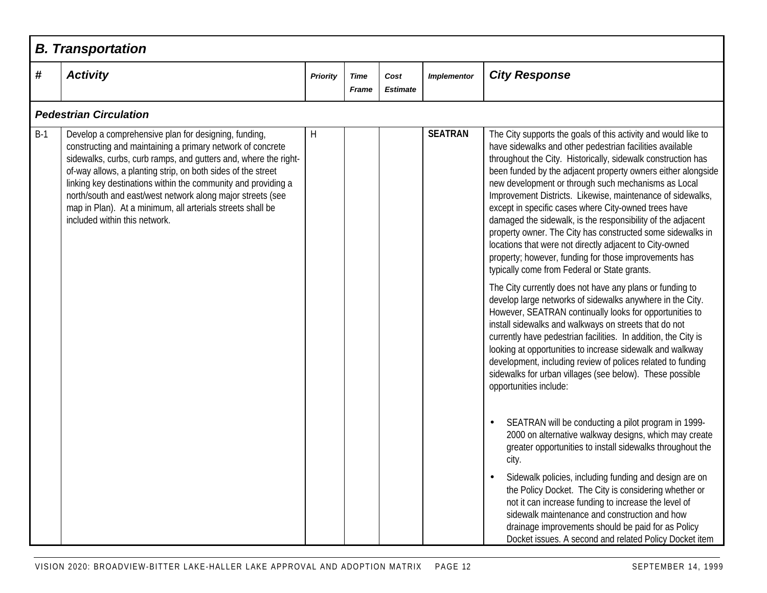## B. Transportation

| # | Activity | Priority | Time Frame | Cost Estimate | Implementor | City Response |
|---|---|---|---|---|---|---|
| ***Pedestrian Circulation*** | | | | | | |
| B-1 | Develop a comprehensive plan for designing, funding, constructing and maintaining a primary network of concrete sidewalks, curbs, curb ramps, and gutters and, where the right-of-way allows, a planting strip, on both sides of the street linking key destinations within the community and providing a north/south and east/west network along major streets (see map in Plan). At a minimum, all arterials streets shall be included within this network. | H | | | **SEATRAN** | The City supports the goals of this activity and would like to have sidewalks and other pedestrian facilities available throughout the City. Historically, sidewalk construction has been funded by the adjacent property owners either alongside new development or through such mechanisms as Local Improvement Districts. Likewise, maintenance of sidewalks, except in specific cases where City-owned trees have damaged the sidewalk, is the responsibility of the adjacent property owner. The City has constructed some sidewalks in locations that were not directly adjacent to City-owned property; however, funding for those improvements has typically come from Federal or State grants.<br><br>The City currently does not have any plans or funding to develop large networks of sidewalks anywhere in the City. However, SEATRAN continually looks for opportunities to install sidewalks and walkways on streets that do not currently have pedestrian facilities. In addition, the City is looking at opportunities to increase sidewalk and walkway development, including review of polices related to funding sidewalks for urban villages (see below). These possible opportunities include:<br><br>• SEATRAN will be conducting a pilot program in 1999-2000 on alternative walkway designs, which may create greater opportunities to install sidewalks throughout the city.<br><br>• Sidewalk policies, including funding and design are on the Policy Docket. The City is considering whether or not it can increase funding to increase the level of sidewalk maintenance and construction and how drainage improvements should be paid for as Policy Docket issues. A second and related Policy Docket item |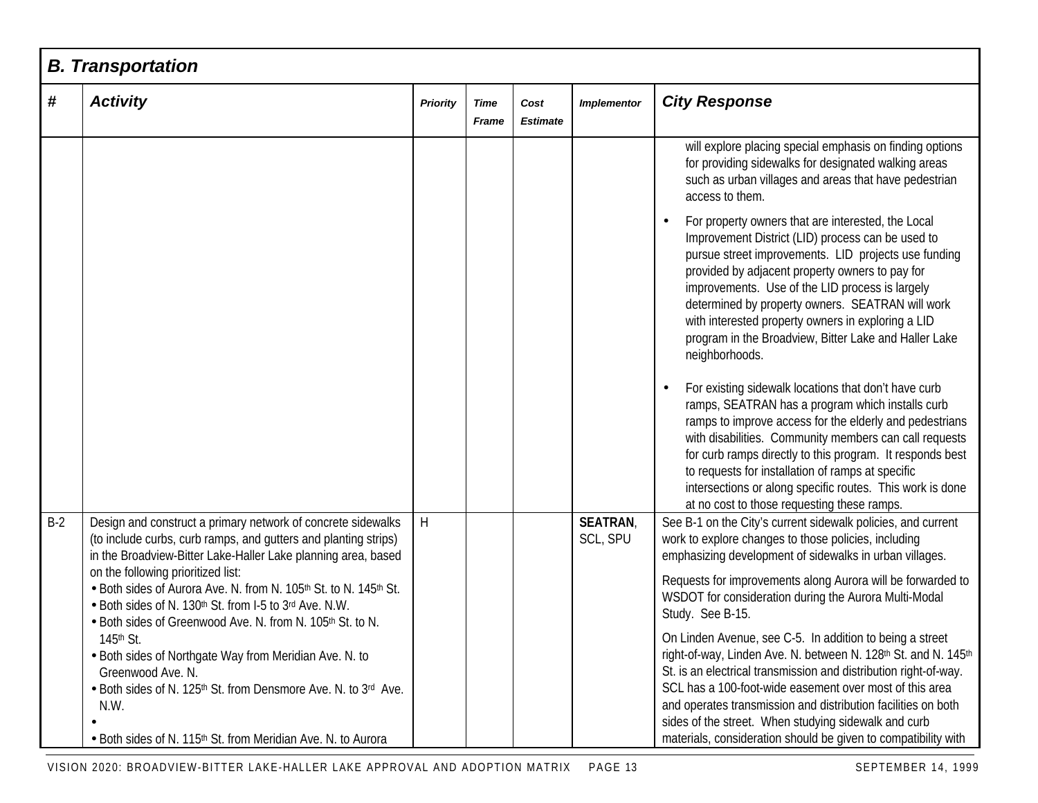## B. Transportation

| # | Activity | Priority | Time Frame | Cost Estimate | Implementor | City Response |
|---|---|---|---|---|---|---|
| | | | | | | will explore placing special emphasis on finding options for providing sidewalks for designated walking areas such as urban villages and areas that have pedestrian access to them.<br>• For property owners that are interested, the Local Improvement District (LID) process can be used to pursue street improvements. LID projects use funding provided by adjacent property owners to pay for improvements. Use of the LID process is largely determined by property owners. SEATRAN will work with interested property owners in exploring a LID program in the Broadview, Bitter Lake and Haller Lake neighborhoods.<br>• For existing sidewalk locations that don't have curb ramps, SEATRAN has a program which installs curb ramps to improve access for the elderly and pedestrians with disabilities. Community members can call requests for curb ramps directly to this program. It responds best to requests for installation of ramps at specific intersections or along specific routes. This work is done at no cost to those requesting these ramps. |
| B-2 | Design and construct a primary network of concrete sidewalks (to include curbs, curb ramps, and gutters and planting strips) in the Broadview-Bitter Lake-Haller Lake planning area, based on the following prioritized list:<br>• Both sides of Aurora Ave. N. from N. 105th St. to N. 145th St.<br>• Both sides of N. 130th St. from I-5 to 3rd Ave. N.W.<br>• Both sides of Greenwood Ave. N. from N. 105th St. to N. 145th St.<br>• Both sides of Northgate Way from Meridian Ave. N. to Greenwood Ave. N.<br>• Both sides of N. 125th St. from Densmore Ave. N. to 3rd Ave. N.W.<br>•<br>• Both sides of N. 115th St. from Meridian Ave. N. to Aurora | H | | | **SEATRAN**, SCL, SPU | See B-1 on the City's current sidewalk policies, and current work to explore changes to those policies, including emphasizing development of sidewalks in urban villages.<br>Requests for improvements along Aurora will be forwarded to WSDOT for consideration during the Aurora Multi-Modal Study. See B-15.<br>On Linden Avenue, see C-5. In addition to being a street right-of-way, Linden Ave. N. between N. 128th St. and N. 145th St. is an electrical transmission and distribution right-of-way. SCL has a 100-foot-wide easement over most of this area and operates transmission and distribution facilities on both sides of the street. When studying sidewalk and curb materials, consideration should be given to compatibility with |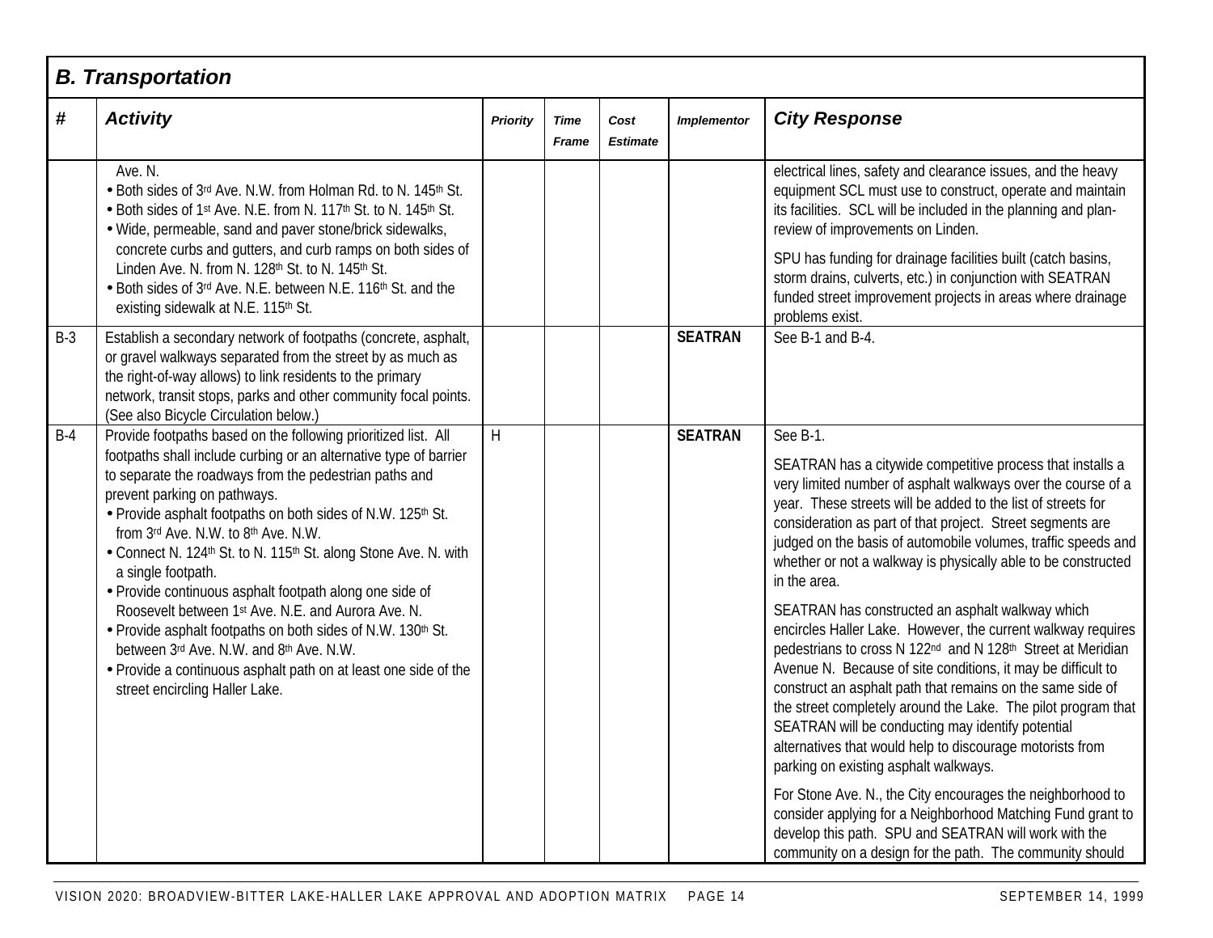## B. Transportation

| # | Activity | Priority | Time Frame | Cost Estimate | Implementor | City Response |
|---|---|---|---|---|---|---|
| | Ave. N.<br>• Both sides of 3rd Ave. N.W. from Holman Rd. to N. 145th St.<br>• Both sides of 1st Ave. N.E. from N. 117th St. to N. 145th St.<br>• Wide, permeable, sand and paver stone/brick sidewalks, concrete curbs and gutters, and curb ramps on both sides of Linden Ave. N. from N. 128th St. to N. 145th St.<br>• Both sides of 3rd Ave. N.E. between N.E. 116th St. and the existing sidewalk at N.E. 115th St. | | | | | electrical lines, safety and clearance issues, and the heavy equipment SCL must use to construct, operate and maintain its facilities. SCL will be included in the planning and plan-review of improvements on Linden.<br><br>SPU has funding for drainage facilities built (catch basins, storm drains, culverts, etc.) in conjunction with SEATRAN funded street improvement projects in areas where drainage problems exist. |
| B-3 | Establish a secondary network of footpaths (concrete, asphalt, or gravel walkways separated from the street by as much as the right-of-way allows) to link residents to the primary network, transit stops, parks and other community focal points. (See also Bicycle Circulation below.) | | | | **SEATRAN** | See B-1 and B-4. |
| B-4 | Provide footpaths based on the following prioritized list. All footpaths shall include curbing or an alternative type of barrier to separate the roadways from the pedestrian paths and prevent parking on pathways.<br>• Provide asphalt footpaths on both sides of N.W. 125th St. from 3rd Ave. N.W. to 8th Ave. N.W.<br>• Connect N. 124th St. to N. 115th St. along Stone Ave. N. with a single footpath.<br>• Provide continuous asphalt footpath along one side of Roosevelt between 1st Ave. N.E. and Aurora Ave. N.<br>• Provide asphalt footpaths on both sides of N.W. 130th St. between 3rd Ave. N.W. and 8th Ave. N.W.<br>• Provide a continuous asphalt path on at least one side of the street encircling Haller Lake. | H | | | **SEATRAN** | See B-1.<br><br>SEATRAN has a citywide competitive process that installs a very limited number of asphalt walkways over the course of a year. These streets will be added to the list of streets for consideration as part of that project. Street segments are judged on the basis of automobile volumes, traffic speeds and whether or not a walkway is physically able to be constructed in the area.<br><br>SEATRAN has constructed an asphalt walkway which encircles Haller Lake. However, the current walkway requires pedestrians to cross N 122nd and N 128th Street at Meridian Avenue N. Because of site conditions, it may be difficult to construct an asphalt path that remains on the same side of the street completely around the Lake. The pilot program that SEATRAN will be conducting may identify potential alternatives that would help to discourage motorists from parking on existing asphalt walkways.<br><br>For Stone Ave. N., the City encourages the neighborhood to consider applying for a Neighborhood Matching Fund grant to develop this path. SPU and SEATRAN will work with the community on a design for the path. The community should |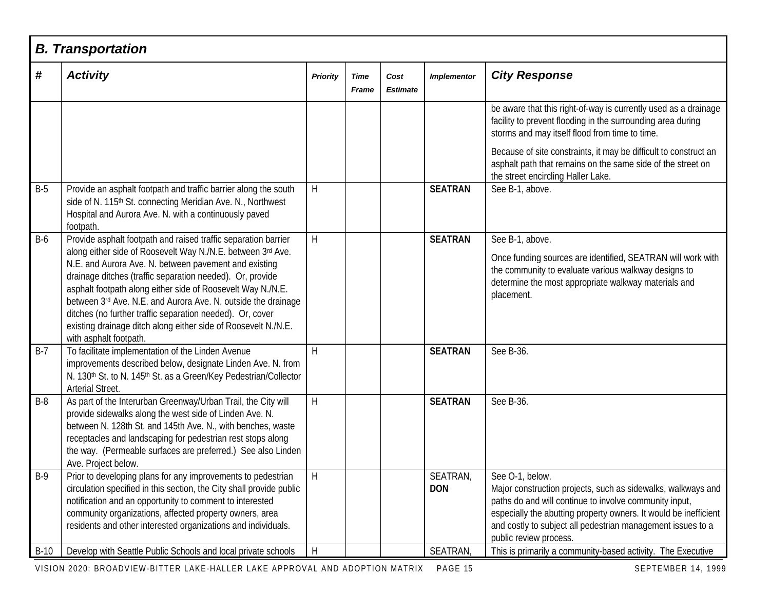## B. Transportation

| # | Activity | Priority | Time Frame | Cost Estimate | Implementor | City Response |
|---|---|---|---|---|---|---|
| | | | | | | be aware that this right-of-way is currently used as a drainage facility to prevent flooding in the surrounding area during storms and may itself flood from time to time. Because of site constraints, it may be difficult to construct an asphalt path that remains on the same side of the street on the street encircling Haller Lake. |
| B-5 | Provide an asphalt footpath and traffic barrier along the south side of N. 115th St. connecting Meridian Ave. N., Northwest Hospital and Aurora Ave. N. with a continuously paved footpath. | H | | | **SEATRAN** | See B-1, above. |
| B-6 | Provide asphalt footpath and raised traffic separation barrier along either side of Roosevelt Way N./N.E. between 3rd Ave. N.E. and Aurora Ave. N. between pavement and existing drainage ditches (traffic separation needed). Or, provide asphalt footpath along either side of Roosevelt Way N./N.E. between 3rd Ave. N.E. and Aurora Ave. N. outside the drainage ditches (no further traffic separation needed). Or, cover existing drainage ditch along either side of Roosevelt N./N.E. with asphalt footpath. | H | | | **SEATRAN** | See B-1, above. Once funding sources are identified, SEATRAN will work with the community to evaluate various walkway designs to determine the most appropriate walkway materials and placement. |
| B-7 | To facilitate implementation of the Linden Avenue improvements described below, designate Linden Ave. N. from N. 130th St. to N. 145th St. as a Green/Key Pedestrian/Collector Arterial Street. | H | | | **SEATRAN** | See B-36. |
| B-8 | As part of the Interurban Greenway/Urban Trail, the City will provide sidewalks along the west side of Linden Ave. N. between N. 128th St. and 145th Ave. N., with benches, waste receptacles and landscaping for pedestrian rest stops along the way. (Permeable surfaces are preferred.) See also Linden Ave. Project below. | H | | | **SEATRAN** | See B-36. |
| B-9 | Prior to developing plans for any improvements to pedestrian circulation specified in this section, the City shall provide public notification and an opportunity to comment to interested community organizations, affected property owners, area residents and other interested organizations and individuals. | H | | | SEATRAN, **DON** | See O-1, below. Major construction projects, such as sidewalks, walkways and paths do and will continue to involve community input, especially the abutting property owners. It would be inefficient and costly to subject all pedestrian management issues to a public review process. |
| B-10 | Develop with Seattle Public Schools and local private schools | H | | | SEATRAN, | This is primarily a community-based activity. The Executive |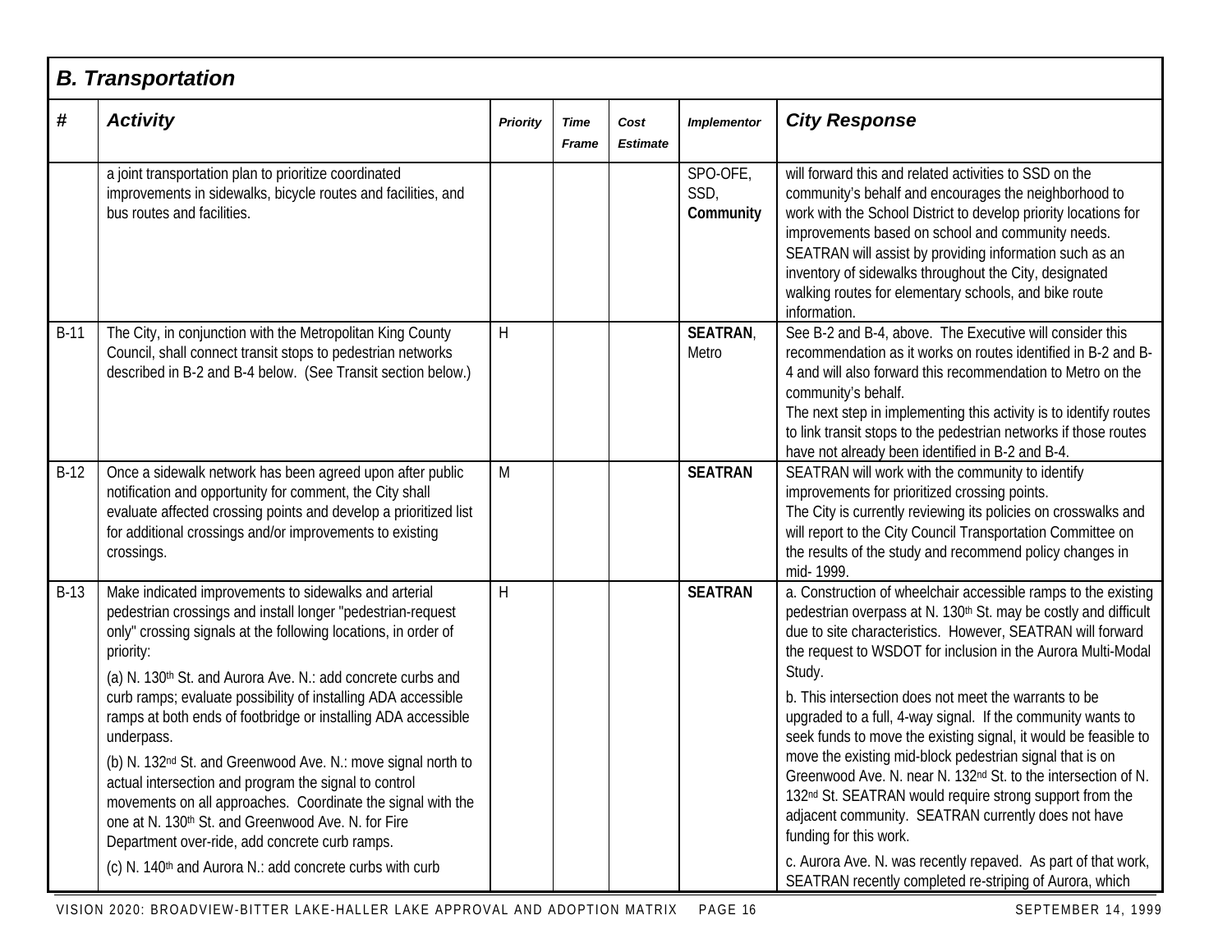## B. Transportation

| # | Activity | Priority | Time Frame | Cost Estimate | Implementor | City Response |
|---|---|---|---|---|---|---|
| | a joint transportation plan to prioritize coordinated improvements in sidewalks, bicycle routes and facilities, and bus routes and facilities. | | | | SPO-OFE, SSD, **Community** | will forward this and related activities to SSD on the community's behalf and encourages the neighborhood to work with the School District to develop priority locations for improvements based on school and community needs. SEATRAN will assist by providing information such as an inventory of sidewalks throughout the City, designated walking routes for elementary schools, and bike route information. |
| B-11 | The City, in conjunction with the Metropolitan King County Council, shall connect transit stops to pedestrian networks described in B-2 and B-4 below. (See Transit section below.) | H | | | **SEATRAN**, Metro | See B-2 and B-4, above. The Executive will consider this recommendation as it works on routes identified in B-2 and B-4 and will also forward this recommendation to Metro on the community's behalf.<br>The next step in implementing this activity is to identify routes to link transit stops to the pedestrian networks if those routes have not already been identified in B-2 and B-4. |
| B-12 | Once a sidewalk network has been agreed upon after public notification and opportunity for comment, the City shall evaluate affected crossing points and develop a prioritized list for additional crossings and/or improvements to existing crossings. | M | | | **SEATRAN** | SEATRAN will work with the community to identify improvements for prioritized crossing points.<br>The City is currently reviewing its policies on crosswalks and will report to the City Council Transportation Committee on the results of the study and recommend policy changes in mid- 1999. |
| B-13 | Make indicated improvements to sidewalks and arterial pedestrian crossings and install longer "pedestrian-request only" crossing signals at the following locations, in order of priority:<br>(a) N. 130th St. and Aurora Ave. N.: add concrete curbs and curb ramps; evaluate possibility of installing ADA accessible ramps at both ends of footbridge or installing ADA accessible underpass.<br>(b) N. 132nd St. and Greenwood Ave. N.: move signal north to actual intersection and program the signal to control movements on all approaches. Coordinate the signal with the one at N. 130th St. and Greenwood Ave. N. for Fire Department over-ride, add concrete curb ramps.<br>(c) N. 140th and Aurora N.: add concrete curbs with curb | H | | | **SEATRAN** | a. Construction of wheelchair accessible ramps to the existing pedestrian overpass at N. 130th St. may be costly and difficult due to site characteristics. However, SEATRAN will forward the request to WSDOT for inclusion in the Aurora Multi-Modal Study.<br>b. This intersection does not meet the warrants to be upgraded to a full, 4-way signal. If the community wants to seek funds to move the existing signal, it would be feasible to move the existing mid-block pedestrian signal that is on Greenwood Ave. N. near N. 132nd St. to the intersection of N. 132nd St. SEATRAN would require strong support from the adjacent community. SEATRAN currently does not have funding for this work.<br>c. Aurora Ave. N. was recently repaved. As part of that work, SEATRAN recently completed re-striping of Aurora, which |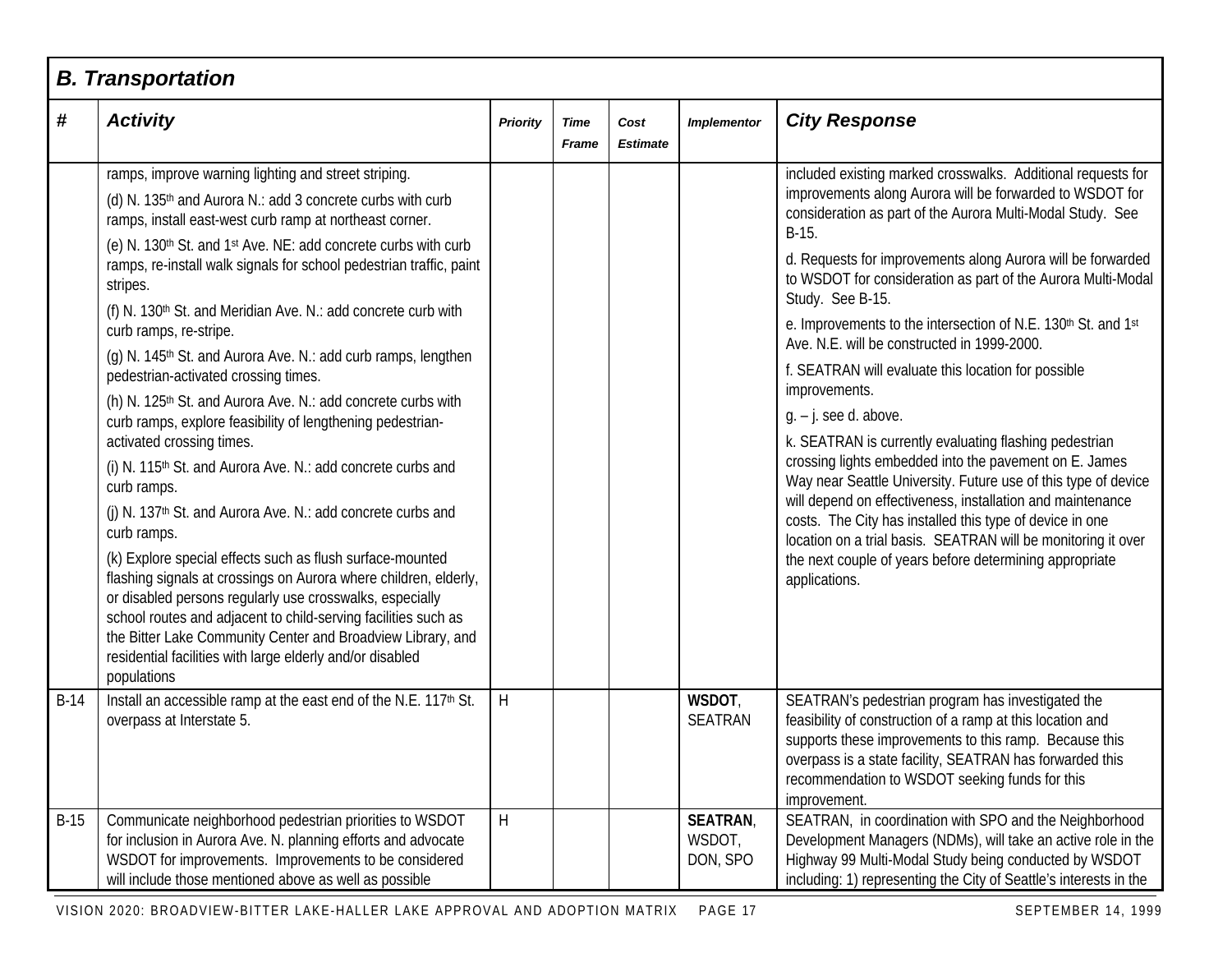## B. Transportation

| # | Activity | Priority | Time Frame | Cost Estimate | Implementor | City Response |
|---|---|---|---|---|---|---|
| | ramps, improve warning lighting and street striping.<br>(d) N. 135th and Aurora N.: add 3 concrete curbs with curb ramps, install east-west curb ramp at northeast corner.<br>(e) N. 130th St. and 1st Ave. NE: add concrete curbs with curb ramps, re-install walk signals for school pedestrian traffic, paint stripes.<br>(f) N. 130th St. and Meridian Ave. N.: add concrete curb with curb ramps, re-stripe.<br>(g) N. 145th St. and Aurora Ave. N.: add curb ramps, lengthen pedestrian-activated crossing times.<br>(h) N. 125th St. and Aurora Ave. N.: add concrete curbs with curb ramps, explore feasibility of lengthening pedestrian-activated crossing times.<br>(i) N. 115th St. and Aurora Ave. N.: add concrete curbs and curb ramps.<br>(j) N. 137th St. and Aurora Ave. N.: add concrete curbs and curb ramps.<br>(k) Explore special effects such as flush surface-mounted flashing signals at crossings on Aurora where children, elderly, or disabled persons regularly use crosswalks, especially school routes and adjacent to child-serving facilities such as the Bitter Lake Community Center and Broadview Library, and residential facilities with large elderly and/or disabled populations | | | | | included existing marked crosswalks. Additional requests for improvements along Aurora will be forwarded to WSDOT for consideration as part of the Aurora Multi-Modal Study. See B-15.<br>d. Requests for improvements along Aurora will be forwarded to WSDOT for consideration as part of the Aurora Multi-Modal Study. See B-15.<br>e. Improvements to the intersection of N.E. 130th St. and 1st Ave. N.E. will be constructed in 1999-2000.<br>f. SEATRAN will evaluate this location for possible improvements.<br>g. – j. see d. above.<br>k. SEATRAN is currently evaluating flashing pedestrian crossing lights embedded into the pavement on E. James Way near Seattle University. Future use of this type of device will depend on effectiveness, installation and maintenance costs. The City has installed this type of device in one location on a trial basis. SEATRAN will be monitoring it over the next couple of years before determining appropriate applications. |
| B-14 | Install an accessible ramp at the east end of the N.E. 117th St. overpass at Interstate 5. | H | | | **WSDOT**, SEATRAN | SEATRAN's pedestrian program has investigated the feasibility of construction of a ramp at this location and supports these improvements to this ramp. Because this overpass is a state facility, SEATRAN has forwarded this recommendation to WSDOT seeking funds for this improvement. |
| B-15 | Communicate neighborhood pedestrian priorities to WSDOT for inclusion in Aurora Ave. N. planning efforts and advocate WSDOT for improvements. Improvements to be considered will include those mentioned above as well as possible | H | | | **SEATRAN**, WSDOT, DON, SPO | SEATRAN, in coordination with SPO and the Neighborhood Development Managers (NDMs), will take an active role in the Highway 99 Multi-Modal Study being conducted by WSDOT including: 1) representing the City of Seattle's interests in the |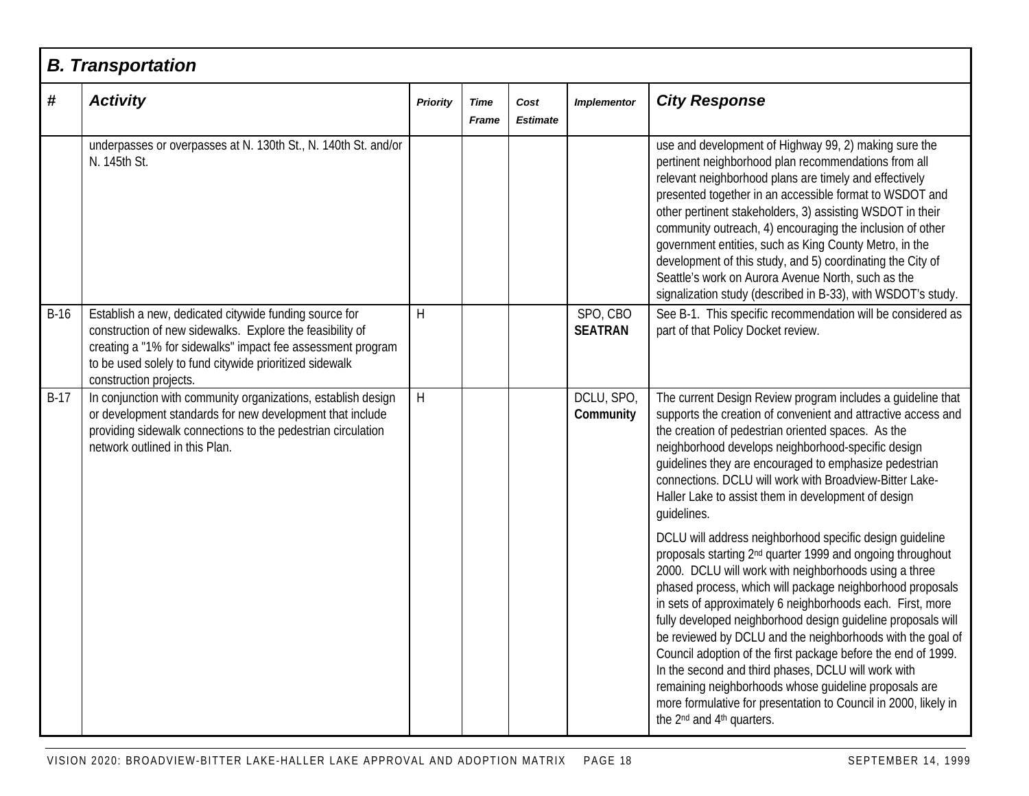## B. Transportation

| # | Activity | Priority | Time Frame | Cost Estimate | Implementor | City Response |
|---|---|---|---|---|---|---|
| | underpasses or overpasses at N. 130th St., N. 140th St. and/or N. 145th St. | | | | | use and development of Highway 99, 2) making sure the pertinent neighborhood plan recommendations from all relevant neighborhood plans are timely and effectively presented together in an accessible format to WSDOT and other pertinent stakeholders, 3) assisting WSDOT in their community outreach, 4) encouraging the inclusion of other government entities, such as King County Metro, in the development of this study, and 5) coordinating the City of Seattle's work on Aurora Avenue North, such as the signalization study (described in B-33), with WSDOT's study. |
| B-16 | Establish a new, dedicated citywide funding source for construction of new sidewalks. Explore the feasibility of creating a "1% for sidewalks" impact fee assessment program to be used solely to fund citywide prioritized sidewalk construction projects. | H | | | SPO, CBO **SEATRAN** | See B-1. This specific recommendation will be considered as part of that Policy Docket review. |
| B-17 | In conjunction with community organizations, establish design or development standards for new development that include providing sidewalk connections to the pedestrian circulation network outlined in this Plan. | H | | | DCLU, SPO, **Community** | The current Design Review program includes a guideline that supports the creation of convenient and attractive access and the creation of pedestrian oriented spaces. As the neighborhood develops neighborhood-specific design guidelines they are encouraged to emphasize pedestrian connections. DCLU will work with Broadview-Bitter Lake-Haller Lake to assist them in development of design guidelines.<br><br>DCLU will address neighborhood specific design guideline proposals starting 2nd quarter 1999 and ongoing throughout 2000. DCLU will work with neighborhoods using a three phased process, which will package neighborhood proposals in sets of approximately 6 neighborhoods each. First, more fully developed neighborhood design guideline proposals will be reviewed by DCLU and the neighborhoods with the goal of Council adoption of the first package before the end of 1999. In the second and third phases, DCLU will work with remaining neighborhoods whose guideline proposals are more formulative for presentation to Council in 2000, likely in the 2nd and 4th quarters. |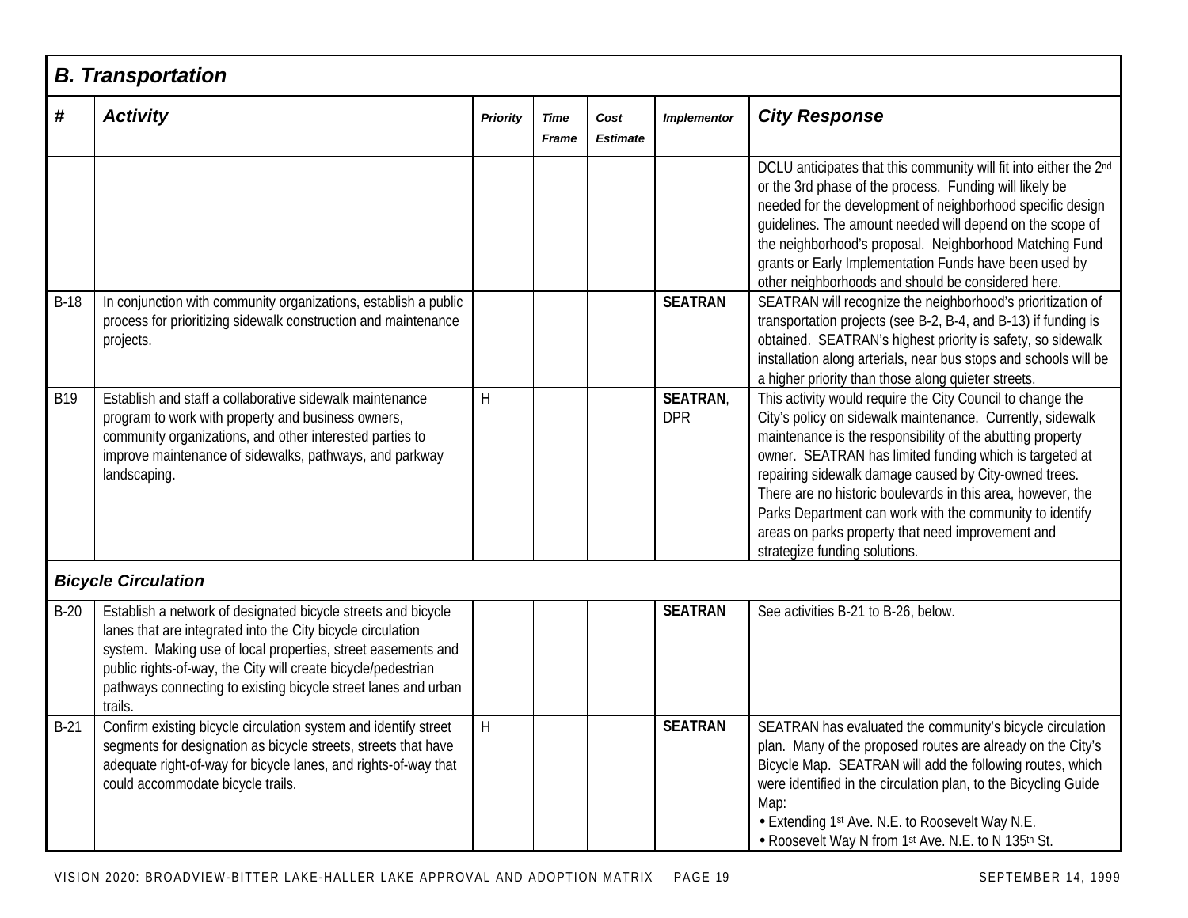## B. Transportation

| # | Activity | Priority | Time Frame | Cost Estimate | Implementor | City Response |
|---|---|---|---|---|---|---|
| | | | | | | DCLU anticipates that this community will fit into either the 2nd or the 3rd phase of the process. Funding will likely be needed for the development of neighborhood specific design guidelines. The amount needed will depend on the scope of the neighborhood's proposal. Neighborhood Matching Fund grants or Early Implementation Funds have been used by other neighborhoods and should be considered here. |
| B-18 | In conjunction with community organizations, establish a public process for prioritizing sidewalk construction and maintenance projects. | | | | **SEATRAN** | SEATRAN will recognize the neighborhood's prioritization of transportation projects (see B-2, B-4, and B-13) if funding is obtained. SEATRAN's highest priority is safety, so sidewalk installation along arterials, near bus stops and schools will be a higher priority than those along quieter streets. |
| B19 | Establish and staff a collaborative sidewalk maintenance program to work with property and business owners, community organizations, and other interested parties to improve maintenance of sidewalks, pathways, and parkway landscaping. | H | | | **SEATRAN**, DPR | This activity would require the City Council to change the City's policy on sidewalk maintenance. Currently, sidewalk maintenance is the responsibility of the abutting property owner. SEATRAN has limited funding which is targeted at repairing sidewalk damage caused by City-owned trees. There are no historic boulevards in this area, however, the Parks Department can work with the community to identify areas on parks property that need improvement and strategize funding solutions. |
| ***Bicycle Circulation*** | | | | | | |
| B-20 | Establish a network of designated bicycle streets and bicycle lanes that are integrated into the City bicycle circulation system. Making use of local properties, street easements and public rights-of-way, the City will create bicycle/pedestrian pathways connecting to existing bicycle street lanes and urban trails. | | | | **SEATRAN** | See activities B-21 to B-26, below. |
| B-21 | Confirm existing bicycle circulation system and identify street segments for designation as bicycle streets, streets that have adequate right-of-way for bicycle lanes, and rights-of-way that could accommodate bicycle trails. | H | | | **SEATRAN** | SEATRAN has evaluated the community's bicycle circulation plan. Many of the proposed routes are already on the City's Bicycle Map. SEATRAN will add the following routes, which were identified in the circulation plan, to the Bicycling Guide Map:<br>• Extending 1st Ave. N.E. to Roosevelt Way N.E.<br>• Roosevelt Way N from 1st Ave. N.E. to N 135th St. |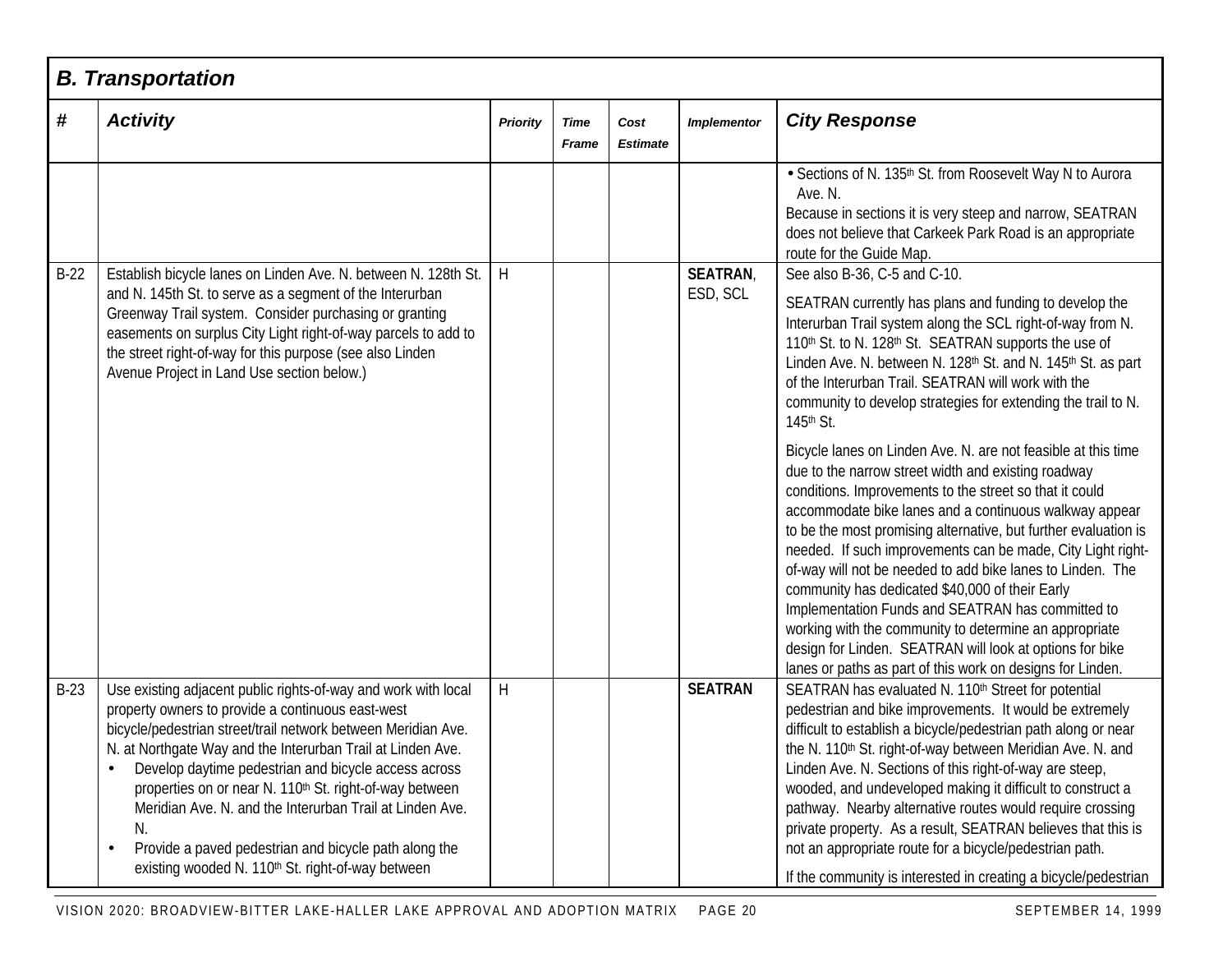## B. Transportation

| # | Activity | Priority | Time Frame | Cost Estimate | Implementor | City Response |
|---|---|---|---|---|---|---|
| | | | | | | • Sections of N. 135th St. from Roosevelt Way N to Aurora Ave. N.<br>Because in sections it is very steep and narrow, SEATRAN does not believe that Carkeek Park Road is an appropriate route for the Guide Map. |
| B-22 | Establish bicycle lanes on Linden Ave. N. between N. 128th St. and N. 145th St. to serve as a segment of the Interurban Greenway Trail system. Consider purchasing or granting easements on surplus City Light right-of-way parcels to add to the street right-of-way for this purpose (see also Linden Avenue Project in Land Use section below.) | H | | | **SEATRAN**, ESD, SCL | See also B-36, C-5 and C-10.<br><br>SEATRAN currently has plans and funding to develop the Interurban Trail system along the SCL right-of-way from N. 110th St. to N. 128th St. SEATRAN supports the use of Linden Ave. N. between N. 128th St. and N. 145th St. as part of the Interurban Trail. SEATRAN will work with the community to develop strategies for extending the trail to N. 145th St.<br><br>Bicycle lanes on Linden Ave. N. are not feasible at this time due to the narrow street width and existing roadway conditions. Improvements to the street so that it could accommodate bike lanes and a continuous walkway appear to be the most promising alternative, but further evaluation is needed. If such improvements can be made, City Light right-of-way will not be needed to add bike lanes to Linden. The community has dedicated $40,000 of their Early Implementation Funds and SEATRAN has committed to working with the community to determine an appropriate design for Linden. SEATRAN will look at options for bike lanes or paths as part of this work on designs for Linden. |
| B-23 | Use existing adjacent public rights-of-way and work with local property owners to provide a continuous east-west bicycle/pedestrian street/trail network between Meridian Ave. N. at Northgate Way and the Interurban Trail at Linden Ave.<br>• Develop daytime pedestrian and bicycle access across properties on or near N. 110th St. right-of-way between Meridian Ave. N. and the Interurban Trail at Linden Ave. N.<br>• Provide a paved pedestrian and bicycle path along the existing wooded N. 110th St. right-of-way between | H | | | **SEATRAN** | SEATRAN has evaluated N. 110th Street for potential pedestrian and bike improvements. It would be extremely difficult to establish a bicycle/pedestrian path along or near the N. 110th St. right-of-way between Meridian Ave. N. and Linden Ave. N. Sections of this right-of-way are steep, wooded, and undeveloped making it difficult to construct a pathway. Nearby alternative routes would require crossing private property. As a result, SEATRAN believes that this is not an appropriate route for a bicycle/pedestrian path.<br><br>If the community is interested in creating a bicycle/pedestrian |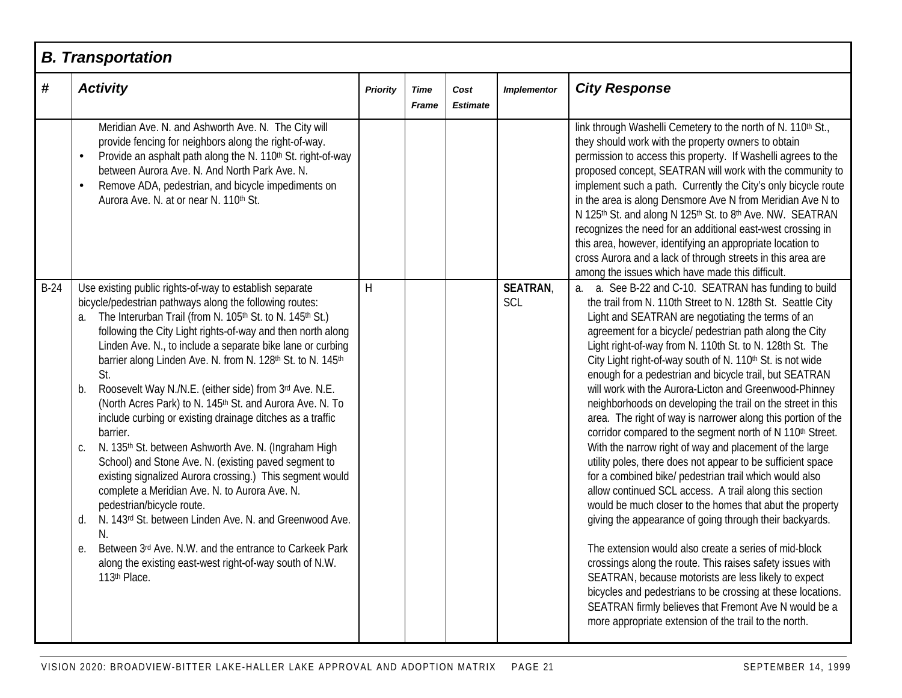## B. Transportation

| # | Activity | Priority | Time Frame | Cost Estimate | Implementor | City Response |
|---|---|---|---|---|---|---|
| | Meridian Ave. N. and Ashworth Ave. N. The City will provide fencing for neighbors along the right-of-way.<br>• Provide an asphalt path along the N. 110th St. right-of-way between Aurora Ave. N. And North Park Ave. N.<br>• Remove ADA, pedestrian, and bicycle impediments on Aurora Ave. N. at or near N. 110th St. | | | | | link through Washelli Cemetery to the north of N. 110th St., they should work with the property owners to obtain permission to access this property. If Washelli agrees to the proposed concept, SEATRAN will work with the community to implement such a path. Currently the City's only bicycle route in the area is along Densmore Ave N from Meridian Ave N to N 125th St. and along N 125th St. to 8th Ave. NW. SEATRAN recognizes the need for an additional east-west crossing in this area, however, identifying an appropriate location to cross Aurora and a lack of through streets in this area are among the issues which have made this difficult. |
| B-24 | Use existing public rights-of-way to establish separate bicycle/pedestrian pathways along the following routes:<br>a. The Interurban Trail (from N. 105th St. to N. 145th St.) following the City Light rights-of-way and then north along Linden Ave. N., to include a separate bike lane or curbing barrier along Linden Ave. N. from N. 128th St. to N. 145th St.<br>b. Roosevelt Way N./N.E. (either side) from 3rd Ave. N.E. (North Acres Park) to N. 145th St. and Aurora Ave. N. To include curbing or existing drainage ditches as a traffic barrier.<br>c. N. 135th St. between Ashworth Ave. N. (Ingraham High School) and Stone Ave. N. (existing paved segment to existing signalized Aurora crossing.) This segment would complete a Meridian Ave. N. to Aurora Ave. N. pedestrian/bicycle route.<br>d. N. 143rd St. between Linden Ave. N. and Greenwood Ave. N.<br>e. Between 3rd Ave. N.W. and the entrance to Carkeek Park along the existing east-west right-of-way south of N.W. 113th Place. | H | | | **SEATRAN**, SCL | a. a. See B-22 and C-10. SEATRAN has funding to build the trail from N. 110th Street to N. 128th St. Seattle City Light and SEATRAN are negotiating the terms of an agreement for a bicycle/ pedestrian path along the City Light right-of-way from N. 110th St. to N. 128th St. The City Light right-of-way south of N. 110th St. is not wide enough for a pedestrian and bicycle trail, but SEATRAN will work with the Aurora-Licton and Greenwood-Phinney neighborhoods on developing the trail on the street in this area. The right of way is narrower along this portion of the corridor compared to the segment north of N 110th Street. With the narrow right of way and placement of the large utility poles, there does not appear to be sufficient space for a combined bike/ pedestrian trail which would also allow continued SCL access. A trail along this section would be much closer to the homes that abut the property giving the appearance of going through their backyards.<br><br>The extension would also create a series of mid-block crossings along the route. This raises safety issues with SEATRAN, because motorists are less likely to expect bicycles and pedestrians to be crossing at these locations. SEATRAN firmly believes that Fremont Ave N would be a more appropriate extension of the trail to the north. |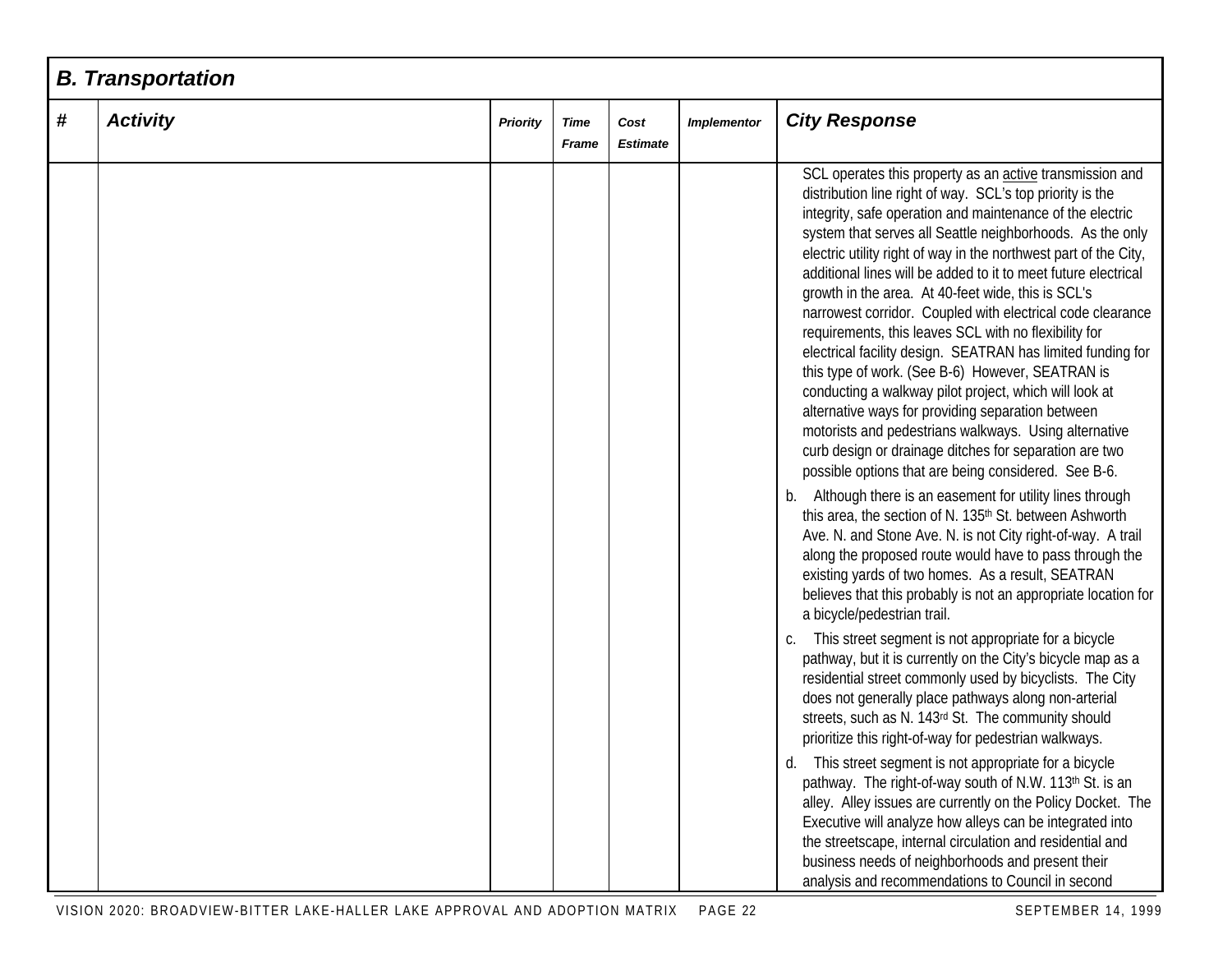## B. Transportation

| # | Activity | Priority | Time Frame | Cost Estimate | Implementor | City Response |
|---|---|---|---|---|---|---|
| | | | | | | SCL operates this property as an active transmission and distribution line right of way. SCL's top priority is the integrity, safe operation and maintenance of the electric system that serves all Seattle neighborhoods. As the only electric utility right of way in the northwest part of the City, additional lines will be added to it to meet future electrical growth in the area. At 40-feet wide, this is SCL's narrowest corridor. Coupled with electrical code clearance requirements, this leaves SCL with no flexibility for electrical facility design. SEATRAN has limited funding for this type of work. (See B-6) However, SEATRAN is conducting a walkway pilot project, which will look at alternative ways for providing separation between motorists and pedestrians walkways. Using alternative curb design or drainage ditches for separation are two possible options that are being considered. See B-6.<br><br>b. Although there is an easement for utility lines through this area, the section of N. 135th St. between Ashworth Ave. N. and Stone Ave. N. is not City right-of-way. A trail along the proposed route would have to pass through the existing yards of two homes. As a result, SEATRAN believes that this probably is not an appropriate location for a bicycle/pedestrian trail.<br><br>c. This street segment is not appropriate for a bicycle pathway, but it is currently on the City's bicycle map as a residential street commonly used by bicyclists. The City does not generally place pathways along non-arterial streets, such as N. 143rd St. The community should prioritize this right-of-way for pedestrian walkways.<br><br>d. This street segment is not appropriate for a bicycle pathway. The right-of-way south of N.W. 113th St. is an alley. Alley issues are currently on the Policy Docket. The Executive will analyze how alleys can be integrated into the streetscape, internal circulation and residential and business needs of neighborhoods and present their analysis and recommendations to Council in second |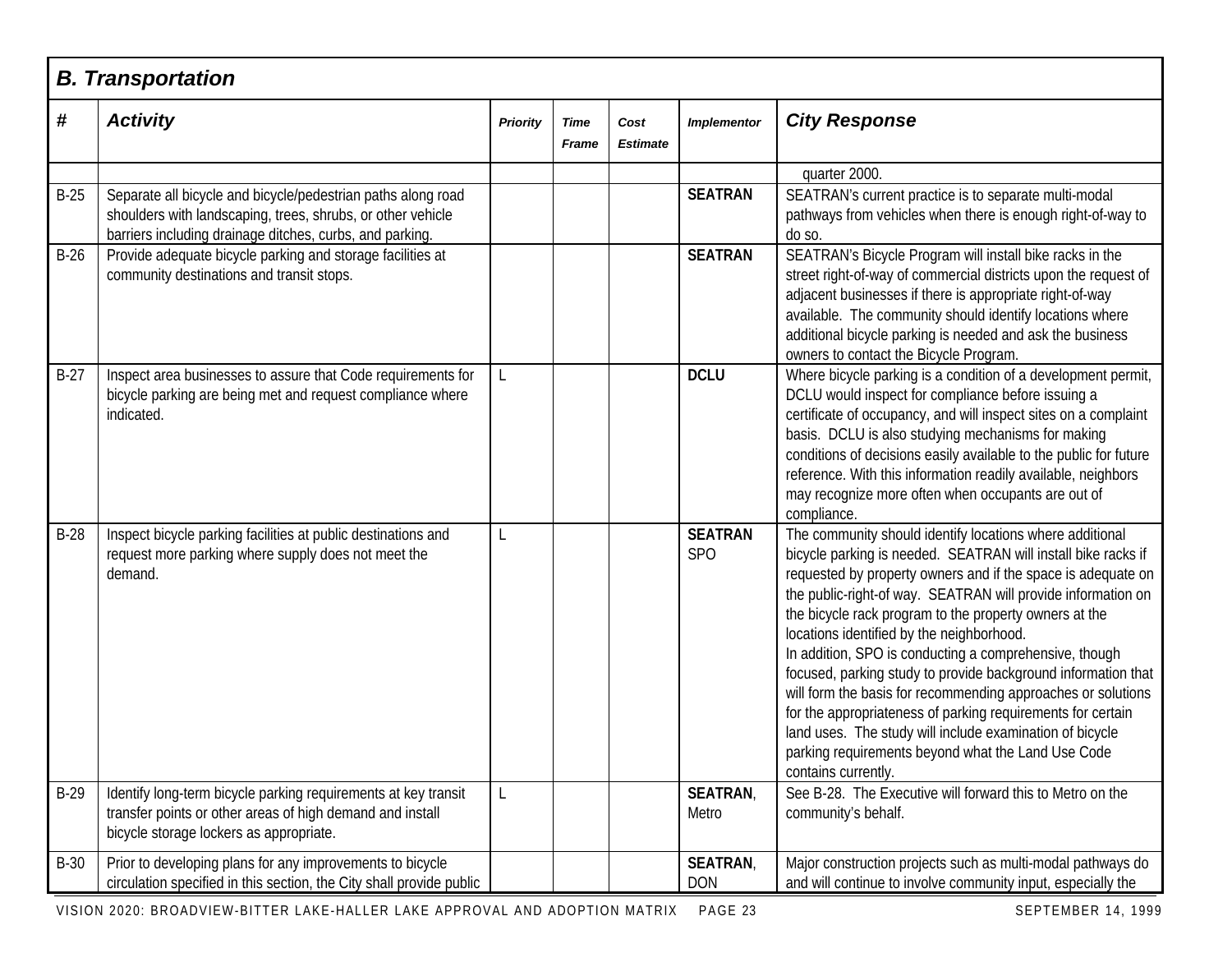## B. Transportation

| # | Activity | Priority | Time Frame | Cost Estimate | Implementor | City Response |
|---|---|---|---|---|---|---|
| | | | | | | quarter 2000. |
| B-25 | Separate all bicycle and bicycle/pedestrian paths along road shoulders with landscaping, trees, shrubs, or other vehicle barriers including drainage ditches, curbs, and parking. | | | | **SEATRAN** | SEATRAN's current practice is to separate multi-modal pathways from vehicles when there is enough right-of-way to do so. |
| B-26 | Provide adequate bicycle parking and storage facilities at community destinations and transit stops. | | | | **SEATRAN** | SEATRAN's Bicycle Program will install bike racks in the street right-of-way of commercial districts upon the request of adjacent businesses if there is appropriate right-of-way available. The community should identify locations where additional bicycle parking is needed and ask the business owners to contact the Bicycle Program. |
| B-27 | Inspect area businesses to assure that Code requirements for bicycle parking are being met and request compliance where indicated. | L | | | **DCLU** | Where bicycle parking is a condition of a development permit, DCLU would inspect for compliance before issuing a certificate of occupancy, and will inspect sites on a complaint basis. DCLU is also studying mechanisms for making conditions of decisions easily available to the public for future reference. With this information readily available, neighbors may recognize more often when occupants are out of compliance. |
| B-28 | Inspect bicycle parking facilities at public destinations and request more parking where supply does not meet the demand. | L | | | **SEATRAN** SPO | The community should identify locations where additional bicycle parking is needed. SEATRAN will install bike racks if requested by property owners and if the space is adequate on the public-right-of way. SEATRAN will provide information on the bicycle rack program to the property owners at the locations identified by the neighborhood. In addition, SPO is conducting a comprehensive, though focused, parking study to provide background information that will form the basis for recommending approaches or solutions for the appropriateness of parking requirements for certain land uses. The study will include examination of bicycle parking requirements beyond what the Land Use Code contains currently. |
| B-29 | Identify long-term bicycle parking requirements at key transit transfer points or other areas of high demand and install bicycle storage lockers as appropriate. | L | | | **SEATRAN**, Metro | See B-28. The Executive will forward this to Metro on the community's behalf. |
| B-30 | Prior to developing plans for any improvements to bicycle circulation specified in this section, the City shall provide public | | | | **SEATRAN**, DON | Major construction projects such as multi-modal pathways do and will continue to involve community input, especially the |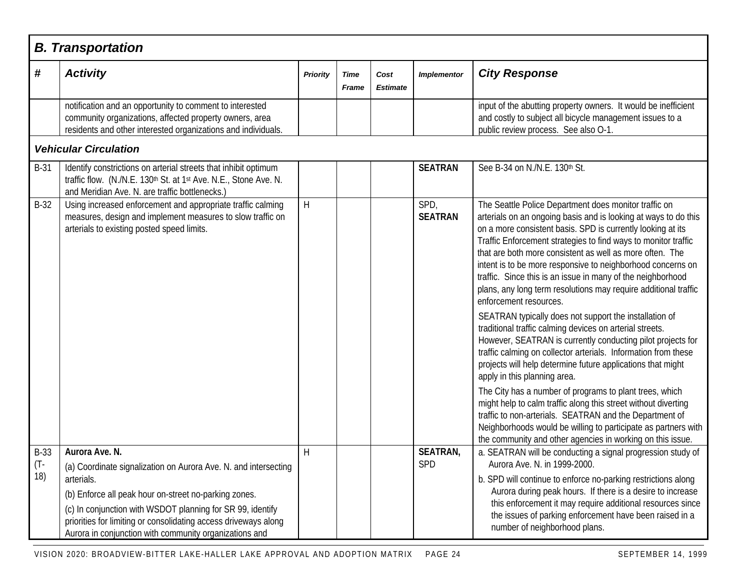## B. Transportation

| # | Activity | Priority | Time Frame | Cost Estimate | Implementor | City Response |
|---|---|---|---|---|---|---|
| | notification and an opportunity to comment to interested community organizations, affected property owners, area residents and other interested organizations and individuals. | | | | | input of the abutting property owners. It would be inefficient and costly to subject all bicycle management issues to a public review process. See also O-1. |
| ***Vehicular Circulation*** | | | | | | |
| B-31 | Identify constrictions on arterial streets that inhibit optimum traffic flow. (N./N.E. 130th St. at 1st Ave. N.E., Stone Ave. N. and Meridian Ave. N. are traffic bottlenecks.) | | | | **SEATRAN** | See B-34 on N./N.E. 130th St. |
| B-32 | Using increased enforcement and appropriate traffic calming measures, design and implement measures to slow traffic on arterials to existing posted speed limits. | H | | | SPD, **SEATRAN** | The Seattle Police Department does monitor traffic on arterials on an ongoing basis and is looking at ways to do this on a more consistent basis. SPD is currently looking at its Traffic Enforcement strategies to find ways to monitor traffic that are both more consistent as well as more often. The intent is to be more responsive to neighborhood concerns on traffic. Since this is an issue in many of the neighborhood plans, any long term resolutions may require additional traffic enforcement resources.<br><br>SEATRAN typically does not support the installation of traditional traffic calming devices on arterial streets. However, SEATRAN is currently conducting pilot projects for traffic calming on collector arterials. Information from these projects will help determine future applications that might apply in this planning area.<br><br>The City has a number of programs to plant trees, which might help to calm traffic along this street without diverting traffic to non-arterials. SEATRAN and the Department of Neighborhoods would be willing to participate as partners with the community and other agencies in working on this issue. |
| B-33 (T-18) | **Aurora Ave. N.**<br>(a) Coordinate signalization on Aurora Ave. N. and intersecting arterials.<br>(b) Enforce all peak hour on-street no-parking zones.<br>(c) In conjunction with WSDOT planning for SR 99, identify priorities for limiting or consolidating access driveways along Aurora in conjunction with community organizations and | H | | | **SEATRAN,** SPD | a. SEATRAN will be conducting a signal progression study of Aurora Ave. N. in 1999-2000.<br>b. SPD will continue to enforce no-parking restrictions along Aurora during peak hours. If there is a desire to increase this enforcement it may require additional resources since the issues of parking enforcement have been raised in a number of neighborhood plans. |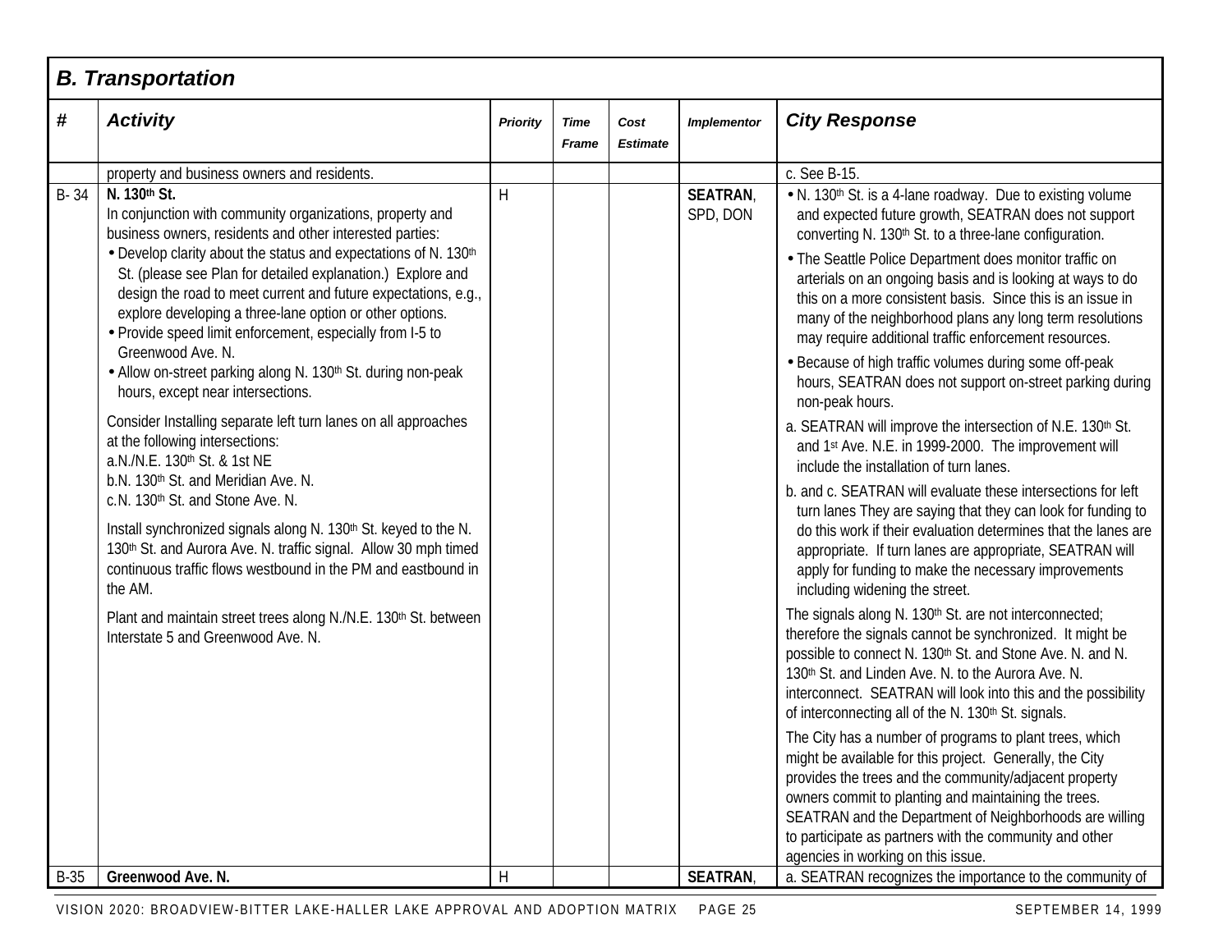## B. Transportation

| # | Activity | Priority | Time Frame | Cost Estimate | Implementor | City Response |
|---|---|---|---|---|---|---|
| | property and business owners and residents. | | | | | c. See B-15. |
| B- 34 | **N. 130th St.**<br>In conjunction with community organizations, property and business owners, residents and other interested parties:<br>• Develop clarity about the status and expectations of N. 130th St. (please see Plan for detailed explanation.) Explore and design the road to meet current and future expectations, e.g., explore developing a three-lane option or other options.<br>• Provide speed limit enforcement, especially from I-5 to Greenwood Ave. N.<br>• Allow on-street parking along N. 130th St. during non-peak hours, except near intersections.<br><br>Consider Installing separate left turn lanes on all approaches at the following intersections:<br>a.N./N.E. 130th St. & 1st NE<br>b.N. 130th St. and Meridian Ave. N.<br>c.N. 130th St. and Stone Ave. N.<br><br>Install synchronized signals along N. 130th St. keyed to the N. 130th St. and Aurora Ave. N. traffic signal. Allow 30 mph timed continuous traffic flows westbound in the PM and eastbound in the AM.<br><br>Plant and maintain street trees along N./N.E. 130th St. between Interstate 5 and Greenwood Ave. N. | H | | | **SEATRAN**, SPD, DON | • N. 130th St. is a 4-lane roadway. Due to existing volume and expected future growth, SEATRAN does not support converting N. 130th St. to a three-lane configuration.<br>• The Seattle Police Department does monitor traffic on arterials on an ongoing basis and is looking at ways to do this on a more consistent basis. Since this is an issue in many of the neighborhood plans any long term resolutions may require additional traffic enforcement resources.<br>• Because of high traffic volumes during some off-peak hours, SEATRAN does not support on-street parking during non-peak hours.<br>a. SEATRAN will improve the intersection of N.E. 130th St. and 1st Ave. N.E. in 1999-2000. The improvement will include the installation of turn lanes.<br>b. and c. SEATRAN will evaluate these intersections for left turn lanes They are saying that they can look for funding to do this work if their evaluation determines that the lanes are appropriate. If turn lanes are appropriate, SEATRAN will apply for funding to make the necessary improvements including widening the street.<br><br>The signals along N. 130th St. are not interconnected; therefore the signals cannot be synchronized. It might be possible to connect N. 130th St. and Stone Ave. N. and N. 130th St. and Linden Ave. N. to the Aurora Ave. N. interconnect. SEATRAN will look into this and the possibility of interconnecting all of the N. 130th St. signals.<br><br>The City has a number of programs to plant trees, which might be available for this project. Generally, the City provides the trees and the community/adjacent property owners commit to planting and maintaining the trees. SEATRAN and the Department of Neighborhoods are willing to participate as partners with the community and other agencies in working on this issue. |
| B-35 | **Greenwood Ave. N.** | H | | | **SEATRAN**, | a. SEATRAN recognizes the importance to the community of |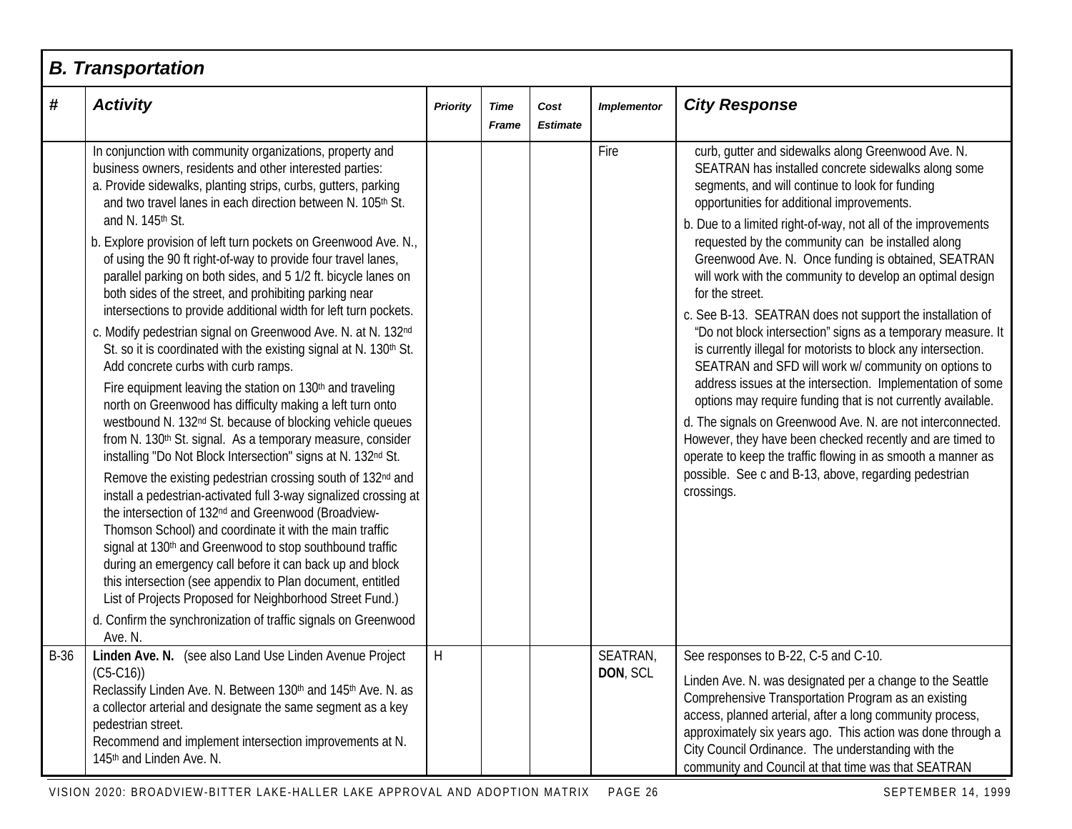## B. Transportation

| # | Activity | Priority | Time Frame | Cost Estimate | Implementor | City Response |
|---|---|---|---|---|---|---|
| | In conjunction with community organizations, property and business owners, residents and other interested parties:<br>a. Provide sidewalks, planting strips, curbs, gutters, parking and two travel lanes in each direction between N. 105th St. and N. 145th St.<br>b. Explore provision of left turn pockets on Greenwood Ave. N., of using the 90 ft right-of-way to provide four travel lanes, parallel parking on both sides, and 5 1/2 ft. bicycle lanes on both sides of the street, and prohibiting parking near intersections to provide additional width for left turn pockets.<br>c. Modify pedestrian signal on Greenwood Ave. N. at N. 132nd St. so it is coordinated with the existing signal at N. 130th St. Add concrete curbs with curb ramps.<br>Fire equipment leaving the station on 130th and traveling north on Greenwood has difficulty making a left turn onto westbound N. 132nd St. because of blocking vehicle queues from N. 130th St. signal. As a temporary measure, consider installing "Do Not Block Intersection" signs at N. 132nd St.<br>Remove the existing pedestrian crossing south of 132nd and install a pedestrian-activated full 3-way signalized crossing at the intersection of 132nd and Greenwood (Broadview-Thomson School) and coordinate it with the main traffic signal at 130th and Greenwood to stop southbound traffic during an emergency call before it can back up and block this intersection (see appendix to Plan document, entitled List of Projects Proposed for Neighborhood Street Fund.)<br>d. Confirm the synchronization of traffic signals on Greenwood Ave. N. | | | | Fire | curb, gutter and sidewalks along Greenwood Ave. N. SEATRAN has installed concrete sidewalks along some segments, and will continue to look for funding opportunities for additional improvements.<br>b. Due to a limited right-of-way, not all of the improvements requested by the community can be installed along Greenwood Ave. N. Once funding is obtained, SEATRAN will work with the community to develop an optimal design for the street.<br>c. See B-13. SEATRAN does not support the installation of "Do not block intersection" signs as a temporary measure. It is currently illegal for motorists to block any intersection. SEATRAN and SFD will work w/ community on options to address issues at the intersection. Implementation of some options may require funding that is not currently available.<br>d. The signals on Greenwood Ave. N. are not interconnected. However, they have been checked recently and are timed to operate to keep the traffic flowing in as smooth a manner as possible. See c and B-13, above, regarding pedestrian crossings. |
| B-36 | **Linden Ave. N.** (see also Land Use Linden Avenue Project (C5-C16))<br>Reclassify Linden Ave. N. Between 130th and 145th Ave. N. as a collector arterial and designate the same segment as a key pedestrian street.<br>Recommend and implement intersection improvements at N. 145th and Linden Ave. N. | H | | | SEATRAN, **DON**, SCL | See responses to B-22, C-5 and C-10.<br>Linden Ave. N. was designated per a change to the Seattle Comprehensive Transportation Program as an existing access, planned arterial, after a long community process, approximately six years ago. This action was done through a City Council Ordinance. The understanding with the community and Council at that time was that SEATRAN |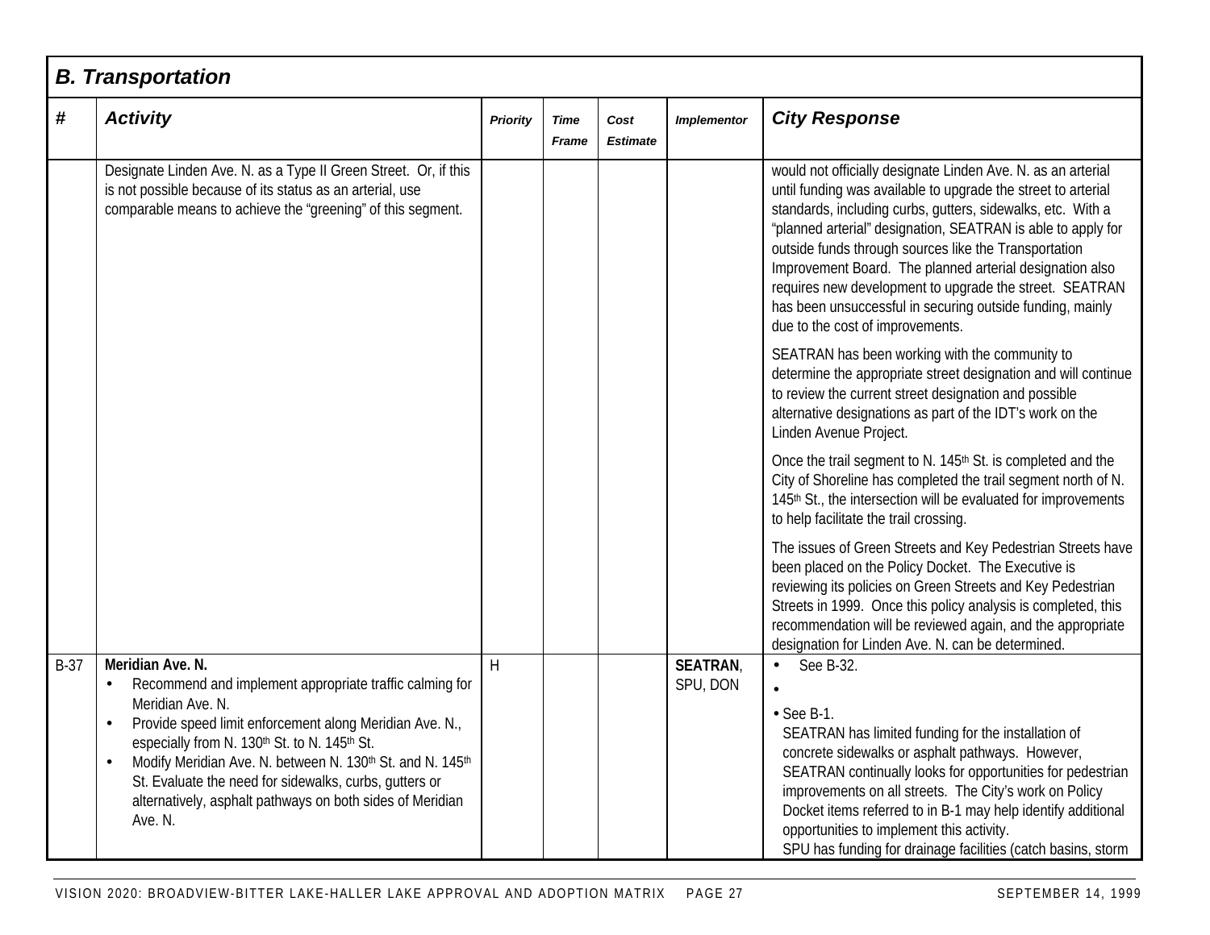## B. Transportation

| # | Activity | Priority | Time Frame | Cost Estimate | Implementor | City Response |
|---|---|---|---|---|---|---|
| | Designate Linden Ave. N. as a Type II Green Street. Or, if this is not possible because of its status as an arterial, use comparable means to achieve the "greening" of this segment. | | | | | would not officially designate Linden Ave. N. as an arterial until funding was available to upgrade the street to arterial standards, including curbs, gutters, sidewalks, etc. With a "planned arterial" designation, SEATRAN is able to apply for outside funds through sources like the Transportation Improvement Board. The planned arterial designation also requires new development to upgrade the street. SEATRAN has been unsuccessful in securing outside funding, mainly due to the cost of improvements.<br><br>SEATRAN has been working with the community to determine the appropriate street designation and will continue to review the current street designation and possible alternative designations as part of the IDT's work on the Linden Avenue Project.<br><br>Once the trail segment to N. 145th St. is completed and the City of Shoreline has completed the trail segment north of N. 145th St., the intersection will be evaluated for improvements to help facilitate the trail crossing.<br><br>The issues of Green Streets and Key Pedestrian Streets have been placed on the Policy Docket. The Executive is reviewing its policies on Green Streets and Key Pedestrian Streets in 1999. Once this policy analysis is completed, this recommendation will be reviewed again, and the appropriate designation for Linden Ave. N. can be determined. |
| B-37 | **Meridian Ave. N.**<br>• Recommend and implement appropriate traffic calming for Meridian Ave. N.<br>• Provide speed limit enforcement along Meridian Ave. N., especially from N. 130th St. to N. 145th St.<br>• Modify Meridian Ave. N. between N. 130th St. and N. 145th St. Evaluate the need for sidewalks, curbs, gutters or alternatively, asphalt pathways on both sides of Meridian Ave. N. | H | | | **SEATRAN**, SPU, DON | • See B-32.<br>•<br>• See B-1.<br>SEATRAN has limited funding for the installation of concrete sidewalks or asphalt pathways. However, SEATRAN continually looks for opportunities for pedestrian improvements on all streets. The City's work on Policy Docket items referred to in B-1 may help identify additional opportunities to implement this activity.<br>SPU has funding for drainage facilities (catch basins, storm |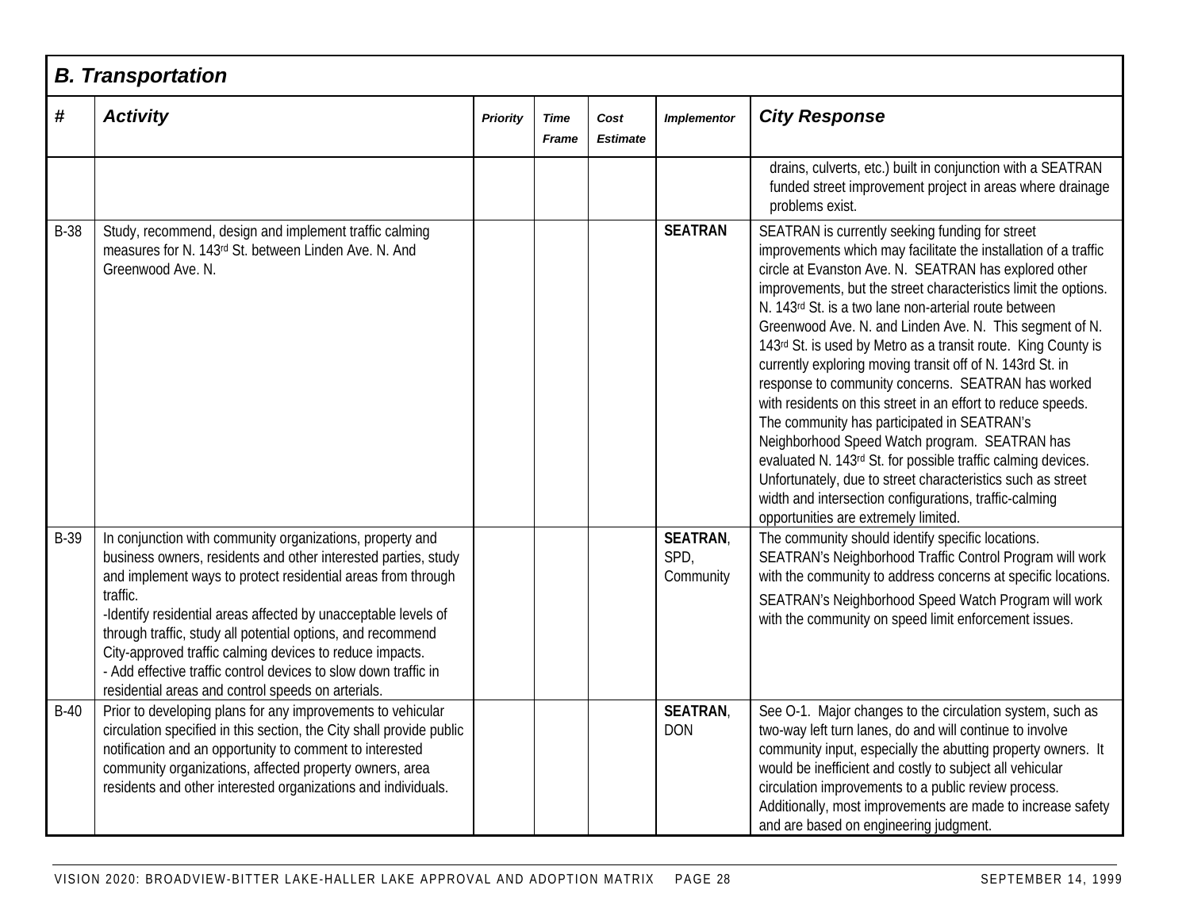## B. Transportation

| # | Activity | Priority | Time Frame | Cost Estimate | Implementor | City Response |
|---|---|---|---|---|---|---|
| | | | | | | drains, culverts, etc.) built in conjunction with a SEATRAN funded street improvement project in areas where drainage problems exist. |
| B-38 | Study, recommend, design and implement traffic calming measures for N. 143rd St. between Linden Ave. N. And Greenwood Ave. N. | | | | **SEATRAN** | SEATRAN is currently seeking funding for street improvements which may facilitate the installation of a traffic circle at Evanston Ave. N. SEATRAN has explored other improvements, but the street characteristics limit the options. N. 143rd St. is a two lane non-arterial route between Greenwood Ave. N. and Linden Ave. N. This segment of N. 143rd St. is used by Metro as a transit route. King County is currently exploring moving transit off of N. 143rd St. in response to community concerns. SEATRAN has worked with residents on this street in an effort to reduce speeds. The community has participated in SEATRAN's Neighborhood Speed Watch program. SEATRAN has evaluated N. 143rd St. for possible traffic calming devices. Unfortunately, due to street characteristics such as street width and intersection configurations, traffic-calming opportunities are extremely limited. |
| B-39 | In conjunction with community organizations, property and business owners, residents and other interested parties, study and implement ways to protect residential areas from through traffic.<br>-Identify residential areas affected by unacceptable levels of through traffic, study all potential options, and recommend City-approved traffic calming devices to reduce impacts.<br>- Add effective traffic control devices to slow down traffic in residential areas and control speeds on arterials. | | | | **SEATRAN**, SPD, Community | The community should identify specific locations. SEATRAN's Neighborhood Traffic Control Program will work with the community to address concerns at specific locations.<br>SEATRAN's Neighborhood Speed Watch Program will work with the community on speed limit enforcement issues. |
| B-40 | Prior to developing plans for any improvements to vehicular circulation specified in this section, the City shall provide public notification and an opportunity to comment to interested community organizations, affected property owners, area residents and other interested organizations and individuals. | | | | **SEATRAN**, DON | See O-1. Major changes to the circulation system, such as two-way left turn lanes, do and will continue to involve community input, especially the abutting property owners. It would be inefficient and costly to subject all vehicular circulation improvements to a public review process. Additionally, most improvements are made to increase safety and are based on engineering judgment. |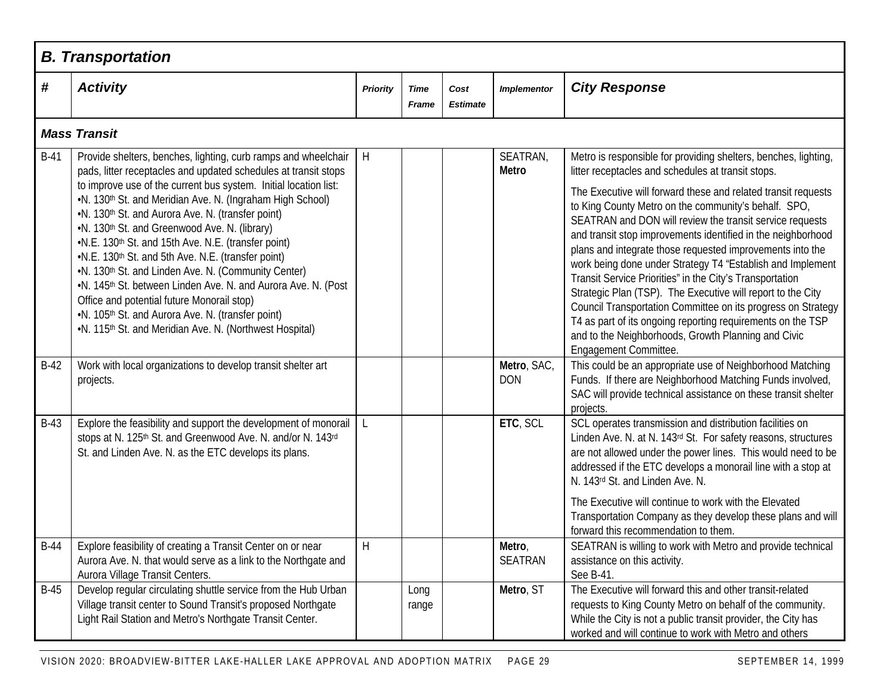## *B. Transportation*

| # | *Activity* | *Priority* | *Time Frame* | *Cost Estimate* | *Implementor* | *City Response* |
|---|---|---|---|---|---|---|
| ***Mass Transit*** | | | | | | |
| B-41 | Provide shelters, benches, lighting, curb ramps and wheelchair pads, litter receptacles and updated schedules at transit stops to improve use of the current bus system. Initial location list:<br>•N. 130th St. and Meridian Ave. N. (Ingraham High School)<br>•N. 130th St. and Aurora Ave. N. (transfer point)<br>•N. 130th St. and Greenwood Ave. N. (library)<br>•N.E. 130th St. and 15th Ave. N.E. (transfer point)<br>•N.E. 130th St. and 5th Ave. N.E. (transfer point)<br>•N. 130th St. and Linden Ave. N. (Community Center)<br>•N. 145th St. between Linden Ave. N. and Aurora Ave. N. (Post Office and potential future Monorail stop)<br>•N. 105th St. and Aurora Ave. N. (transfer point)<br>•N. 115th St. and Meridian Ave. N. (Northwest Hospital) | H | | | SEATRAN, **Metro** | Metro is responsible for providing shelters, benches, lighting, litter receptacles and schedules at transit stops.<br><br>The Executive will forward these and related transit requests to King County Metro on the community's behalf. SPO, SEATRAN and DON will review the transit service requests and transit stop improvements identified in the neighborhood plans and integrate those requested improvements into the work being done under Strategy T4 "Establish and Implement Transit Service Priorities" in the City's Transportation Strategic Plan (TSP). The Executive will report to the City Council Transportation Committee on its progress on Strategy T4 as part of its ongoing reporting requirements on the TSP and to the Neighborhoods, Growth Planning and Civic Engagement Committee. |
| B-42 | Work with local organizations to develop transit shelter art projects. | | | | **Metro**, SAC, DON | This could be an appropriate use of Neighborhood Matching Funds. If there are Neighborhood Matching Funds involved, SAC will provide technical assistance on these transit shelter projects. |
| B-43 | Explore the feasibility and support the development of monorail stops at N. 125th St. and Greenwood Ave. N. and/or N. 143rd St. and Linden Ave. N. as the ETC develops its plans. | L | | | **ETC**, SCL | SCL operates transmission and distribution facilities on Linden Ave. N. at N. 143rd St. For safety reasons, structures are not allowed under the power lines. This would need to be addressed if the ETC develops a monorail line with a stop at N. 143rd St. and Linden Ave. N.<br><br>The Executive will continue to work with the Elevated Transportation Company as they develop these plans and will forward this recommendation to them. |
| B-44 | Explore feasibility of creating a Transit Center on or near Aurora Ave. N. that would serve as a link to the Northgate and Aurora Village Transit Centers. | H | | | **Metro**, SEATRAN | SEATRAN is willing to work with Metro and provide technical assistance on this activity.<br>See B-41. |
| B-45 | Develop regular circulating shuttle service from the Hub Urban Village transit center to Sound Transit's proposed Northgate Light Rail Station and Metro's Northgate Transit Center. | | Long range | | **Metro**, ST | The Executive will forward this and other transit-related requests to King County Metro on behalf of the community. While the City is not a public transit provider, the City has worked and will continue to work with Metro and others |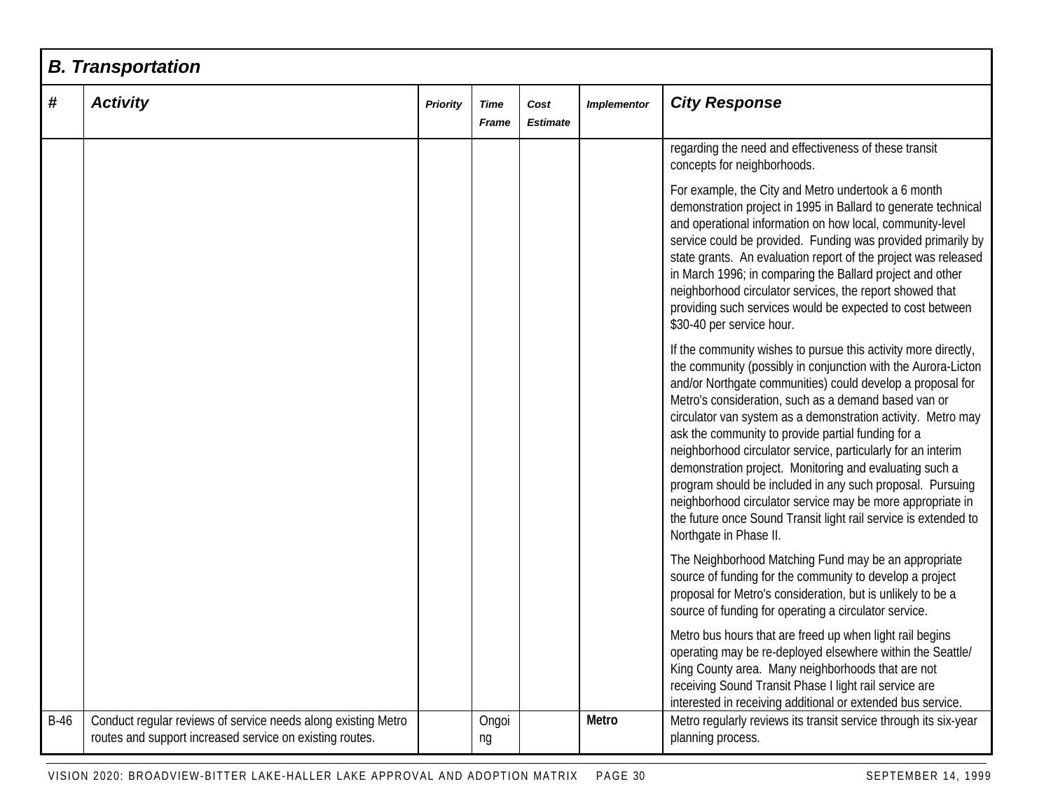## B. Transportation

| # | Activity | Priority | Time Frame | Cost Estimate | Implementor | City Response |
|---|---|---|---|---|---|---|
| | | | | | | regarding the need and effectiveness of these transit concepts for neighborhoods.<br><br>For example, the City and Metro undertook a 6 month demonstration project in 1995 in Ballard to generate technical and operational information on how local, community-level service could be provided. Funding was provided primarily by state grants. An evaluation report of the project was released in March 1996; in comparing the Ballard project and other neighborhood circulator services, the report showed that providing such services would be expected to cost between $30-40 per service hour.<br><br>If the community wishes to pursue this activity more directly, the community (possibly in conjunction with the Aurora-Licton and/or Northgate communities) could develop a proposal for Metro's consideration, such as a demand based van or circulator van system as a demonstration activity. Metro may ask the community to provide partial funding for a neighborhood circulator service, particularly for an interim demonstration project. Monitoring and evaluating such a program should be included in any such proposal. Pursuing neighborhood circulator service may be more appropriate in the future once Sound Transit light rail service is extended to Northgate in Phase II.<br><br>The Neighborhood Matching Fund may be an appropriate source of funding for the community to develop a project proposal for Metro's consideration, but is unlikely to be a source of funding for operating a circulator service.<br><br>Metro bus hours that are freed up when light rail begins operating may be re-deployed elsewhere within the Seattle/ King County area. Many neighborhoods that are not receiving Sound Transit Phase I light rail service are interested in receiving additional or extended bus service. |
| B-46 | Conduct regular reviews of service needs along existing Metro routes and support increased service on existing routes. | | Ongoing | | **Metro** | Metro regularly reviews its transit service through its six-year planning process. |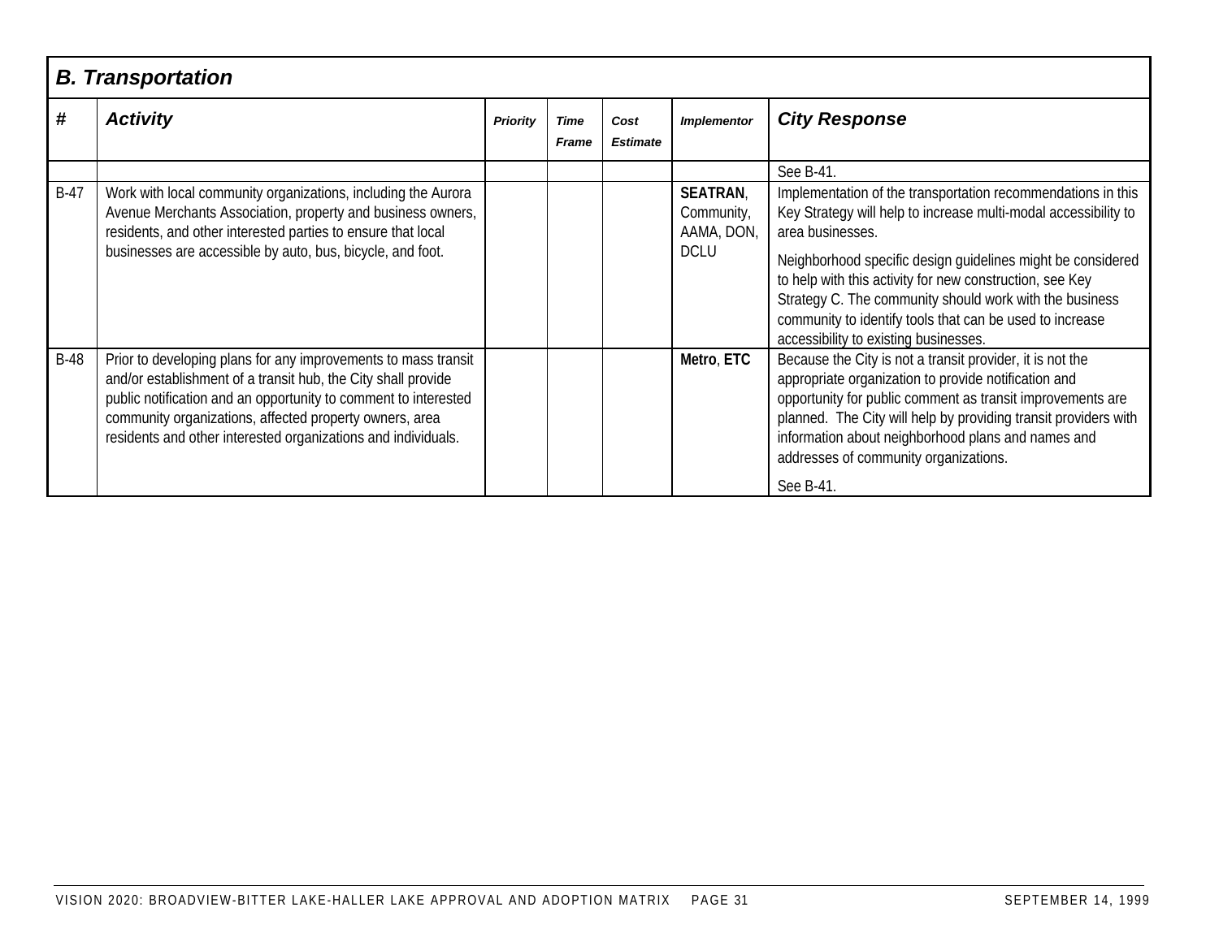## B. Transportation

| # | Activity | Priority | Time Frame | Cost Estimate | Implementor | City Response |
|---|---|---|---|---|---|---|
| | | | | | | See B-41. |
| B-47 | Work with local community organizations, including the Aurora Avenue Merchants Association, property and business owners, residents, and other interested parties to ensure that local businesses are accessible by auto, bus, bicycle, and foot. | | | | **SEATRAN**, Community, AAMA, DON, DCLU | Implementation of the transportation recommendations in this Key Strategy will help to increase multi-modal accessibility to area businesses.<br><br>Neighborhood specific design guidelines might be considered to help with this activity for new construction, see Key Strategy C. The community should work with the business community to identify tools that can be used to increase accessibility to existing businesses. |
| B-48 | Prior to developing plans for any improvements to mass transit and/or establishment of a transit hub, the City shall provide public notification and an opportunity to comment to interested community organizations, affected property owners, area residents and other interested organizations and individuals. | | | | **Metro**, **ETC** | Because the City is not a transit provider, it is not the appropriate organization to provide notification and opportunity for public comment as transit improvements are planned. The City will help by providing transit providers with information about neighborhood plans and names and addresses of community organizations.<br><br>See B-41. |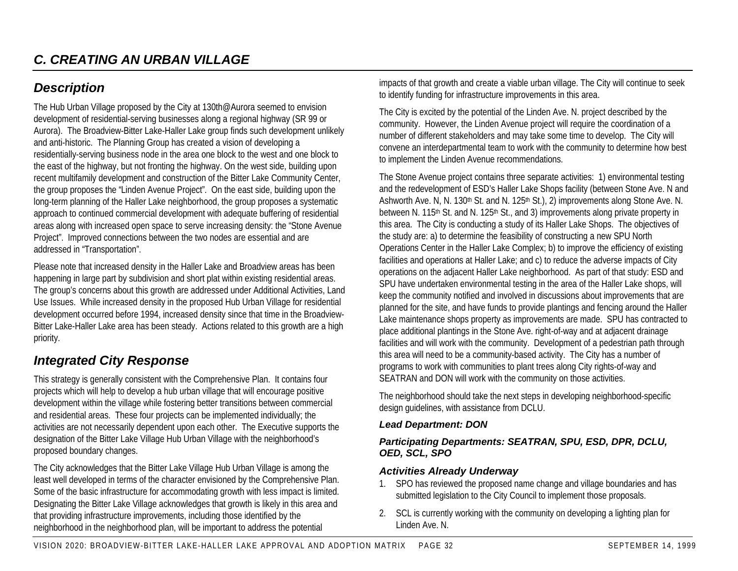## C. CREATING AN URBAN VILLAGE

### Description

The Hub Urban Village proposed by the City at 130th@Aurora seemed to envision development of residential-serving businesses along a regional highway (SR 99 or Aurora). The Broadview-Bitter Lake-Haller Lake group finds such development unlikely and anti-historic. The Planning Group has created a vision of developing a residentially-serving business node in the area one block to the west and one block to the east of the highway, but not fronting the highway. On the west side, building upon recent multifamily development and construction of the Bitter Lake Community Center, the group proposes the "Linden Avenue Project". On the east side, building upon the long-term planning of the Haller Lake neighborhood, the group proposes a systematic approach to continued commercial development with adequate buffering of residential areas along with increased open space to serve increasing density: the "Stone Avenue Project". Improved connections between the two nodes are essential and are addressed in "Transportation".

Please note that increased density in the Haller Lake and Broadview areas has been happening in large part by subdivision and short plat within existing residential areas. The group's concerns about this growth are addressed under Additional Activities, Land Use Issues. While increased density in the proposed Hub Urban Village for residential development occurred before 1994, increased density since that time in the Broadview-Bitter Lake-Haller Lake area has been steady. Actions related to this growth are a high priority.

### Integrated City Response

This strategy is generally consistent with the Comprehensive Plan. It contains four projects which will help to develop a hub urban village that will encourage positive development within the village while fostering better transitions between commercial and residential areas. These four projects can be implemented individually; the activities are not necessarily dependent upon each other. The Executive supports the designation of the Bitter Lake Village Hub Urban Village with the neighborhood's proposed boundary changes.

The City acknowledges that the Bitter Lake Village Hub Urban Village is among the least well developed in terms of the character envisioned by the Comprehensive Plan. Some of the basic infrastructure for accommodating growth with less impact is limited. Designating the Bitter Lake Village acknowledges that growth is likely in this area and that providing infrastructure improvements, including those identified by the neighborhood in the neighborhood plan, will be important to address the potential impacts of that growth and create a viable urban village. The City will continue to seek to identify funding for infrastructure improvements in this area.

The City is excited by the potential of the Linden Ave. N. project described by the community. However, the Linden Avenue project will require the coordination of a number of different stakeholders and may take some time to develop. The City will convene an interdepartmental team to work with the community to determine how best to implement the Linden Avenue recommendations.

The Stone Avenue project contains three separate activities: 1) environmental testing and the redevelopment of ESD's Haller Lake Shops facility (between Stone Ave. N and Ashworth Ave. N, N. 130th St. and N. 125th St.), 2) improvements along Stone Ave. N. between N. 115th St. and N. 125th St., and 3) improvements along private property in this area. The City is conducting a study of its Haller Lake Shops. The objectives of the study are: a) to determine the feasibility of constructing a new SPU North Operations Center in the Haller Lake Complex; b) to improve the efficiency of existing facilities and operations at Haller Lake; and c) to reduce the adverse impacts of City operations on the adjacent Haller Lake neighborhood. As part of that study: ESD and SPU have undertaken environmental testing in the area of the Haller Lake shops, will keep the community notified and involved in discussions about improvements that are planned for the site, and have funds to provide plantings and fencing around the Haller Lake maintenance shops property as improvements are made. SPU has contracted to place additional plantings in the Stone Ave. right-of-way and at adjacent drainage facilities and will work with the community. Development of a pedestrian path through this area will need to be a community-based activity. The City has a number of programs to work with communities to plant trees along City rights-of-way and SEATRAN and DON will work with the community on those activities.

The neighborhood should take the next steps in developing neighborhood-specific design guidelines, with assistance from DCLU.

#### *Lead Department: DON*

#### *Participating Departments: SEATRAN, SPU, ESD, DPR, DCLU, OED, SCL, SPO*

#### *Activities Already Underway*

1. SPO has reviewed the proposed name change and village boundaries and has submitted legislation to the City Council to implement those proposals.
2. SCL is currently working with the community on developing a lighting plan for Linden Ave. N.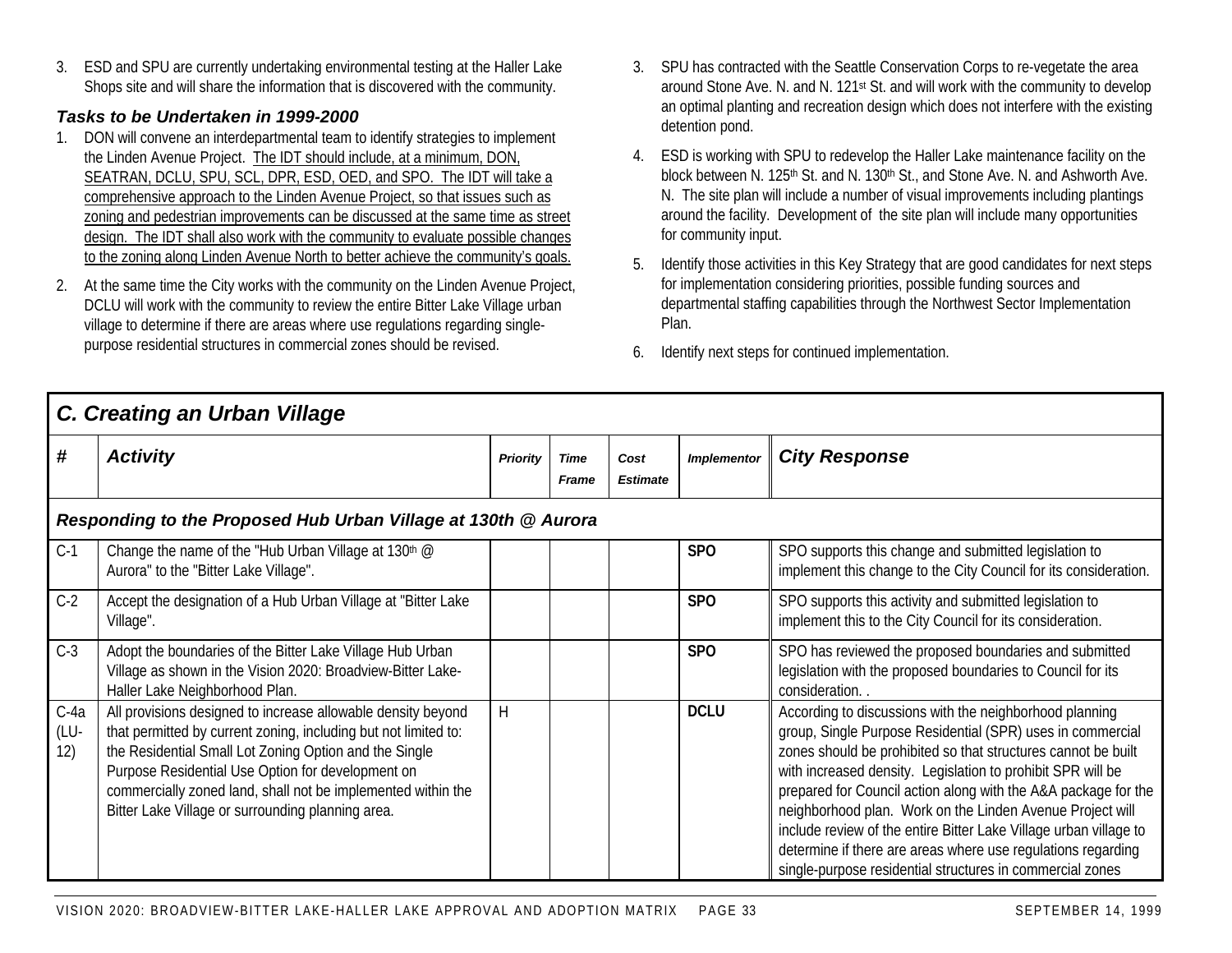3. ESD and SPU are currently undertaking environmental testing at the Haller Lake Shops site and will share the information that is discovered with the community.

### *Tasks to be Undertaken in 1999-2000*

1. DON will convene an interdepartmental team to identify strategies to implement the Linden Avenue Project. <u>The IDT should include, at a minimum, DON, SEATRAN, DCLU, SPU, SCL, DPR, ESD, OED, and SPO. The IDT will take a comprehensive approach to the Linden Avenue Project, so that issues such as zoning and pedestrian improvements can be discussed at the same time as street design. The IDT shall also work with the community to evaluate possible changes to the zoning along Linden Avenue North to better achieve the community's goals.</u>
2. At the same time the City works with the community on the Linden Avenue Project, DCLU will work with the community to review the entire Bitter Lake Village urban village to determine if there are areas where use regulations regarding single-purpose residential structures in commercial zones should be revised.
3. SPU has contracted with the Seattle Conservation Corps to re-vegetate the area around Stone Ave. N. and N. 121st St. and will work with the community to develop an optimal planting and recreation design which does not interfere with the existing detention pond.
4. ESD is working with SPU to redevelop the Haller Lake maintenance facility on the block between N. 125th St. and N. 130th St., and Stone Ave. N. and Ashworth Ave. N. The site plan will include a number of visual improvements including plantings around the facility. Development of the site plan will include many opportunities for community input.
5. Identify those activities in this Key Strategy that are good candidates for next steps for implementation considering priorities, possible funding sources and departmental staffing capabilities through the Northwest Sector Implementation Plan.
6. Identify next steps for continued implementation.

## *C. Creating an Urban Village*

| # | Activity | Priority | Time Frame | Cost Estimate | Implementor | City Response |
|---|---|---|---|---|---|---|
| ***Responding to the Proposed Hub Urban Village at 130th @ Aurora*** | | | | | | |
| C-1 | Change the name of the "Hub Urban Village at 130th @ Aurora" to the "Bitter Lake Village". | | | | **SPO** | SPO supports this change and submitted legislation to implement this change to the City Council for its consideration. |
| C-2 | Accept the designation of a Hub Urban Village at "Bitter Lake Village". | | | | **SPO** | SPO supports this activity and submitted legislation to implement this to the City Council for its consideration. |
| C-3 | Adopt the boundaries of the Bitter Lake Village Hub Urban Village as shown in the Vision 2020: Broadview-Bitter Lake-Haller Lake Neighborhood Plan. | | | | **SPO** | SPO has reviewed the proposed boundaries and submitted legislation with the proposed boundaries to Council for its consideration. . |
| C-4a (LU-12) | All provisions designed to increase allowable density beyond that permitted by current zoning, including but not limited to: the Residential Small Lot Zoning Option and the Single Purpose Residential Use Option for development on commercially zoned land, shall not be implemented within the Bitter Lake Village or surrounding planning area. | H | | | **DCLU** | According to discussions with the neighborhood planning group, Single Purpose Residential (SPR) uses in commercial zones should be prohibited so that structures cannot be built with increased density. Legislation to prohibit SPR will be prepared for Council action along with the A&A package for the neighborhood plan. Work on the Linden Avenue Project will include review of the entire Bitter Lake Village urban village to determine if there are areas where use regulations regarding single-purpose residential structures in commercial zones |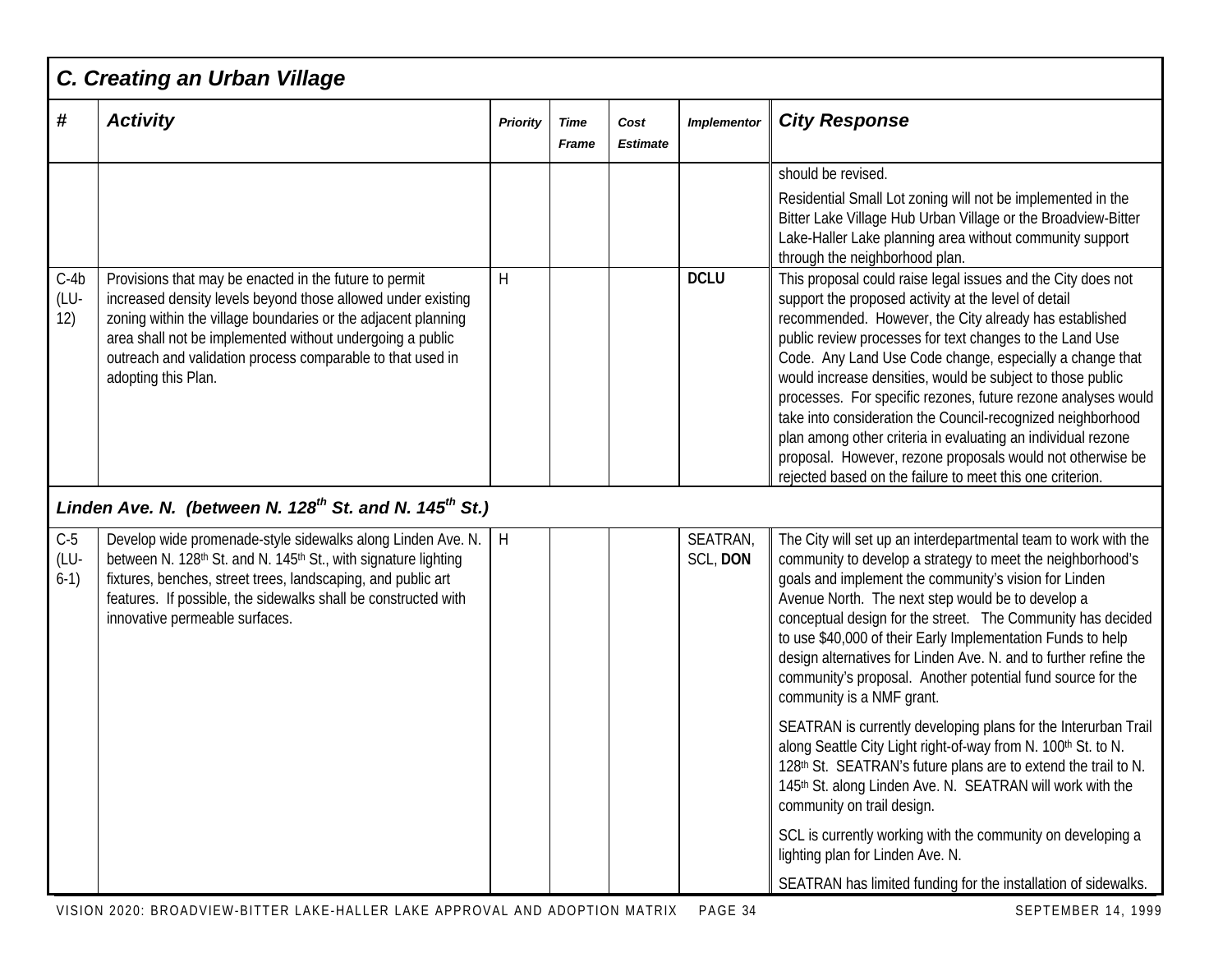## C. Creating an Urban Village

| # | Activity | Priority | Time Frame | Cost Estimate | Implementor | City Response |
|---|---|---|---|---|---|---|
| | | | | | | should be revised.<br><br>Residential Small Lot zoning will not be implemented in the Bitter Lake Village Hub Urban Village or the Broadview-Bitter Lake-Haller Lake planning area without community support through the neighborhood plan. |
| C-4b (LU-12) | Provisions that may be enacted in the future to permit increased density levels beyond those allowed under existing zoning within the village boundaries or the adjacent planning area shall not be implemented without undergoing a public outreach and validation process comparable to that used in adopting this Plan. | H | | | **DCLU** | This proposal could raise legal issues and the City does not support the proposed activity at the level of detail recommended. However, the City already has established public review processes for text changes to the Land Use Code. Any Land Use Code change, especially a change that would increase densities, would be subject to those public processes. For specific rezones, future rezone analyses would take into consideration the Council-recognized neighborhood plan among other criteria in evaluating an individual rezone proposal. However, rezone proposals would not otherwise be rejected based on the failure to meet this one criterion. |
| ***Linden Ave. N. (between N. 128th St. and N. 145th St.)*** | | | | | | |
| C-5 (LU-6-1) | Develop wide promenade-style sidewalks along Linden Ave. N. between N. 128th St. and N. 145th St., with signature lighting fixtures, benches, street trees, landscaping, and public art features. If possible, the sidewalks shall be constructed with innovative permeable surfaces. | H | | | SEATRAN, SCL, **DON** | The City will set up an interdepartmental team to work with the community to develop a strategy to meet the neighborhood's goals and implement the community's vision for Linden Avenue North. The next step would be to develop a conceptual design for the street. The Community has decided to use $40,000 of their Early Implementation Funds to help design alternatives for Linden Ave. N. and to further refine the community's proposal. Another potential fund source for the community is a NMF grant.<br><br>SEATRAN is currently developing plans for the Interurban Trail along Seattle City Light right-of-way from N. 100th St. to N. 128th St. SEATRAN's future plans are to extend the trail to N. 145th St. along Linden Ave. N. SEATRAN will work with the community on trail design.<br><br>SCL is currently working with the community on developing a lighting plan for Linden Ave. N.<br><br>SEATRAN has limited funding for the installation of sidewalks. |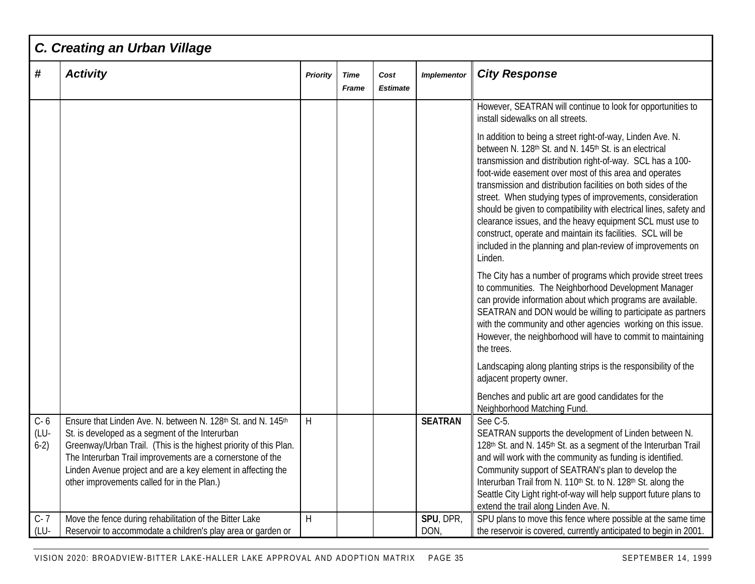## C. Creating an Urban Village

| # | Activity | Priority | Time Frame | Cost Estimate | Implementor | City Response |
|---|---|---|---|---|---|---|
| | | | | | | However, SEATRAN will continue to look for opportunities to install sidewalks on all streets.<br><br>In addition to being a street right-of-way, Linden Ave. N. between N. 128th St. and N. 145th St. is an electrical transmission and distribution right-of-way. SCL has a 100-foot-wide easement over most of this area and operates transmission and distribution facilities on both sides of the street. When studying types of improvements, consideration should be given to compatibility with electrical lines, safety and clearance issues, and the heavy equipment SCL must use to construct, operate and maintain its facilities. SCL will be included in the planning and plan-review of improvements on Linden.<br><br>The City has a number of programs which provide street trees to communities. The Neighborhood Development Manager can provide information about which programs are available. SEATRAN and DON would be willing to participate as partners with the community and other agencies working on this issue. However, the neighborhood will have to commit to maintaining the trees.<br><br>Landscaping along planting strips is the responsibility of the adjacent property owner.<br><br>Benches and public art are good candidates for the Neighborhood Matching Fund. |
| C- 6 (LU-6-2) | Ensure that Linden Ave. N. between N. 128th St. and N. 145th St. is developed as a segment of the Interurban Greenway/Urban Trail. (This is the highest priority of this Plan. The Interurban Trail improvements are a cornerstone of the Linden Avenue project and are a key element in affecting the other improvements called for in the Plan.) | H | | | **SEATRAN** | See C-5.<br>SEATRAN supports the development of Linden between N. 128th St. and N. 145th St. as a segment of the Interurban Trail and will work with the community as funding is identified. Community support of SEATRAN's plan to develop the Interurban Trail from N. 110th St. to N. 128th St. along the Seattle City Light right-of-way will help support future plans to extend the trail along Linden Ave. N. |
| C- 7 (LU- | Move the fence during rehabilitation of the Bitter Lake Reservoir to accommodate a children's play area or garden or | H | | | **SPU**, DPR, DON, | SPU plans to move this fence where possible at the same time the reservoir is covered, currently anticipated to begin in 2001. |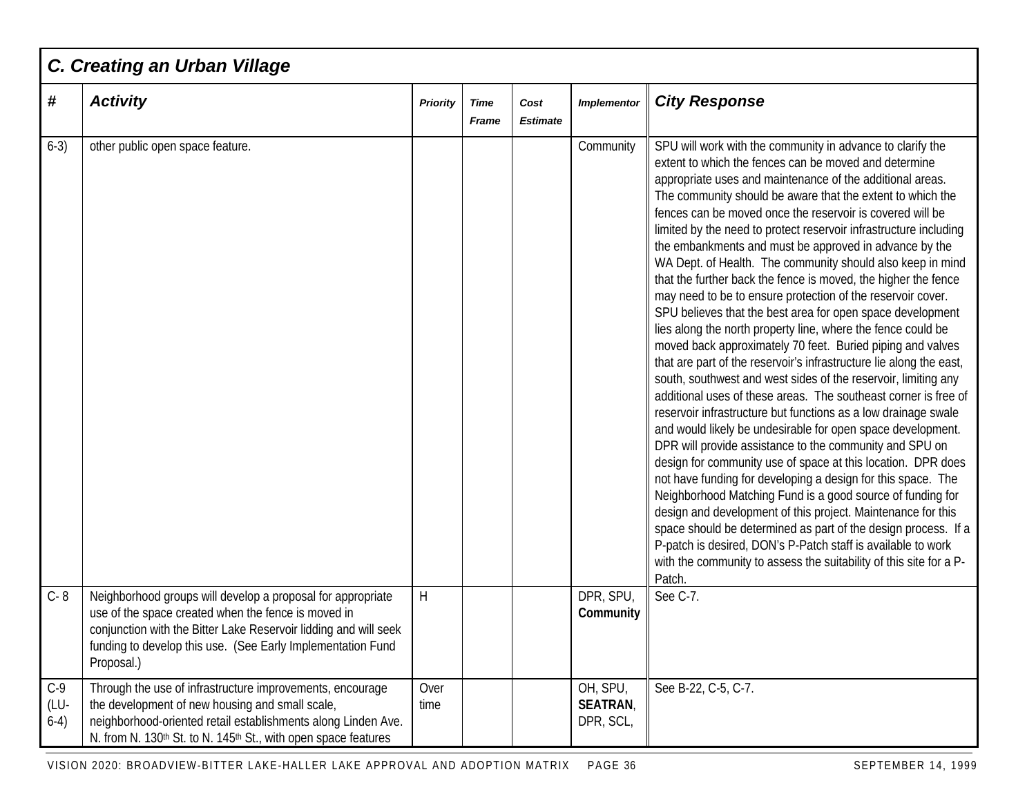## C. Creating an Urban Village

| # | Activity | Priority | Time Frame | Cost Estimate | Implementor | City Response |
|---|---|---|---|---|---|---|
| 6-3) | other public open space feature. | | | | Community | SPU will work with the community in advance to clarify the extent to which the fences can be moved and determine appropriate uses and maintenance of the additional areas. The community should be aware that the extent to which the fences can be moved once the reservoir is covered will be limited by the need to protect reservoir infrastructure including the embankments and must be approved in advance by the WA Dept. of Health. The community should also keep in mind that the further back the fence is moved, the higher the fence may need to be to ensure protection of the reservoir cover. SPU believes that the best area for open space development lies along the north property line, where the fence could be moved back approximately 70 feet. Buried piping and valves that are part of the reservoir's infrastructure lie along the east, south, southwest and west sides of the reservoir, limiting any additional uses of these areas. The southeast corner is free of reservoir infrastructure but functions as a low drainage swale and would likely be undesirable for open space development. DPR will provide assistance to the community and SPU on design for community use of space at this location. DPR does not have funding for developing a design for this space. The Neighborhood Matching Fund is a good source of funding for design and development of this project. Maintenance for this space should be determined as part of the design process. If a P-patch is desired, DON's P-Patch staff is available to work with the community to assess the suitability of this site for a P-Patch. |
| C- 8 | Neighborhood groups will develop a proposal for appropriate use of the space created when the fence is moved in conjunction with the Bitter Lake Reservoir lidding and will seek funding to develop this use. (See Early Implementation Fund Proposal.) | H | | | DPR, SPU, **Community** | See C-7. |
| C-9 (LU-6-4) | Through the use of infrastructure improvements, encourage the development of new housing and small scale, neighborhood-oriented retail establishments along Linden Ave. N. from N. 130th St. to N. 145th St., with open space features | Over time | | | OH, SPU, **SEATRAN**, DPR, SCL, | See B-22, C-5, C-7. |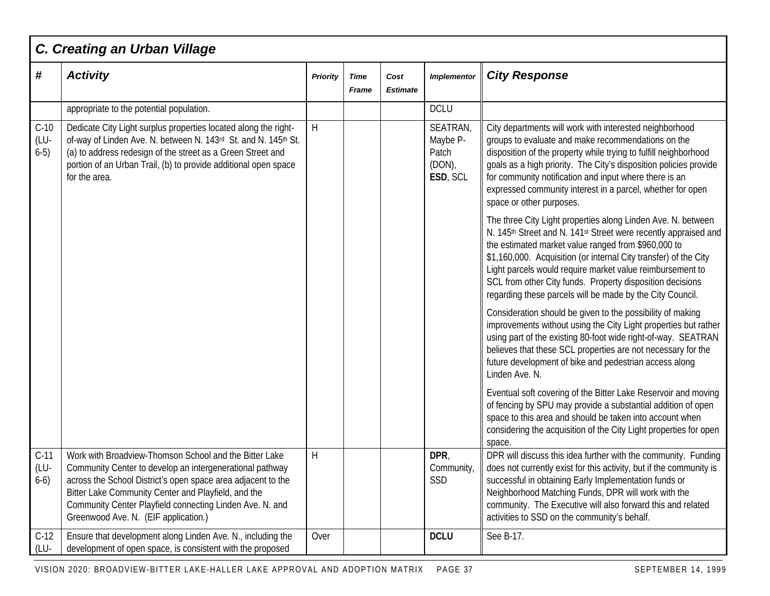## C. Creating an Urban Village

| # | Activity | Priority | Time Frame | Cost Estimate | Implementor | City Response |
|---|---|---|---|---|---|---|
| | appropriate to the potential population. | | | | DCLU | |
| C-10 (LU-6-5) | Dedicate City Light surplus properties located along the right-of-way of Linden Ave. N. between N. 143rd St. and N. 145th St. (a) to address redesign of the street as a Green Street and portion of an Urban Trail, (b) to provide additional open space for the area. | H | | | SEATRAN, Maybe P-Patch (DON), **ESD**, SCL | City departments will work with interested neighborhood groups to evaluate and make recommendations on the disposition of the property while trying to fulfill neighborhood goals as a high priority. The City's disposition policies provide for community notification and input where there is an expressed community interest in a parcel, whether for open space or other purposes.<br><br>The three City Light properties along Linden Ave. N. between N. 145th Street and N. 141st Street were recently appraised and the estimated market value ranged from $960,000 to $1,160,000. Acquisition (or internal City transfer) of the City Light parcels would require market value reimbursement to SCL from other City funds. Property disposition decisions regarding these parcels will be made by the City Council.<br><br>Consideration should be given to the possibility of making improvements without using the City Light properties but rather using part of the existing 80-foot wide right-of-way. SEATRAN believes that these SCL properties are not necessary for the future development of bike and pedestrian access along Linden Ave. N.<br><br>Eventual soft covering of the Bitter Lake Reservoir and moving of fencing by SPU may provide a substantial addition of open space to this area and should be taken into account when considering the acquisition of the City Light properties for open space. |
| C-11 (LU-6-6) | Work with Broadview-Thomson School and the Bitter Lake Community Center to develop an intergenerational pathway across the School District's open space area adjacent to the Bitter Lake Community Center and Playfield, and the Community Center Playfield connecting Linden Ave. N. and Greenwood Ave. N. (EIF application.) | H | | | **DPR**, Community, SSD | DPR will discuss this idea further with the community. Funding does not currently exist for this activity, but if the community is successful in obtaining Early Implementation funds or Neighborhood Matching Funds, DPR will work with the community. The Executive will also forward this and related activities to SSD on the community's behalf. |
| C-12 (LU- | Ensure that development along Linden Ave. N., including the development of open space, is consistent with the proposed | Over | | | **DCLU** | See B-17. |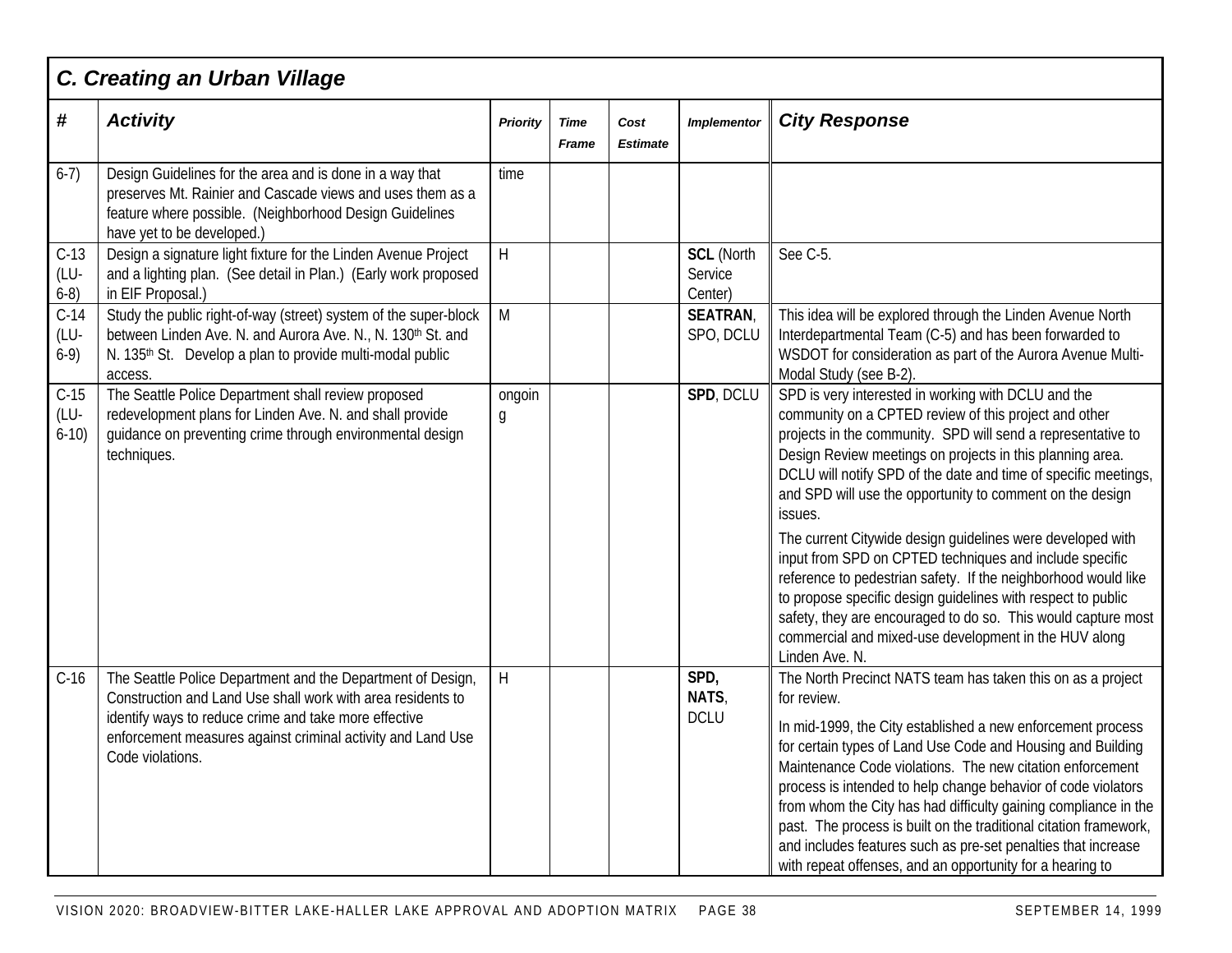## C. Creating an Urban Village

| # | Activity | Priority | Time Frame | Cost Estimate | Implementor | City Response |
|---|---|---|---|---|---|---|
| 6-7) | Design Guidelines for the area and is done in a way that preserves Mt. Rainier and Cascade views and uses them as a feature where possible. (Neighborhood Design Guidelines have yet to be developed.) | time | | | | |
| C-13 (LU-6-8) | Design a signature light fixture for the Linden Avenue Project and a lighting plan. (See detail in Plan.) (Early work proposed in EIF Proposal.) | H | | | **SCL** (North Service Center) | See C-5. |
| C-14 (LU-6-9) | Study the public right-of-way (street) system of the super-block between Linden Ave. N. and Aurora Ave. N., N. 130th St. and N. 135th St. Develop a plan to provide multi-modal public access. | M | | | **SEATRAN**, SPO, DCLU | This idea will be explored through the Linden Avenue North Interdepartmental Team (C-5) and has been forwarded to WSDOT for consideration as part of the Aurora Avenue Multi-Modal Study (see B-2). |
| C-15 (LU-6-10) | The Seattle Police Department shall review proposed redevelopment plans for Linden Ave. N. and shall provide guidance on preventing crime through environmental design techniques. | ongoing | | | **SPD**, DCLU | SPD is very interested in working with DCLU and the community on a CPTED review of this project and other projects in the community. SPD will send a representative to Design Review meetings on projects in this planning area. DCLU will notify SPD of the date and time of specific meetings, and SPD will use the opportunity to comment on the design issues.<br><br>The current Citywide design guidelines were developed with input from SPD on CPTED techniques and include specific reference to pedestrian safety. If the neighborhood would like to propose specific design guidelines with respect to public safety, they are encouraged to do so. This would capture most commercial and mixed-use development in the HUV along Linden Ave. N. |
| C-16 | The Seattle Police Department and the Department of Design, Construction and Land Use shall work with area residents to identify ways to reduce crime and take more effective enforcement measures against criminal activity and Land Use Code violations. | H | | | **SPD, NATS**, DCLU | The North Precinct NATS team has taken this on as a project for review.<br><br>In mid-1999, the City established a new enforcement process for certain types of Land Use Code and Housing and Building Maintenance Code violations. The new citation enforcement process is intended to help change behavior of code violators from whom the City has had difficulty gaining compliance in the past. The process is built on the traditional citation framework, and includes features such as pre-set penalties that increase with repeat offenses, and an opportunity for a hearing to |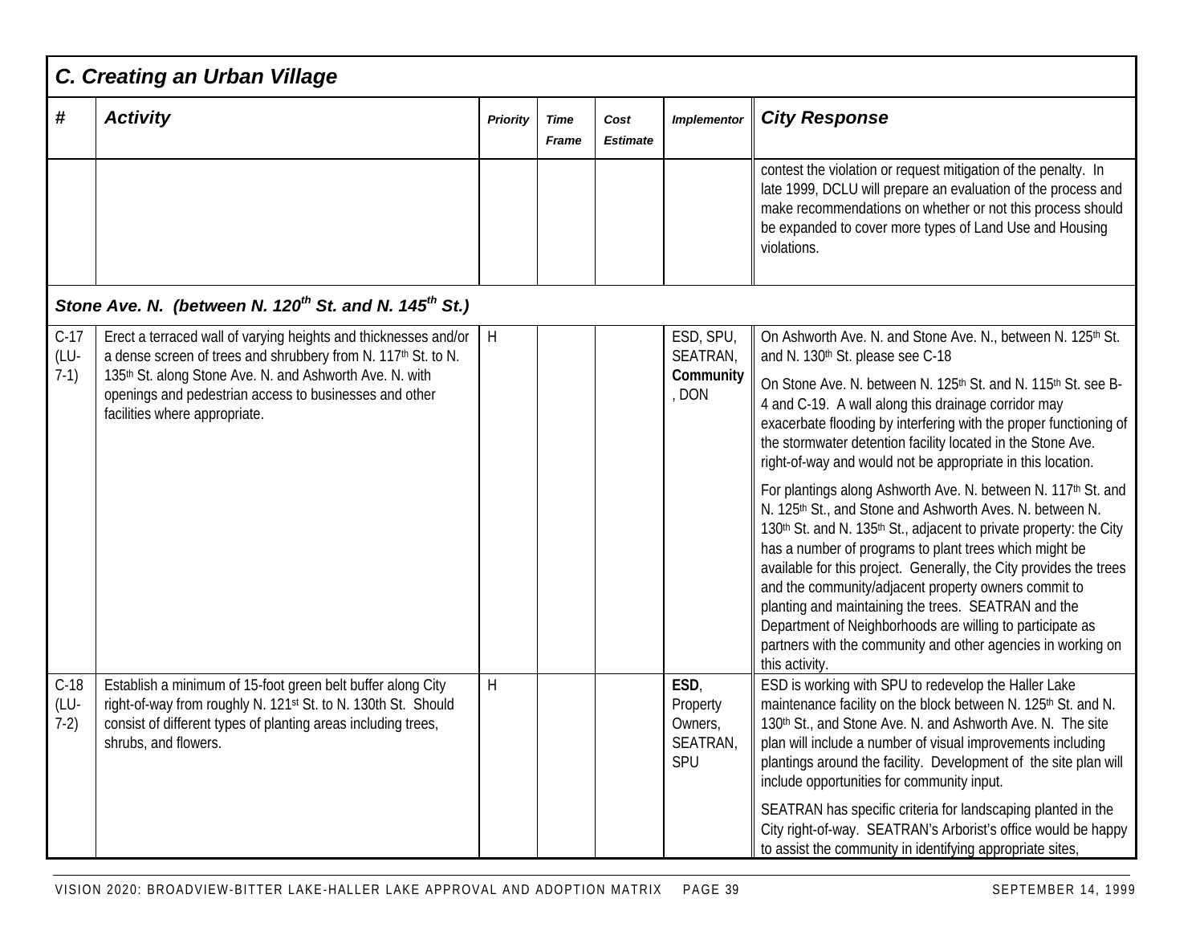## C. Creating an Urban Village

| # | Activity | Priority | Time Frame | Cost Estimate | Implementor | City Response |
|---|---|---|---|---|---|---|
| | | | | | | contest the violation or request mitigation of the penalty. In late 1999, DCLU will prepare an evaluation of the process and make recommendations on whether or not this process should be expanded to cover more types of Land Use and Housing violations. |
| ***Stone Ave. N. (between N. 120th St. and N. 145th St.)*** | | | | | | |
| C-17 (LU-7-1) | Erect a terraced wall of varying heights and thicknesses and/or a dense screen of trees and shrubbery from N. 117th St. to N. 135th St. along Stone Ave. N. and Ashworth Ave. N. with openings and pedestrian access to businesses and other facilities where appropriate. | H | | | ESD, SPU, SEATRAN, **Community**, DON | On Ashworth Ave. N. and Stone Ave. N., between N. 125th St. and N. 130th St. please see C-18<br><br>On Stone Ave. N. between N. 125th St. and N. 115th St. see B-4 and C-19. A wall along this drainage corridor may exacerbate flooding by interfering with the proper functioning of the stormwater detention facility located in the Stone Ave. right-of-way and would not be appropriate in this location.<br><br>For plantings along Ashworth Ave. N. between N. 117th St. and N. 125th St., and Stone and Ashworth Aves. N. between N. 130th St. and N. 135th St., adjacent to private property: the City has a number of programs to plant trees which might be available for this project. Generally, the City provides the trees and the community/adjacent property owners commit to planting and maintaining the trees. SEATRAN and the Department of Neighborhoods are willing to participate as partners with the community and other agencies in working on this activity. |
| C-18 (LU-7-2) | Establish a minimum of 15-foot green belt buffer along City right-of-way from roughly N. 121st St. to N. 130th St. Should consist of different types of planting areas including trees, shrubs, and flowers. | H | | | **ESD**, Property Owners, SEATRAN, SPU | ESD is working with SPU to redevelop the Haller Lake maintenance facility on the block between N. 125th St. and N. 130th St., and Stone Ave. N. and Ashworth Ave. N. The site plan will include a number of visual improvements including plantings around the facility. Development of the site plan will include opportunities for community input.<br><br>SEATRAN has specific criteria for landscaping planted in the City right-of-way. SEATRAN's Arborist's office would be happy to assist the community in identifying appropriate sites, |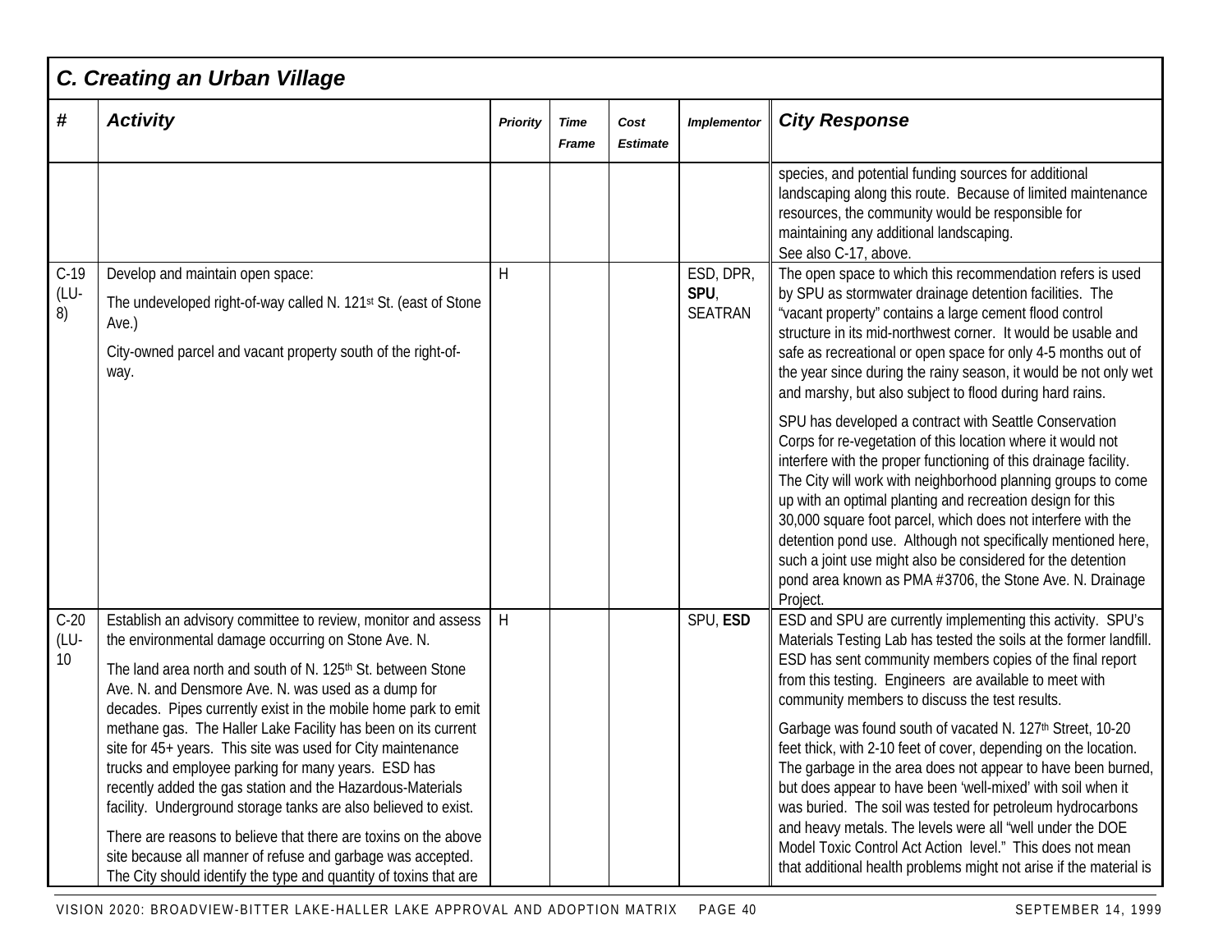## C. Creating an Urban Village

| # | Activity | Priority | Time Frame | Cost Estimate | Implementor | City Response |
|---|---|---|---|---|---|---|
| | | | | | | species, and potential funding sources for additional landscaping along this route. Because of limited maintenance resources, the community would be responsible for maintaining any additional landscaping. See also C-17, above. |
| C-19 (LU-8) | Develop and maintain open space:<br><br>The undeveloped right-of-way called N. 121st St. (east of Stone Ave.)<br><br>City-owned parcel and vacant property south of the right-of-way. | H | | | ESD, DPR, **SPU**, SEATRAN | The open space to which this recommendation refers is used by SPU as stormwater drainage detention facilities. The "vacant property" contains a large cement flood control structure in its mid-northwest corner. It would be usable and safe as recreational or open space for only 4-5 months out of the year since during the rainy season, it would be not only wet and marshy, but also subject to flood during hard rains.<br><br>SPU has developed a contract with Seattle Conservation Corps for re-vegetation of this location where it would not interfere with the proper functioning of this drainage facility. The City will work with neighborhood planning groups to come up with an optimal planting and recreation design for this 30,000 square foot parcel, which does not interfere with the detention pond use. Although not specifically mentioned here, such a joint use might also be considered for the detention pond area known as PMA #3706, the Stone Ave. N. Drainage Project. |
| C-20 (LU-10 | Establish an advisory committee to review, monitor and assess the environmental damage occurring on Stone Ave. N.<br><br>The land area north and south of N. 125th St. between Stone Ave. N. and Densmore Ave. N. was used as a dump for decades. Pipes currently exist in the mobile home park to emit methane gas. The Haller Lake Facility has been on its current site for 45+ years. This site was used for City maintenance trucks and employee parking for many years. ESD has recently added the gas station and the Hazardous-Materials facility. Underground storage tanks are also believed to exist.<br><br>There are reasons to believe that there are toxins on the above site because all manner of refuse and garbage was accepted. The City should identify the type and quantity of toxins that are | H | | | SPU, **ESD** | ESD and SPU are currently implementing this activity. SPU's Materials Testing Lab has tested the soils at the former landfill. ESD has sent community members copies of the final report from this testing. Engineers are available to meet with community members to discuss the test results.<br><br>Garbage was found south of vacated N. 127th Street, 10-20 feet thick, with 2-10 feet of cover, depending on the location. The garbage in the area does not appear to have been burned, but does appear to have been 'well-mixed' with soil when it was buried. The soil was tested for petroleum hydrocarbons and heavy metals. The levels were all "well under the DOE Model Toxic Control Act Action level." This does not mean that additional health problems might not arise if the material is |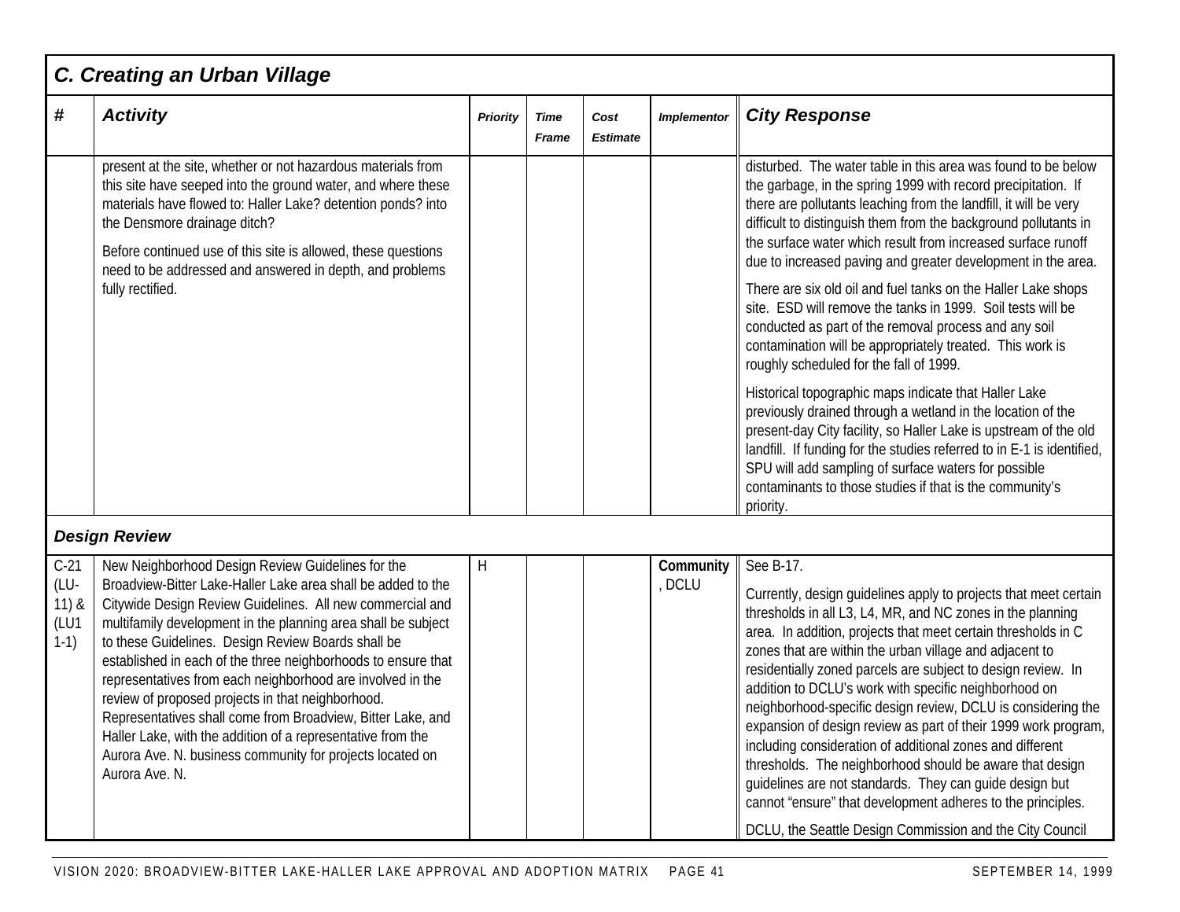## C. Creating an Urban Village

| # | Activity | Priority | Time Frame | Cost Estimate | Implementor | City Response |
|---|---|---|---|---|---|---|
| | present at the site, whether or not hazardous materials from this site have seeped into the ground water, and where these materials have flowed to: Haller Lake? detention ponds? into the Densmore drainage ditch?<br><br>Before continued use of this site is allowed, these questions need to be addressed and answered in depth, and problems fully rectified. | | | | | disturbed. The water table in this area was found to be below the garbage, in the spring 1999 with record precipitation. If there are pollutants leaching from the landfill, it will be very difficult to distinguish them from the background pollutants in the surface water which result from increased surface runoff due to increased paving and greater development in the area.<br><br>There are six old oil and fuel tanks on the Haller Lake shops site. ESD will remove the tanks in 1999. Soil tests will be conducted as part of the removal process and any soil contamination will be appropriately treated. This work is roughly scheduled for the fall of 1999.<br><br>Historical topographic maps indicate that Haller Lake previously drained through a wetland in the location of the present-day City facility, so Haller Lake is upstream of the old landfill. If funding for the studies referred to in E-1 is identified, SPU will add sampling of surface waters for possible contaminants to those studies if that is the community's priority. |
| ***Design Review*** | | | | | | |
| C-21 (LU-11) & (LU11-1) | New Neighborhood Design Review Guidelines for the Broadview-Bitter Lake-Haller Lake area shall be added to the Citywide Design Review Guidelines. All new commercial and multifamily development in the planning area shall be subject to these Guidelines. Design Review Boards shall be established in each of the three neighborhoods to ensure that representatives from each neighborhood are involved in the review of proposed projects in that neighborhood. Representatives shall come from Broadview, Bitter Lake, and Haller Lake, with the addition of a representative from the Aurora Ave. N. business community for projects located on Aurora Ave. N. | H | | | **Community**, DCLU | See B-17.<br><br>Currently, design guidelines apply to projects that meet certain thresholds in all L3, L4, MR, and NC zones in the planning area. In addition, projects that meet certain thresholds in C zones that are within the urban village and adjacent to residentially zoned parcels are subject to design review. In addition to DCLU's work with specific neighborhood on neighborhood-specific design review, DCLU is considering the expansion of design review as part of their 1999 work program, including consideration of additional zones and different thresholds. The neighborhood should be aware that design guidelines are not standards. They can guide design but cannot "ensure" that development adheres to the principles.<br><br>DCLU, the Seattle Design Commission and the City Council |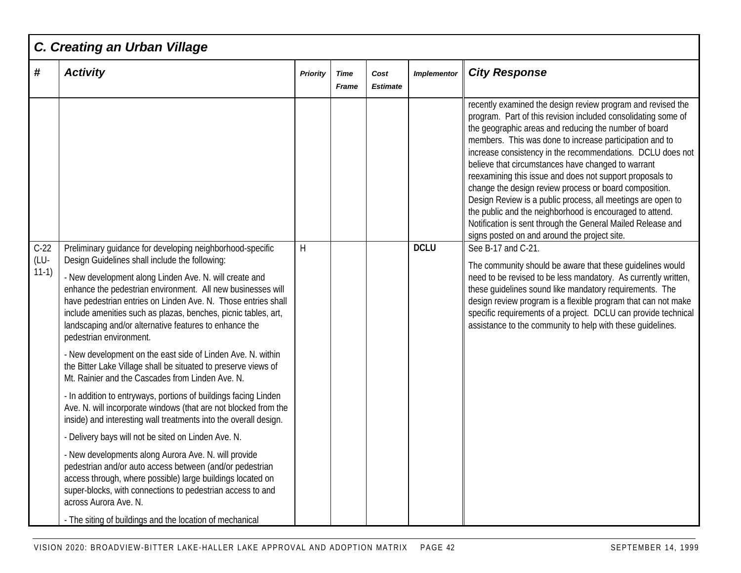## C. Creating an Urban Village

| # | Activity | Priority | Time Frame | Cost Estimate | Implementor | City Response |
|---|---|---|---|---|---|---|
| | | | | | | recently examined the design review program and revised the program. Part of this revision included consolidating some of the geographic areas and reducing the number of board members. This was done to increase participation and to increase consistency in the recommendations. DCLU does not believe that circumstances have changed to warrant reexamining this issue and does not support proposals to change the design review process or board composition. Design Review is a public process, all meetings are open to the public and the neighborhood is encouraged to attend. Notification is sent through the General Mailed Release and signs posted on and around the project site. |
| C-22 (LU-11-1) | Preliminary guidance for developing neighborhood-specific Design Guidelines shall include the following:<br><br>- New development along Linden Ave. N. will create and enhance the pedestrian environment. All new businesses will have pedestrian entries on Linden Ave. N. Those entries shall include amenities such as plazas, benches, picnic tables, art, landscaping and/or alternative features to enhance the pedestrian environment.<br><br>- New development on the east side of Linden Ave. N. within the Bitter Lake Village shall be situated to preserve views of Mt. Rainier and the Cascades from Linden Ave. N.<br><br>- In addition to entryways, portions of buildings facing Linden Ave. N. will incorporate windows (that are not blocked from the inside) and interesting wall treatments into the overall design.<br><br>- Delivery bays will not be sited on Linden Ave. N.<br><br>- New developments along Aurora Ave. N. will provide pedestrian and/or auto access between (and/or pedestrian access through, where possible) large buildings located on super-blocks, with connections to pedestrian access to and across Aurora Ave. N.<br><br>- The siting of buildings and the location of mechanical | H | | | **DCLU** | See B-17 and C-21.<br><br>The community should be aware that these guidelines would need to be revised to be less mandatory. As currently written, these guidelines sound like mandatory requirements. The design review program is a flexible program that can not make specific requirements of a project. DCLU can provide technical assistance to the community to help with these guidelines. |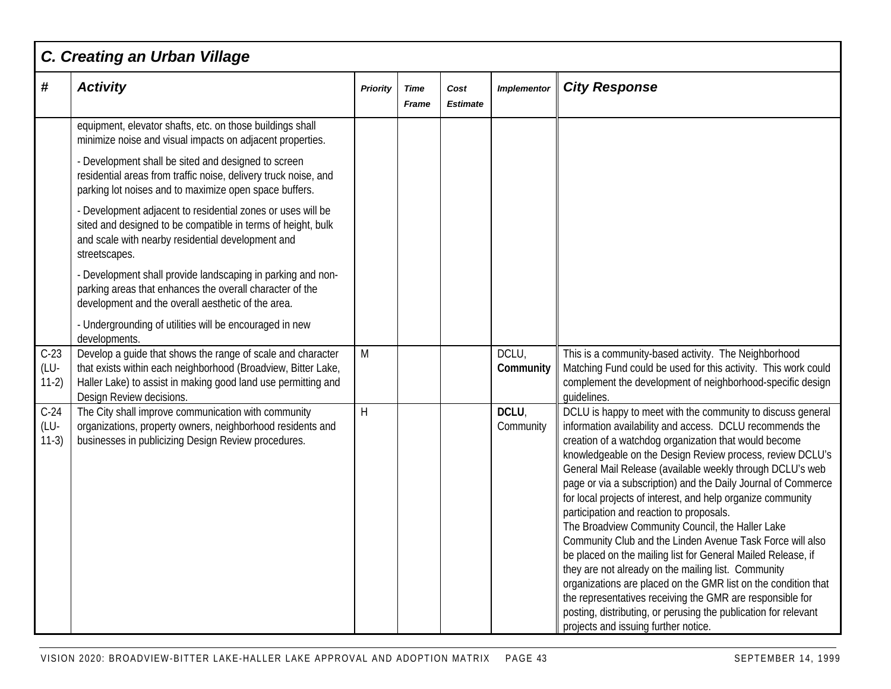| C. Creating an Urban Village | | | | | | |
|---|---|---|---|---|---|---|
| **#** | **Activity** | **Priority** | **Time Frame** | **Cost Estimate** | **Implementor** | **City Response** |
| | equipment, elevator shafts, etc. on those buildings shall minimize noise and visual impacts on adjacent properties.<br><br>- Development shall be sited and designed to screen residential areas from traffic noise, delivery truck noise, and parking lot noises and to maximize open space buffers.<br><br>- Development adjacent to residential zones or uses will be sited and designed to be compatible in terms of height, bulk and scale with nearby residential development and streetscapes.<br><br>- Development shall provide landscaping in parking and non-parking areas that enhances the overall character of the development and the overall aesthetic of the area.<br><br>- Undergrounding of utilities will be encouraged in new developments. | | | | | |
| C-23 (LU-11-2) | Develop a guide that shows the range of scale and character that exists within each neighborhood (Broadview, Bitter Lake, Haller Lake) to assist in making good land use permitting and Design Review decisions. | M | | | DCLU, **Community** | This is a community-based activity. The Neighborhood Matching Fund could be used for this activity. This work could complement the development of neighborhood-specific design guidelines. |
| C-24 (LU-11-3) | The City shall improve communication with community organizations, property owners, neighborhood residents and businesses in publicizing Design Review procedures. | H | | | **DCLU**, Community | DCLU is happy to meet with the community to discuss general information availability and access. DCLU recommends the creation of a watchdog organization that would become knowledgeable on the Design Review process, review DCLU's General Mail Release (available weekly through DCLU's web page or via a subscription) and the Daily Journal of Commerce for local projects of interest, and help organize community participation and reaction to proposals.<br>The Broadview Community Council, the Haller Lake Community Club and the Linden Avenue Task Force will also be placed on the mailing list for General Mailed Release, if they are not already on the mailing list. Community organizations are placed on the GMR list on the condition that the representatives receiving the GMR are responsible for posting, distributing, or perusing the publication for relevant projects and issuing further notice. |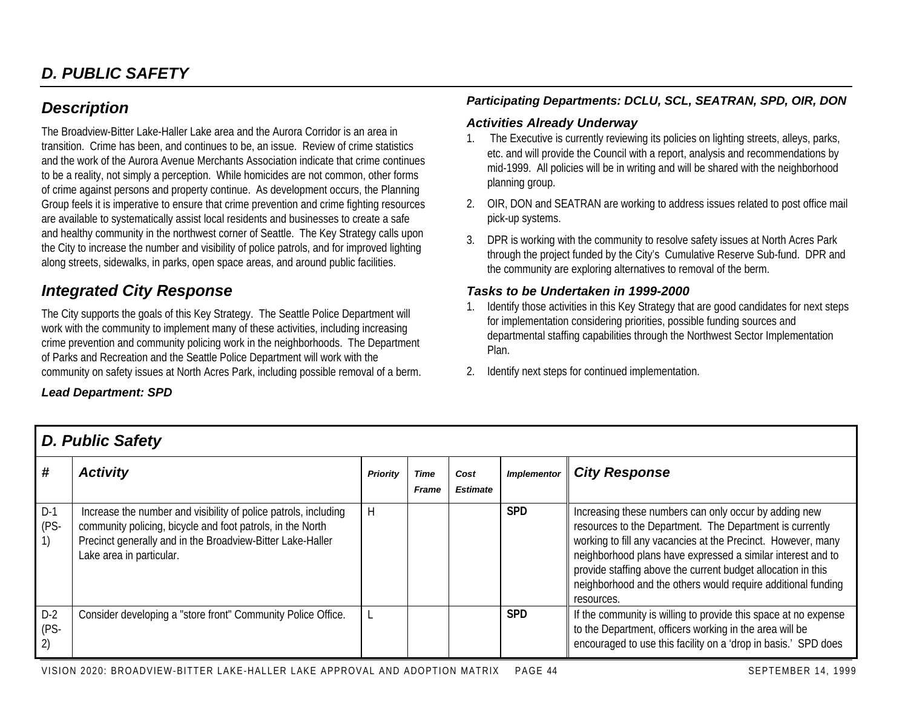## D. PUBLIC SAFETY

### Description

The Broadview-Bitter Lake-Haller Lake area and the Aurora Corridor is an area in transition. Crime has been, and continues to be, an issue. Review of crime statistics and the work of the Aurora Avenue Merchants Association indicate that crime continues to be a reality, not simply a perception. While homicides are not common, other forms of crime against persons and property continue. As development occurs, the Planning Group feels it is imperative to ensure that crime prevention and crime fighting resources are available to systematically assist local residents and businesses to create a safe and healthy community in the northwest corner of Seattle. The Key Strategy calls upon the City to increase the number and visibility of police patrols, and for improved lighting along streets, sidewalks, in parks, open space areas, and around public facilities.

### Integrated City Response

The City supports the goals of this Key Strategy. The Seattle Police Department will work with the community to implement many of these activities, including increasing crime prevention and community policing work in the neighborhoods. The Department of Parks and Recreation and the Seattle Police Department will work with the community on safety issues at North Acres Park, including possible removal of a berm.

***Lead Department: SPD***

***Participating Departments: DCLU, SCL, SEATRAN, SPD, OIR, DON***

#### Activities Already Underway

1. The Executive is currently reviewing its policies on lighting streets, alleys, parks, etc. and will provide the Council with a report, analysis and recommendations by mid-1999. All policies will be in writing and will be shared with the neighborhood planning group.
2. OIR, DON and SEATRAN are working to address issues related to post office mail pick-up systems.
3. DPR is working with the community to resolve safety issues at North Acres Park through the project funded by the City's Cumulative Reserve Sub-fund. DPR and the community are exploring alternatives to removal of the berm.

#### Tasks to be Undertaken in 1999-2000

1. Identify those activities in this Key Strategy that are good candidates for next steps for implementation considering priorities, possible funding sources and departmental staffing capabilities through the Northwest Sector Implementation Plan.
2. Identify next steps for continued implementation.

### D. Public Safety

| # | Activity | Priority | Time Frame | Cost Estimate | Implementor | City Response |
|---|---|---|---|---|---|---|
| D-1 (PS-1) | Increase the number and visibility of police patrols, including community policing, bicycle and foot patrols, in the North Precinct generally and in the Broadview-Bitter Lake-Haller Lake area in particular. | H | | | **SPD** | Increasing these numbers can only occur by adding new resources to the Department. The Department is currently working to fill any vacancies at the Precinct. However, many neighborhood plans have expressed a similar interest and to provide staffing above the current budget allocation in this neighborhood and the others would require additional funding resources. |
| D-2 (PS-2) | Consider developing a "store front" Community Police Office. | L | | | **SPD** | If the community is willing to provide this space at no expense to the Department, officers working in the area will be encouraged to use this facility on a 'drop in basis.' SPD does |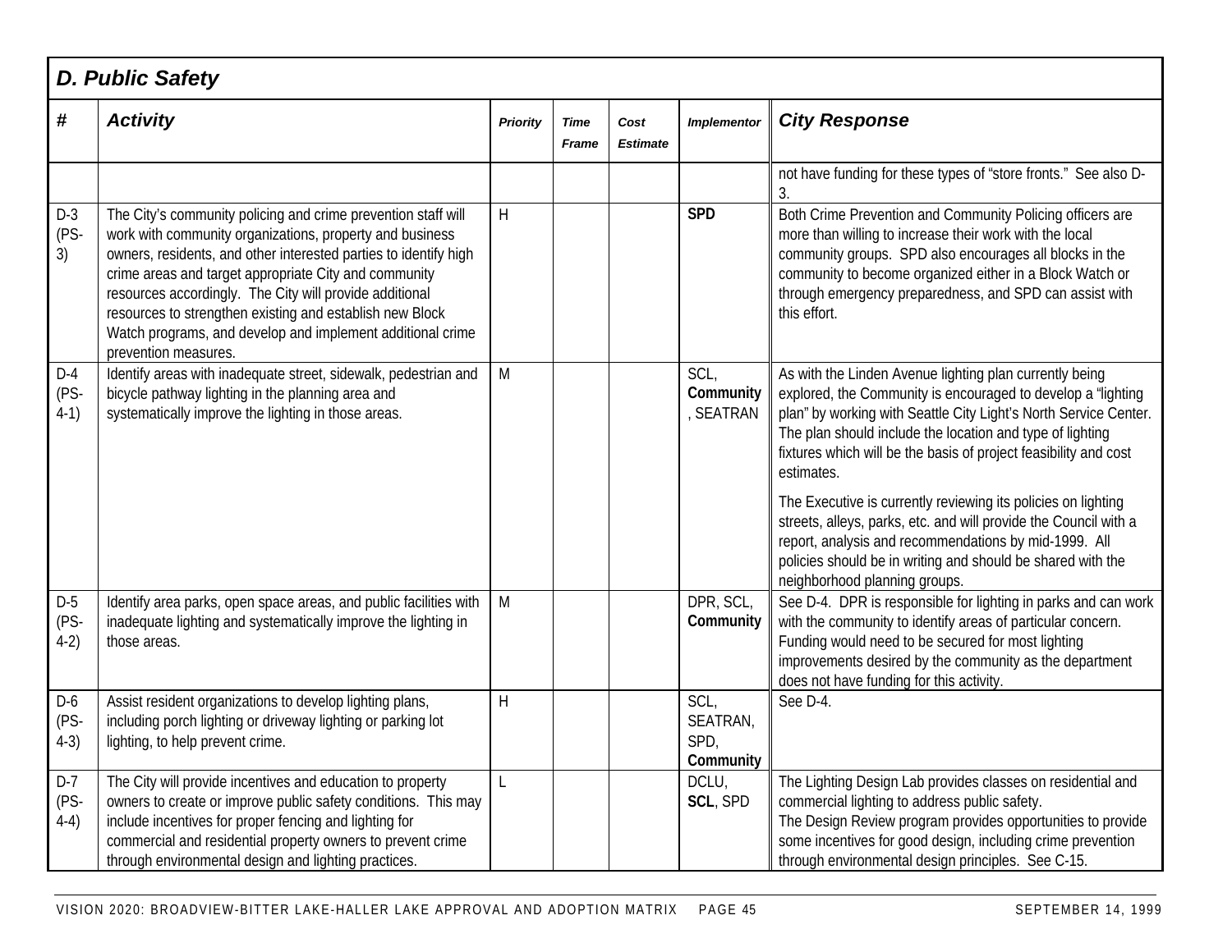## D. Public Safety

| # | Activity | Priority | Time Frame | Cost Estimate | Implementor | City Response |
|---|---|---|---|---|---|---|
| | | | | | | not have funding for these types of "store fronts." See also D-3. |
| D-3 (PS-3) | The City's community policing and crime prevention staff will work with community organizations, property and business owners, residents, and other interested parties to identify high crime areas and target appropriate City and community resources accordingly. The City will provide additional resources to strengthen existing and establish new Block Watch programs, and develop and implement additional crime prevention measures. | H | | | **SPD** | Both Crime Prevention and Community Policing officers are more than willing to increase their work with the local community groups. SPD also encourages all blocks in the community to become organized either in a Block Watch or through emergency preparedness, and SPD can assist with this effort. |
| D-4 (PS-4-1) | Identify areas with inadequate street, sidewalk, pedestrian and bicycle pathway lighting in the planning area and systematically improve the lighting in those areas. | M | | | SCL, **Community**, SEATRAN | As with the Linden Avenue lighting plan currently being explored, the Community is encouraged to develop a "lighting plan" by working with Seattle City Light's North Service Center. The plan should include the location and type of lighting fixtures which will be the basis of project feasibility and cost estimates.<br><br>The Executive is currently reviewing its policies on lighting streets, alleys, parks, etc. and will provide the Council with a report, analysis and recommendations by mid-1999. All policies should be in writing and should be shared with the neighborhood planning groups. |
| D-5 (PS-4-2) | Identify area parks, open space areas, and public facilities with inadequate lighting and systematically improve the lighting in those areas. | M | | | DPR, SCL, **Community** | See D-4. DPR is responsible for lighting in parks and can work with the community to identify areas of particular concern. Funding would need to be secured for most lighting improvements desired by the community as the department does not have funding for this activity. |
| D-6 (PS-4-3) | Assist resident organizations to develop lighting plans, including porch lighting or driveway lighting or parking lot lighting, to help prevent crime. | H | | | SCL, SEATRAN, SPD, **Community** | See D-4. |
| D-7 (PS-4-4) | The City will provide incentives and education to property owners to create or improve public safety conditions. This may include incentives for proper fencing and lighting for commercial and residential property owners to prevent crime through environmental design and lighting practices. | L | | | DCLU, **SCL**, SPD | The Lighting Design Lab provides classes on residential and commercial lighting to address public safety.<br>The Design Review program provides opportunities to provide some incentives for good design, including crime prevention through environmental design principles. See C-15. |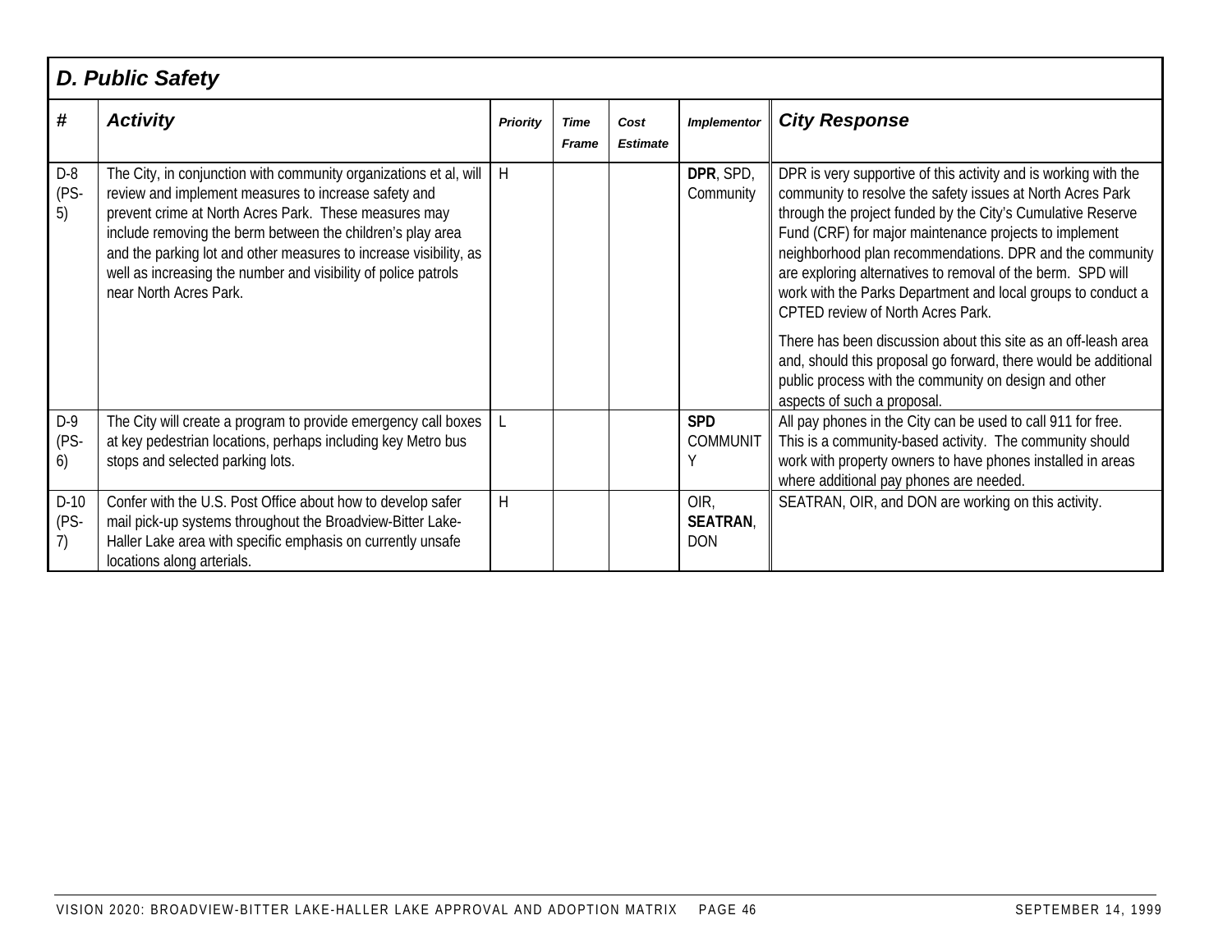## D. Public Safety

| # | Activity | Priority | Time Frame | Cost Estimate | Implementor | City Response |
|---|---|---|---|---|---|---|
| D-8 (PS-5) | The City, in conjunction with community organizations et al, will review and implement measures to increase safety and prevent crime at North Acres Park. These measures may include removing the berm between the children's play area and the parking lot and other measures to increase visibility, as well as increasing the number and visibility of police patrols near North Acres Park. | H | | | **DPR**, SPD, Community | DPR is very supportive of this activity and is working with the community to resolve the safety issues at North Acres Park through the project funded by the City's Cumulative Reserve Fund (CRF) for major maintenance projects to implement neighborhood plan recommendations. DPR and the community are exploring alternatives to removal of the berm. SPD will work with the Parks Department and local groups to conduct a CPTED review of North Acres Park.<br><br>There has been discussion about this site as an off-leash area and, should this proposal go forward, there would be additional public process with the community on design and other aspects of such a proposal. |
| D-9 (PS-6) | The City will create a program to provide emergency call boxes at key pedestrian locations, perhaps including key Metro bus stops and selected parking lots. | L | | | **SPD** COMMUNITY | All pay phones in the City can be used to call 911 for free. This is a community-based activity. The community should work with property owners to have phones installed in areas where additional pay phones are needed. |
| D-10 (PS-7) | Confer with the U.S. Post Office about how to develop safer mail pick-up systems throughout the Broadview-Bitter Lake-Haller Lake area with specific emphasis on currently unsafe locations along arterials. | H | | | OIR, **SEATRAN**, DON | SEATRAN, OIR, and DON are working on this activity. |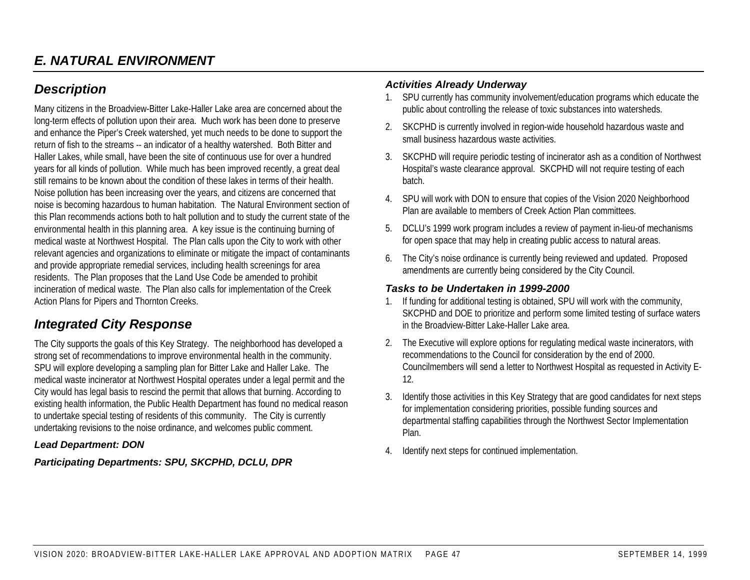# E. NATURAL ENVIRONMENT

## Description

Many citizens in the Broadview-Bitter Lake-Haller Lake area are concerned about the long-term effects of pollution upon their area. Much work has been done to preserve and enhance the Piper's Creek watershed, yet much needs to be done to support the return of fish to the streams -- an indicator of a healthy watershed. Both Bitter and Haller Lakes, while small, have been the site of continuous use for over a hundred years for all kinds of pollution. While much has been improved recently, a great deal still remains to be known about the condition of these lakes in terms of their health. Noise pollution has been increasing over the years, and citizens are concerned that noise is becoming hazardous to human habitation. The Natural Environment section of this Plan recommends actions both to halt pollution and to study the current state of the environmental health in this planning area. A key issue is the continuing burning of medical waste at Northwest Hospital. The Plan calls upon the City to work with other relevant agencies and organizations to eliminate or mitigate the impact of contaminants and provide appropriate remedial services, including health screenings for area residents. The Plan proposes that the Land Use Code be amended to prohibit incineration of medical waste. The Plan also calls for implementation of the Creek Action Plans for Pipers and Thornton Creeks.

## Integrated City Response

The City supports the goals of this Key Strategy. The neighborhood has developed a strong set of recommendations to improve environmental health in the community. SPU will explore developing a sampling plan for Bitter Lake and Haller Lake. The medical waste incinerator at Northwest Hospital operates under a legal permit and the City would has legal basis to rescind the permit that allows that burning. According to existing health information, the Public Health Department has found no medical reason to undertake special testing of residents of this community. The City is currently undertaking revisions to the noise ordinance, and welcomes public comment.

***Lead Department: DON***

***Participating Departments: SPU, SKCPHD, DCLU, DPR***

### Activities Already Underway

1. SPU currently has community involvement/education programs which educate the public about controlling the release of toxic substances into watersheds.
2. SKCPHD is currently involved in region-wide household hazardous waste and small business hazardous waste activities.
3. SKCPHD will require periodic testing of incinerator ash as a condition of Northwest Hospital's waste clearance approval. SKCPHD will not require testing of each batch.
4. SPU will work with DON to ensure that copies of the Vision 2020 Neighborhood Plan are available to members of Creek Action Plan committees.
5. DCLU's 1999 work program includes a review of payment in-lieu-of mechanisms for open space that may help in creating public access to natural areas.
6. The City's noise ordinance is currently being reviewed and updated. Proposed amendments are currently being considered by the City Council.

### Tasks to be Undertaken in 1999-2000

1. If funding for additional testing is obtained, SPU will work with the community, SKCPHD and DOE to prioritize and perform some limited testing of surface waters in the Broadview-Bitter Lake-Haller Lake area.
2. The Executive will explore options for regulating medical waste incinerators, with recommendations to the Council for consideration by the end of 2000. Councilmembers will send a letter to Northwest Hospital as requested in Activity E-12.
3. Identify those activities in this Key Strategy that are good candidates for next steps for implementation considering priorities, possible funding sources and departmental staffing capabilities through the Northwest Sector Implementation Plan.
4. Identify next steps for continued implementation.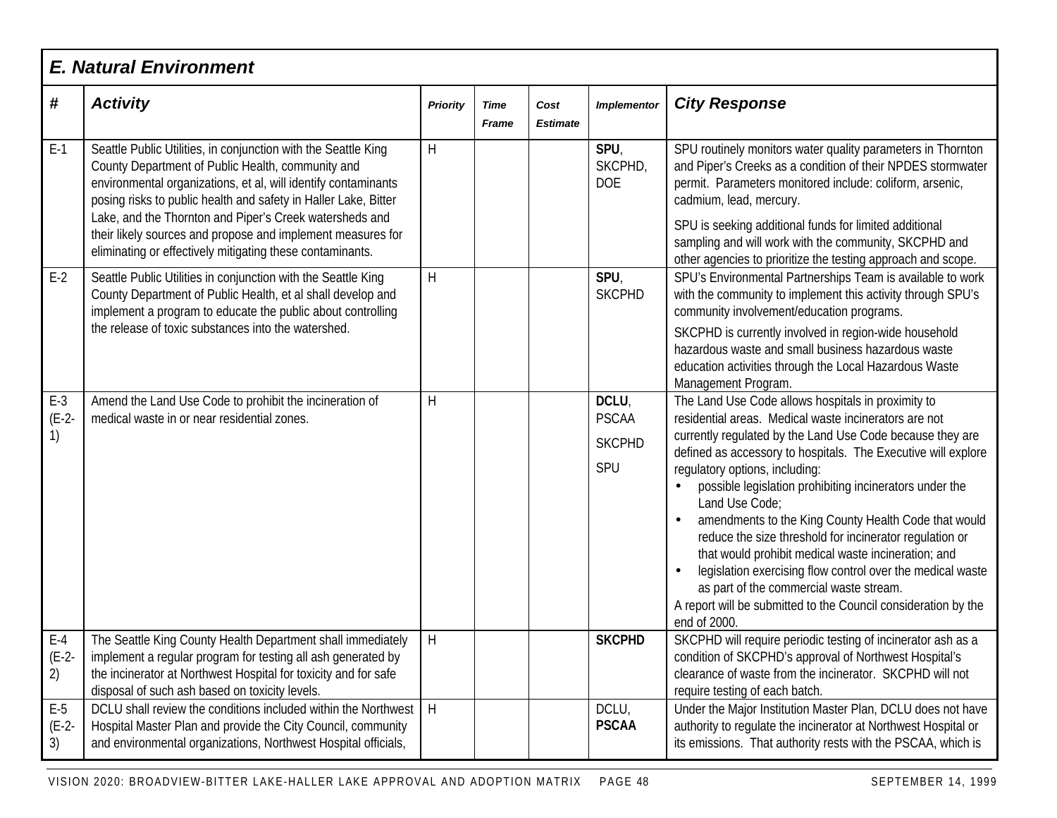## E. Natural Environment

| # | Activity | Priority | Time Frame | Cost Estimate | Implementor | City Response |
|---|---|---|---|---|---|---|
| E-1 | Seattle Public Utilities, in conjunction with the Seattle King County Department of Public Health, community and environmental organizations, et al, will identify contaminants posing risks to public health and safety in Haller Lake, Bitter Lake, and the Thornton and Piper's Creek watersheds and their likely sources and propose and implement measures for eliminating or effectively mitigating these contaminants. | H | | | **SPU**, SKCPHD, DOE | SPU routinely monitors water quality parameters in Thornton and Piper's Creeks as a condition of their NPDES stormwater permit. Parameters monitored include: coliform, arsenic, cadmium, lead, mercury.<br><br>SPU is seeking additional funds for limited additional sampling and will work with the community, SKCPHD and other agencies to prioritize the testing approach and scope. |
| E-2 | Seattle Public Utilities in conjunction with the Seattle King County Department of Public Health, et al shall develop and implement a program to educate the public about controlling the release of toxic substances into the watershed. | H | | | **SPU**, SKCPHD | SPU's Environmental Partnerships Team is available to work with the community to implement this activity through SPU's community involvement/education programs.<br><br>SKCPHD is currently involved in region-wide household hazardous waste and small business hazardous waste education activities through the Local Hazardous Waste Management Program. |
| E-3 (E-2-1) | Amend the Land Use Code to prohibit the incineration of medical waste in or near residential zones. | H | | | **DCLU**, PSCAA<br><br>SKCPHD<br><br>SPU | The Land Use Code allows hospitals in proximity to residential areas. Medical waste incinerators are not currently regulated by the Land Use Code because they are defined as accessory to hospitals. The Executive will explore regulatory options, including:<br>• possible legislation prohibiting incinerators under the Land Use Code;<br>• amendments to the King County Health Code that would reduce the size threshold for incinerator regulation or that would prohibit medical waste incineration; and<br>• legislation exercising flow control over the medical waste as part of the commercial waste stream.<br>A report will be submitted to the Council consideration by the end of 2000. |
| E-4 (E-2-2) | The Seattle King County Health Department shall immediately implement a regular program for testing all ash generated by the incinerator at Northwest Hospital for toxicity and for safe disposal of such ash based on toxicity levels. | H | | | **SKCPHD** | SKCPHD will require periodic testing of incinerator ash as a condition of SKCPHD's approval of Northwest Hospital's clearance of waste from the incinerator. SKCPHD will not require testing of each batch. |
| E-5 (E-2-3) | DCLU shall review the conditions included within the Northwest Hospital Master Plan and provide the City Council, community and environmental organizations, Northwest Hospital officials, | H | | | DCLU, **PSCAA** | Under the Major Institution Master Plan, DCLU does not have authority to regulate the incinerator at Northwest Hospital or its emissions. That authority rests with the PSCAA, which is |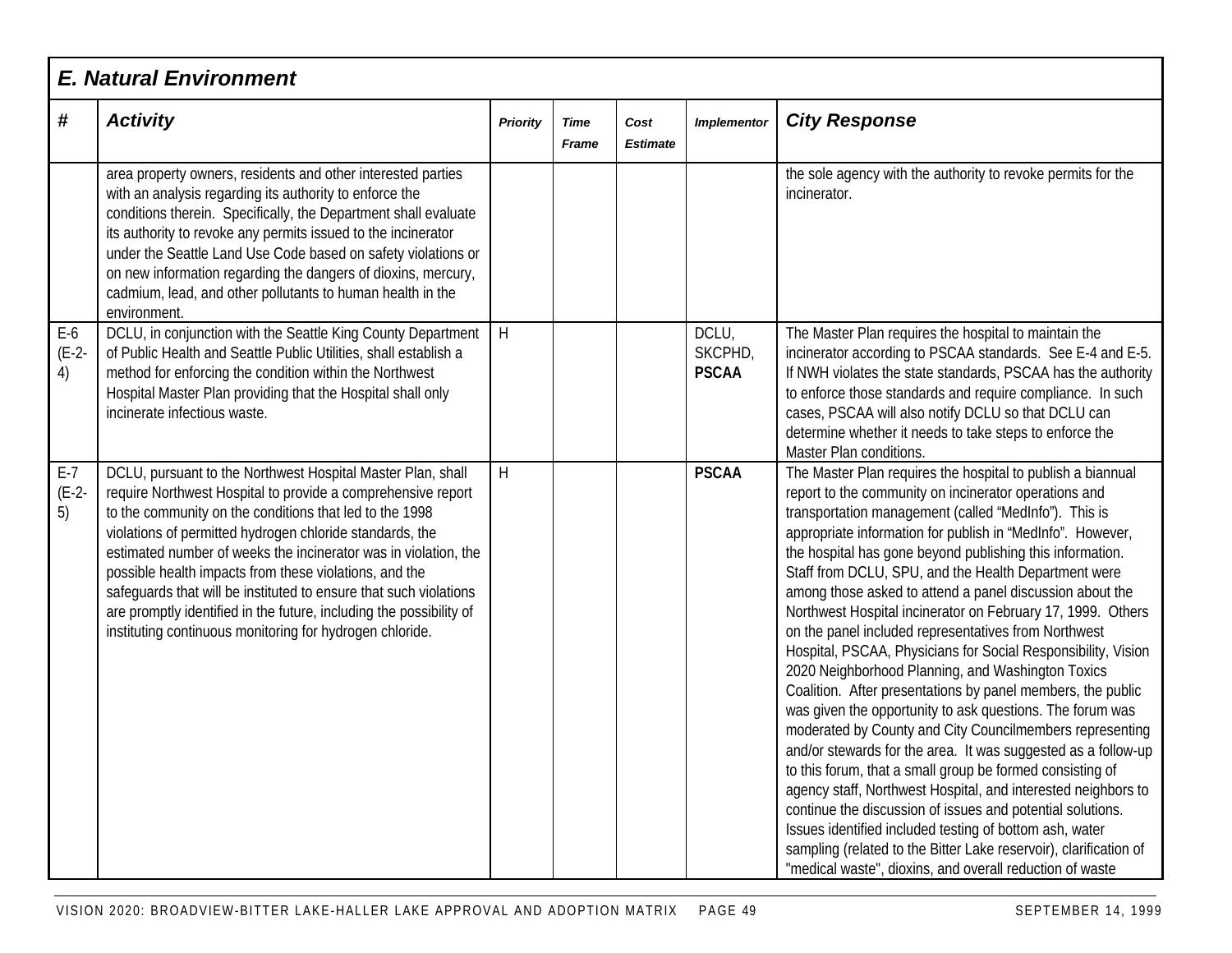## E. Natural Environment

| # | Activity | Priority | Time Frame | Cost Estimate | Implementor | City Response |
|---|---|---|---|---|---|---|
| | area property owners, residents and other interested parties with an analysis regarding its authority to enforce the conditions therein. Specifically, the Department shall evaluate its authority to revoke any permits issued to the incinerator under the Seattle Land Use Code based on safety violations or on new information regarding the dangers of dioxins, mercury, cadmium, lead, and other pollutants to human health in the environment. | | | | | the sole agency with the authority to revoke permits for the incinerator. |
| E-6 (E-2-4) | DCLU, in conjunction with the Seattle King County Department of Public Health and Seattle Public Utilities, shall establish a method for enforcing the condition within the Northwest Hospital Master Plan providing that the Hospital shall only incinerate infectious waste. | H | | | DCLU, SKCPHD, **PSCAA** | The Master Plan requires the hospital to maintain the incinerator according to PSCAA standards. See E-4 and E-5. If NWH violates the state standards, PSCAA has the authority to enforce those standards and require compliance. In such cases, PSCAA will also notify DCLU so that DCLU can determine whether it needs to take steps to enforce the Master Plan conditions. |
| E-7 (E-2-5) | DCLU, pursuant to the Northwest Hospital Master Plan, shall require Northwest Hospital to provide a comprehensive report to the community on the conditions that led to the 1998 violations of permitted hydrogen chloride standards, the estimated number of weeks the incinerator was in violation, the possible health impacts from these violations, and the safeguards that will be instituted to ensure that such violations are promptly identified in the future, including the possibility of instituting continuous monitoring for hydrogen chloride. | H | | | **PSCAA** | The Master Plan requires the hospital to publish a biannual report to the community on incinerator operations and transportation management (called "MedInfo"). This is appropriate information for publish in "MedInfo". However, the hospital has gone beyond publishing this information. Staff from DCLU, SPU, and the Health Department were among those asked to attend a panel discussion about the Northwest Hospital incinerator on February 17, 1999. Others on the panel included representatives from Northwest Hospital, PSCAA, Physicians for Social Responsibility, Vision 2020 Neighborhood Planning, and Washington Toxics Coalition. After presentations by panel members, the public was given the opportunity to ask questions. The forum was moderated by County and City Councilmembers representing and/or stewards for the area. It was suggested as a follow-up to this forum, that a small group be formed consisting of agency staff, Northwest Hospital, and interested neighbors to continue the discussion of issues and potential solutions. Issues identified included testing of bottom ash, water sampling (related to the Bitter Lake reservoir), clarification of "medical waste", dioxins, and overall reduction of waste |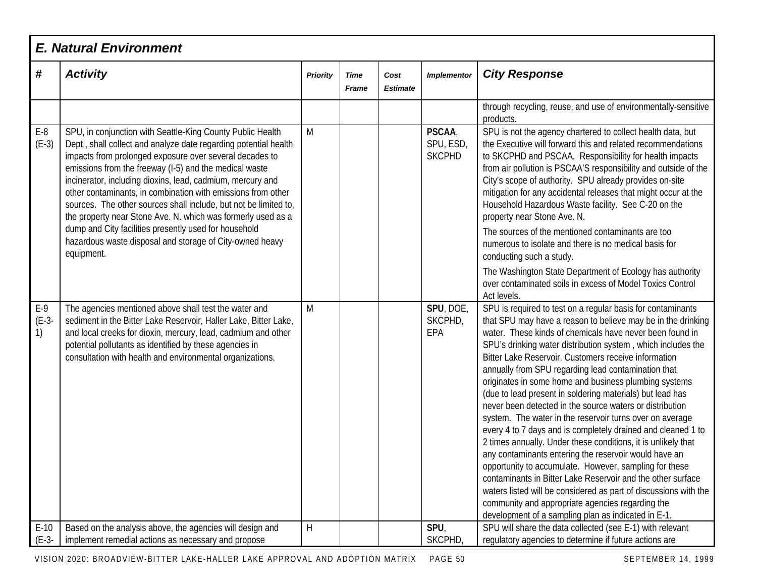## E. Natural Environment

| # | Activity | Priority | Time Frame | Cost Estimate | Implementor | City Response |
|---|---|---|---|---|---|---|
| | | | | | | through recycling, reuse, and use of environmentally-sensitive products. |
| E-8 (E-3) | SPU, in conjunction with Seattle-King County Public Health Dept., shall collect and analyze date regarding potential health impacts from prolonged exposure over several decades to emissions from the freeway (I-5) and the medical waste incinerator, including dioxins, lead, cadmium, mercury and other contaminants, in combination with emissions from other sources. The other sources shall include, but not be limited to, the property near Stone Ave. N. which was formerly used as a dump and City facilities presently used for household hazardous waste disposal and storage of City-owned heavy equipment. | M | | | **PSCAA**, SPU, ESD, SKCPHD | SPU is not the agency chartered to collect health data, but the Executive will forward this and related recommendations to SKCPHD and PSCAA. Responsibility for health impacts from air pollution is PSCAA'S responsibility and outside of the City's scope of authority. SPU already provides on-site mitigation for any accidental releases that might occur at the Household Hazardous Waste facility. See C-20 on the property near Stone Ave. N.<br><br>The sources of the mentioned contaminants are too numerous to isolate and there is no medical basis for conducting such a study.<br><br>The Washington State Department of Ecology has authority over contaminated soils in excess of Model Toxics Control Act levels. |
| E-9 (E-3-1) | The agencies mentioned above shall test the water and sediment in the Bitter Lake Reservoir, Haller Lake, Bitter Lake, and local creeks for dioxin, mercury, lead, cadmium and other potential pollutants as identified by these agencies in consultation with health and environmental organizations. | M | | | **SPU**, DOE, SKCPHD, EPA | SPU is required to test on a regular basis for contaminants that SPU may have a reason to believe may be in the drinking water. These kinds of chemicals have never been found in SPU's drinking water distribution system , which includes the Bitter Lake Reservoir. Customers receive information annually from SPU regarding lead contamination that originates in some home and business plumbing systems (due to lead present in soldering materials) but lead has never been detected in the source waters or distribution system. The water in the reservoir turns over on average every 4 to 7 days and is completely drained and cleaned 1 to 2 times annually. Under these conditions, it is unlikely that any contaminants entering the reservoir would have an opportunity to accumulate. However, sampling for these contaminants in Bitter Lake Reservoir and the other surface waters listed will be considered as part of discussions with the community and appropriate agencies regarding the development of a sampling plan as indicated in E-1. |
| E-10 (E-3- | Based on the analysis above, the agencies will design and implement remedial actions as necessary and propose | H | | | **SPU**, SKCPHD, | SPU will share the data collected (see E-1) with relevant regulatory agencies to determine if future actions are |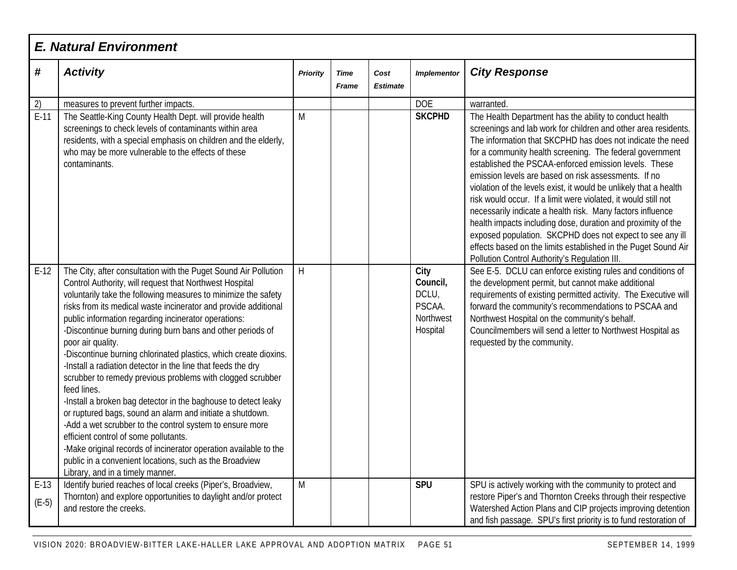## E. Natural Environment

| # | Activity | Priority | Time Frame | Cost Estimate | Implementor | City Response |
|---|---|---|---|---|---|---|
| 2) | measures to prevent further impacts. | | | | DOE | warranted. |
| E-11 | The Seattle-King County Health Dept. will provide health screenings to check levels of contaminants within area residents, with a special emphasis on children and the elderly, who may be more vulnerable to the effects of these contaminants. | M | | | **SKCPHD** | The Health Department has the ability to conduct health screenings and lab work for children and other area residents. The information that SKCPHD has does not indicate the need for a community health screening. The federal government established the PSCAA-enforced emission levels. These emission levels are based on risk assessments. If no violation of the levels exist, it would be unlikely that a health risk would occur. If a limit were violated, it would still not necessarily indicate a health risk. Many factors influence health impacts including dose, duration and proximity of the exposed population. SKCPHD does not expect to see any ill effects based on the limits established in the Puget Sound Air Pollution Control Authority's Regulation III. |
| E-12 | The City, after consultation with the Puget Sound Air Pollution Control Authority, will request that Northwest Hospital voluntarily take the following measures to minimize the safety risks from its medical waste incinerator and provide additional public information regarding incinerator operations:<br>-Discontinue burning during burn bans and other periods of poor air quality.<br>-Discontinue burning chlorinated plastics, which create dioxins.<br>-Install a radiation detector in the line that feeds the dry scrubber to remedy previous problems with clogged scrubber feed lines.<br>-Install a broken bag detector in the baghouse to detect leaky or ruptured bags, sound an alarm and initiate a shutdown.<br>-Add a wet scrubber to the control system to ensure more efficient control of some pollutants.<br>-Make original records of incinerator operation available to the public in a convenient locations, such as the Broadview Library, and in a timely manner. | H | | | **City Council,** DCLU, PSCAA. Northwest Hospital | See E-5. DCLU can enforce existing rules and conditions of the development permit, but cannot make additional requirements of existing permitted activity. The Executive will forward the community's recommendations to PSCAA and Northwest Hospital on the community's behalf. Councilmembers will send a letter to Northwest Hospital as requested by the community. |
| E-13 (E-5) | Identify buried reaches of local creeks (Piper's, Broadview, Thornton) and explore opportunities to daylight and/or protect and restore the creeks. | M | | | **SPU** | SPU is actively working with the community to protect and restore Piper's and Thornton Creeks through their respective Watershed Action Plans and CIP projects improving detention and fish passage. SPU's first priority is to fund restoration of |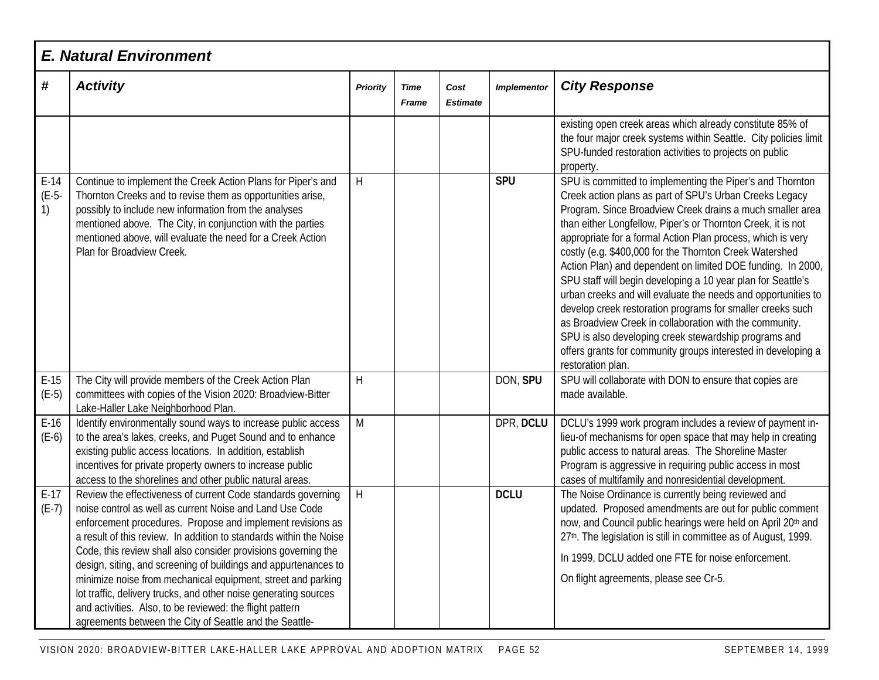## E. Natural Environment

| # | Activity | Priority | Time Frame | Cost Estimate | Implementor | City Response |
|---|---|---|---|---|---|---|
| | | | | | | existing open creek areas which already constitute 85% of the four major creek systems within Seattle. City policies limit SPU-funded restoration activities to projects on public property. |
| E-14 (E-5-1) | Continue to implement the Creek Action Plans for Piper's and Thornton Creeks and to revise them as opportunities arise, possibly to include new information from the analyses mentioned above. The City, in conjunction with the parties mentioned above, will evaluate the need for a Creek Action Plan for Broadview Creek. | H | | | **SPU** | SPU is committed to implementing the Piper's and Thornton Creek action plans as part of SPU's Urban Creeks Legacy Program. Since Broadview Creek drains a much smaller area than either Longfellow, Piper's or Thornton Creek, it is not appropriate for a formal Action Plan process, which is very costly (e.g. $400,000 for the Thornton Creek Watershed Action Plan) and dependent on limited DOE funding. In 2000, SPU staff will begin developing a 10 year plan for Seattle's urban creeks and will evaluate the needs and opportunities to develop creek restoration programs for smaller creeks such as Broadview Creek in collaboration with the community. SPU is also developing creek stewardship programs and offers grants for community groups interested in developing a restoration plan. |
| E-15 (E-5) | The City will provide members of the Creek Action Plan committees with copies of the Vision 2020: Broadview-Bitter Lake-Haller Lake Neighborhood Plan. | H | | | DON, **SPU** | SPU will collaborate with DON to ensure that copies are made available. |
| E-16 (E-6) | Identify environmentally sound ways to increase public access to the area's lakes, creeks, and Puget Sound and to enhance existing public access locations. In addition, establish incentives for private property owners to increase public access to the shorelines and other public natural areas. | M | | | DPR, **DCLU** | DCLU's 1999 work program includes a review of payment in-lieu-of mechanisms for open space that may help in creating public access to natural areas. The Shoreline Master Program is aggressive in requiring public access in most cases of multifamily and nonresidential development. |
| E-17 (E-7) | Review the effectiveness of current Code standards governing noise control as well as current Noise and Land Use Code enforcement procedures. Propose and implement revisions as a result of this review. In addition to standards within the Noise Code, this review shall also consider provisions governing the design, siting, and screening of buildings and appurtenances to minimize noise from mechanical equipment, street and parking lot traffic, delivery trucks, and other noise generating sources and activities. Also, to be reviewed: the flight pattern agreements between the City of Seattle and the Seattle- | H | | | **DCLU** | The Noise Ordinance is currently being reviewed and updated. Proposed amendments are out for public comment now, and Council public hearings were held on April 20th and 27th. The legislation is still in committee as of August, 1999.<br><br>In 1999, DCLU added one FTE for noise enforcement.<br><br>On flight agreements, please see Cr-5. |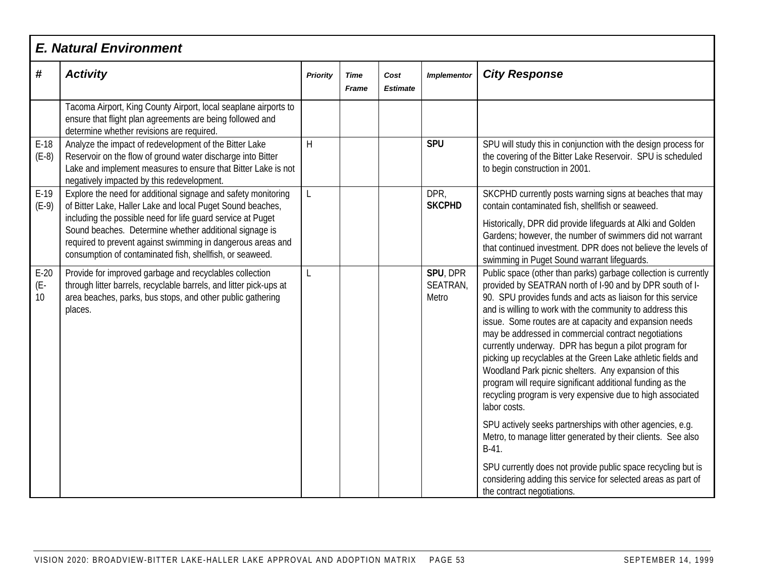## E. Natural Environment

| # | Activity | Priority | Time Frame | Cost Estimate | Implementor | City Response |
|---|---|---|---|---|---|---|
| | Tacoma Airport, King County Airport, local seaplane airports to ensure that flight plan agreements are being followed and determine whether revisions are required. | | | | | |
| E-18 (E-8) | Analyze the impact of redevelopment of the Bitter Lake Reservoir on the flow of ground water discharge into Bitter Lake and implement measures to ensure that Bitter Lake is not negatively impacted by this redevelopment. | H | | | **SPU** | SPU will study this in conjunction with the design process for the covering of the Bitter Lake Reservoir. SPU is scheduled to begin construction in 2001. |
| E-19 (E-9) | Explore the need for additional signage and safety monitoring of Bitter Lake, Haller Lake and local Puget Sound beaches, including the possible need for life guard service at Puget Sound beaches. Determine whether additional signage is required to prevent against swimming in dangerous areas and consumption of contaminated fish, shellfish, or seaweed. | L | | | DPR, **SKCPHD** | SKCPHD currently posts warning signs at beaches that may contain contaminated fish, shellfish or seaweed.<br><br>Historically, DPR did provide lifeguards at Alki and Golden Gardens; however, the number of swimmers did not warrant that continued investment. DPR does not believe the levels of swimming in Puget Sound warrant lifeguards. |
| E-20 (E-10 | Provide for improved garbage and recyclables collection through litter barrels, recyclable barrels, and litter pick-ups at area beaches, parks, bus stops, and other public gathering places. | L | | | **SPU**, DPR SEATRAN, Metro | Public space (other than parks) garbage collection is currently provided by SEATRAN north of I-90 and by DPR south of I-90. SPU provides funds and acts as liaison for this service and is willing to work with the community to address this issue. Some routes are at capacity and expansion needs may be addressed in commercial contract negotiations currently underway. DPR has begun a pilot program for picking up recyclables at the Green Lake athletic fields and Woodland Park picnic shelters. Any expansion of this program will require significant additional funding as the recycling program is very expensive due to high associated labor costs.<br><br>SPU actively seeks partnerships with other agencies, e.g. Metro, to manage litter generated by their clients. See also B-41.<br><br>SPU currently does not provide public space recycling but is considering adding this service for selected areas as part of the contract negotiations. |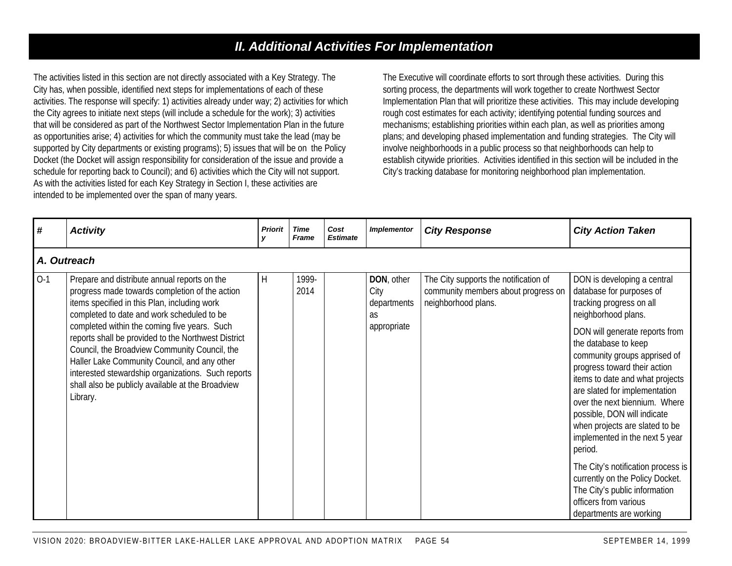## II. Additional Activities For Implementation

The activities listed in this section are not directly associated with a Key Strategy. The City has, when possible, identified next steps for implementations of each of these activities. The response will specify: 1) activities already under way; 2) activities for which the City agrees to initiate next steps (will include a schedule for the work); 3) activities that will be considered as part of the Northwest Sector Implementation Plan in the future as opportunities arise; 4) activities for which the community must take the lead (may be supported by City departments or existing programs); 5) issues that will be on the Policy Docket (the Docket will assign responsibility for consideration of the issue and provide a schedule for reporting back to Council); and 6) activities which the City will not support. As with the activities listed for each Key Strategy in Section I, these activities are intended to be implemented over the span of many years.

The Executive will coordinate efforts to sort through these activities. During this sorting process, the departments will work together to create Northwest Sector Implementation Plan that will prioritize these activities. This may include developing rough cost estimates for each activity; identifying potential funding sources and mechanisms; establishing priorities within each plan, as well as priorities among plans; and developing phased implementation and funding strategies. The City will involve neighborhoods in a public process so that neighborhoods can help to establish citywide priorities. Activities identified in this section will be included in the City's tracking database for monitoring neighborhood plan implementation.

| # | Activity | Priority | Time Frame | Cost Estimate | Implementor | City Response | City Action Taken |
|---|---|---|---|---|---|---|---|
| ***A. Outreach*** | | | | | | | |
| O-1 | Prepare and distribute annual reports on the progress made towards completion of the action items specified in this Plan, including work completed to date and work scheduled to be completed within the coming five years. Such reports shall be provided to the Northwest District Council, the Broadview Community Council, the Haller Lake Community Council, and any other interested stewardship organizations. Such reports shall also be publicly available at the Broadview Library. | H | 1999-2014 | | **DON**, other City departments as appropriate | The City supports the notification of community members about progress on neighborhood plans. | DON is developing a central database for purposes of tracking progress on all neighborhood plans.<br><br>DON will generate reports from the database to keep community groups apprised of progress toward their action items to date and what projects are slated for implementation over the next biennium. Where possible, DON will indicate when projects are slated to be implemented in the next 5 year period.<br><br>The City's notification process is currently on the Policy Docket. The City's public information officers from various departments are working |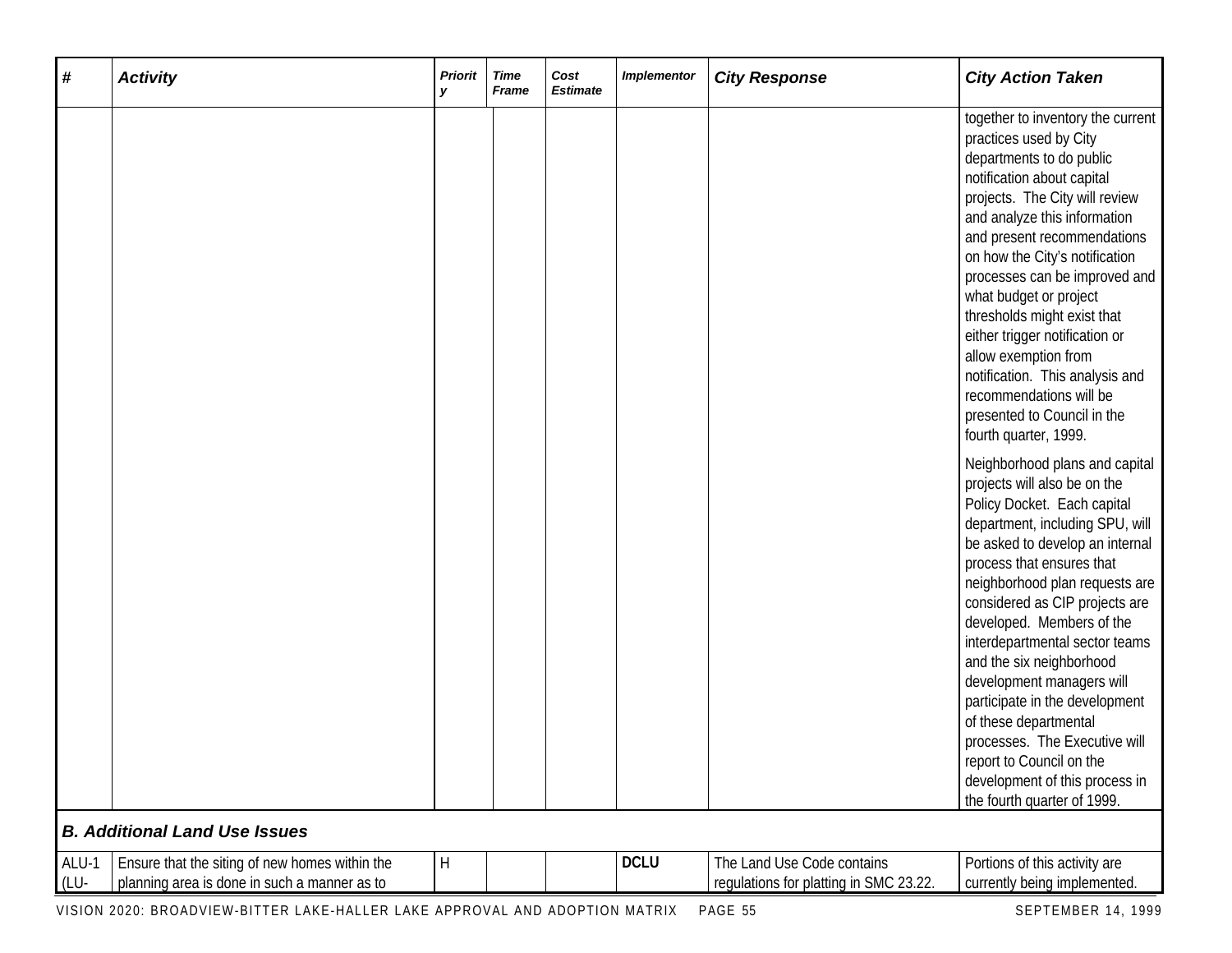| # | Activity | Priority | Time Frame | Cost Estimate | Implementor | City Response | City Action Taken |
|---|---|---|---|---|---|---|---|
| | | | | | | | together to inventory the current practices used by City departments to do public notification about capital projects. The City will review and analyze this information and present recommendations on how the City's notification processes can be improved and what budget or project thresholds might exist that either trigger notification or allow exemption from notification. This analysis and recommendations will be presented to Council in the fourth quarter, 1999.<br><br>Neighborhood plans and capital projects will also be on the Policy Docket. Each capital department, including SPU, will be asked to develop an internal process that ensures that neighborhood plan requests are considered as CIP projects are developed. Members of the interdepartmental sector teams and the six neighborhood development managers will participate in the development of these departmental processes. The Executive will report to Council on the development of this process in the fourth quarter of 1999. |
| ***B. Additional Land Use Issues*** | | | | | | | |
| ALU-1 (LU- | Ensure that the siting of new homes within the planning area is done in such a manner as to | H | | | **DCLU** | The Land Use Code contains regulations for platting in SMC 23.22. | Portions of this activity are currently being implemented. |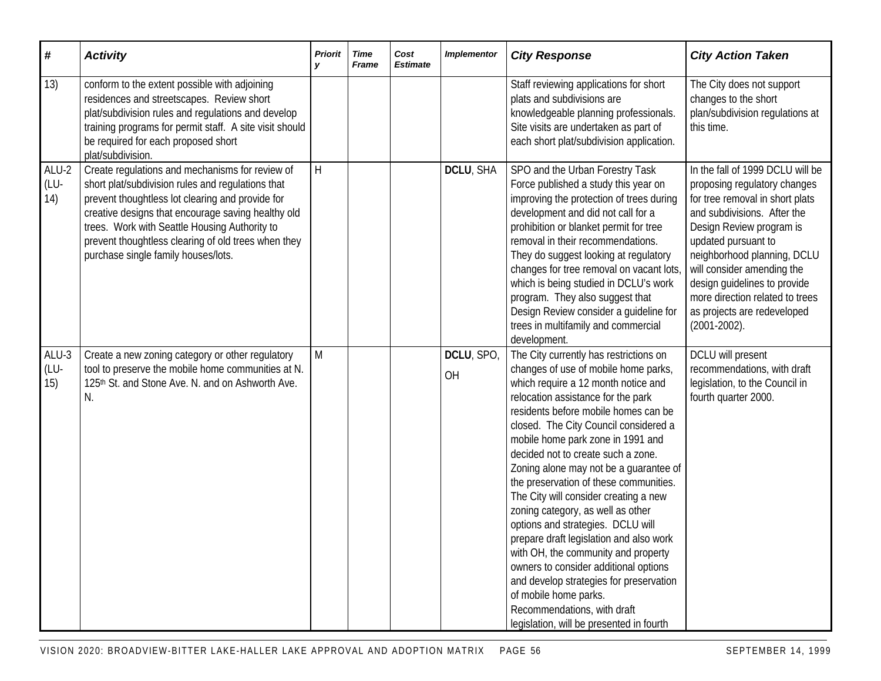| # | Activity | Priority | Time Frame | Cost Estimate | Implementor | City Response | City Action Taken |
|---|---|---|---|---|---|---|---|
| 13) | conform to the extent possible with adjoining residences and streetscapes. Review short plat/subdivision rules and regulations and develop training programs for permit staff. A site visit should be required for each proposed short plat/subdivision. | | | | | Staff reviewing applications for short plats and subdivisions are knowledgeable planning professionals. Site visits are undertaken as part of each short plat/subdivision application. | The City does not support changes to the short plan/subdivision regulations at this time. |
| ALU-2 (LU-14) | Create regulations and mechanisms for review of short plat/subdivision rules and regulations that prevent thoughtless lot clearing and provide for creative designs that encourage saving healthy old trees. Work with Seattle Housing Authority to prevent thoughtless clearing of old trees when they purchase single family houses/lots. | H | | | **DCLU**, SHA | SPO and the Urban Forestry Task Force published a study this year on improving the protection of trees during development and did not call for a prohibition or blanket permit for tree removal in their recommendations. They do suggest looking at regulatory changes for tree removal on vacant lots, which is being studied in DCLU's work program. They also suggest that Design Review consider a guideline for trees in multifamily and commercial development. | In the fall of 1999 DCLU will be proposing regulatory changes for tree removal in short plats and subdivisions. After the Design Review program is updated pursuant to neighborhood planning, DCLU will consider amending the design guidelines to provide more direction related to trees as projects are redeveloped (2001-2002). |
| ALU-3 (LU-15) | Create a new zoning category or other regulatory tool to preserve the mobile home communities at N. 125th St. and Stone Ave. N. and on Ashworth Ave. N. | M | | | **DCLU**, SPO, OH | The City currently has restrictions on changes of use of mobile home parks, which require a 12 month notice and relocation assistance for the park residents before mobile homes can be closed. The City Council considered a mobile home park zone in 1991 and decided not to create such a zone. Zoning alone may not be a guarantee of the preservation of these communities. The City will consider creating a new zoning category, as well as other options and strategies. DCLU will prepare draft legislation and also work with OH, the community and property owners to consider additional options and develop strategies for preservation of mobile home parks. Recommendations, with draft legislation, will be presented in fourth | DCLU will present recommendations, with draft legislation, to the Council in fourth quarter 2000. |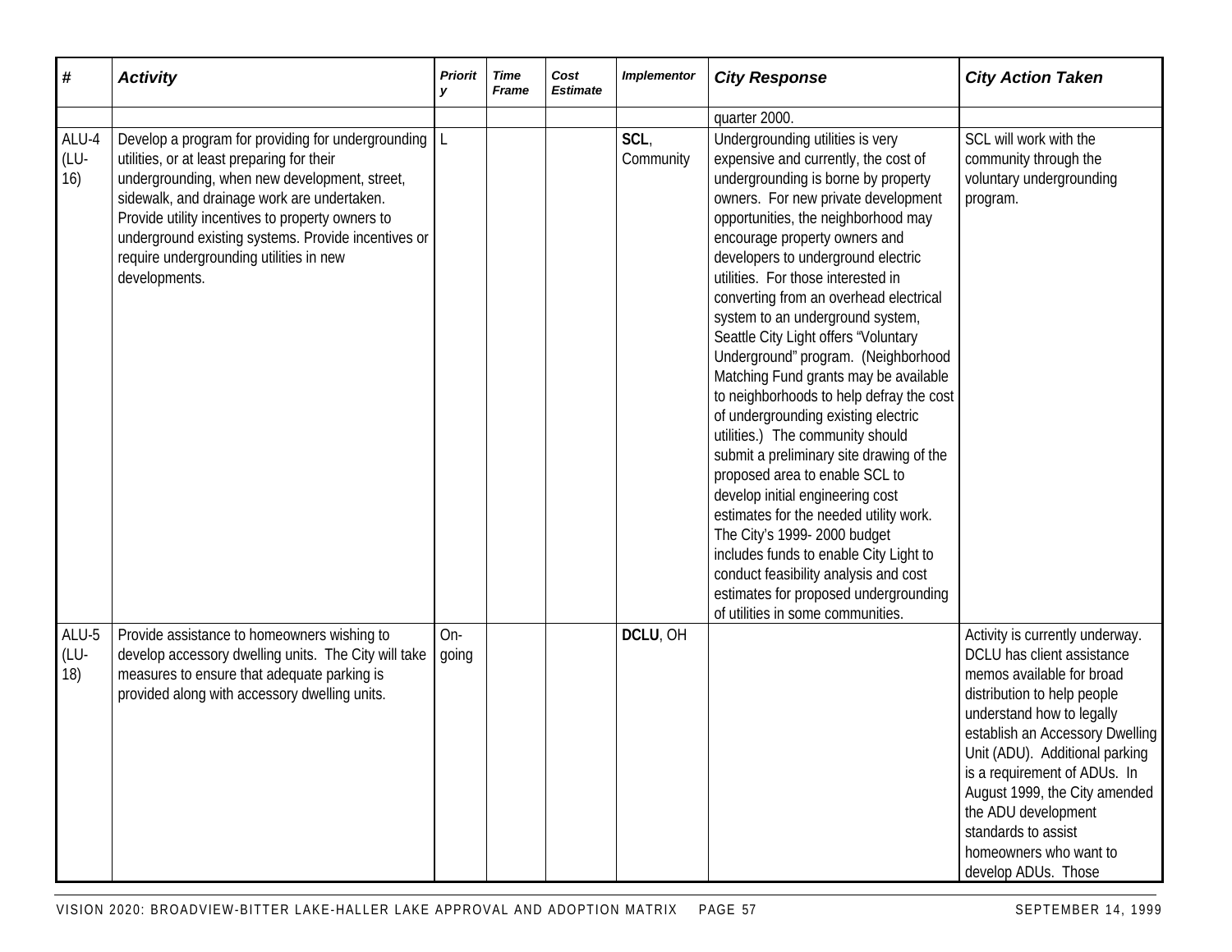| # | Activity | Priority | Time Frame | Cost Estimate | Implementor | City Response | City Action Taken |
|---|---|---|---|---|---|---|---|
| | | | | | | quarter 2000. | |
| ALU-4 (LU-16) | Develop a program for providing for undergrounding utilities, or at least preparing for their undergrounding, when new development, street, sidewalk, and drainage work are undertaken. Provide utility incentives to property owners to underground existing systems. Provide incentives or require undergrounding utilities in new developments. | L | | | **SCL**, Community | Undergrounding utilities is very expensive and currently, the cost of undergrounding is borne by property owners. For new private development opportunities, the neighborhood may encourage property owners and developers to underground electric utilities. For those interested in converting from an overhead electrical system to an underground system, Seattle City Light offers "Voluntary Underground" program. (Neighborhood Matching Fund grants may be available to neighborhoods to help defray the cost of undergrounding existing electric utilities.) The community should submit a preliminary site drawing of the proposed area to enable SCL to develop initial engineering cost estimates for the needed utility work. The City's 1999- 2000 budget includes funds to enable City Light to conduct feasibility analysis and cost estimates for proposed undergrounding of utilities in some communities. | SCL will work with the community through the voluntary undergrounding program. |
| ALU-5 (LU-18) | Provide assistance to homeowners wishing to develop accessory dwelling units. The City will take measures to ensure that adequate parking is provided along with accessory dwelling units. | On-going | | | **DCLU**, OH | | Activity is currently underway. DCLU has client assistance memos available for broad distribution to help people understand how to legally establish an Accessory Dwelling Unit (ADU). Additional parking is a requirement of ADUs. In August 1999, the City amended the ADU development standards to assist homeowners who want to develop ADUs. Those |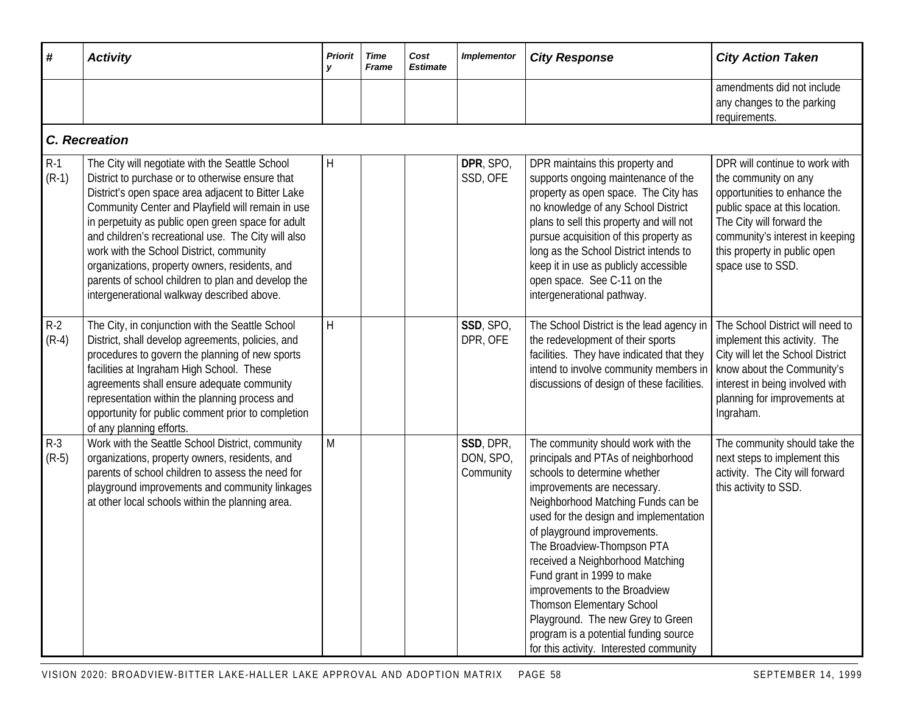| # | Activity | Priority | Time Frame | Cost Estimate | Implementor | City Response | City Action Taken |
|---|---|---|---|---|---|---|---|
| | | | | | | | amendments did not include any changes to the parking requirements. |
| ***C. Recreation*** | | | | | | | |
| R-1 (R-1) | The City will negotiate with the Seattle School District to purchase or to otherwise ensure that District's open space area adjacent to Bitter Lake Community Center and Playfield will remain in use in perpetuity as public open green space for adult and children's recreational use. The City will also work with the School District, community organizations, property owners, residents, and parents of school children to plan and develop the intergenerational walkway described above. | H | | | **DPR**, SPO, SSD, OFE | DPR maintains this property and supports ongoing maintenance of the property as open space. The City has no knowledge of any School District plans to sell this property and will not pursue acquisition of this property as long as the School District intends to keep it in use as publicly accessible open space. See C-11 on the intergenerational pathway. | DPR will continue to work with the community on any opportunities to enhance the public space at this location. The City will forward the community's interest in keeping this property in public open space use to SSD. |
| R-2 (R-4) | The City, in conjunction with the Seattle School District, shall develop agreements, policies, and procedures to govern the planning of new sports facilities at Ingraham High School. These agreements shall ensure adequate community representation within the planning process and opportunity for public comment prior to completion of any planning efforts. | H | | | **SSD**, SPO, DPR, OFE | The School District is the lead agency in the redevelopment of their sports facilities. They have indicated that they intend to involve community members in discussions of design of these facilities. | The School District will need to implement this activity. The City will let the School District know about the Community's interest in being involved with planning for improvements at Ingraham. |
| R-3 (R-5) | Work with the Seattle School District, community organizations, property owners, residents, and parents of school children to assess the need for playground improvements and community linkages at other local schools within the planning area. | M | | | **SSD**, DPR, DON, SPO, Community | The community should work with the principals and PTAs of neighborhood schools to determine whether improvements are necessary. Neighborhood Matching Funds can be used for the design and implementation of playground improvements. The Broadview-Thompson PTA received a Neighborhood Matching Fund grant in 1999 to make improvements to the Broadview Thomson Elementary School Playground. The new Grey to Green program is a potential funding source for this activity. Interested community | The community should take the next steps to implement this activity. The City will forward this activity to SSD. |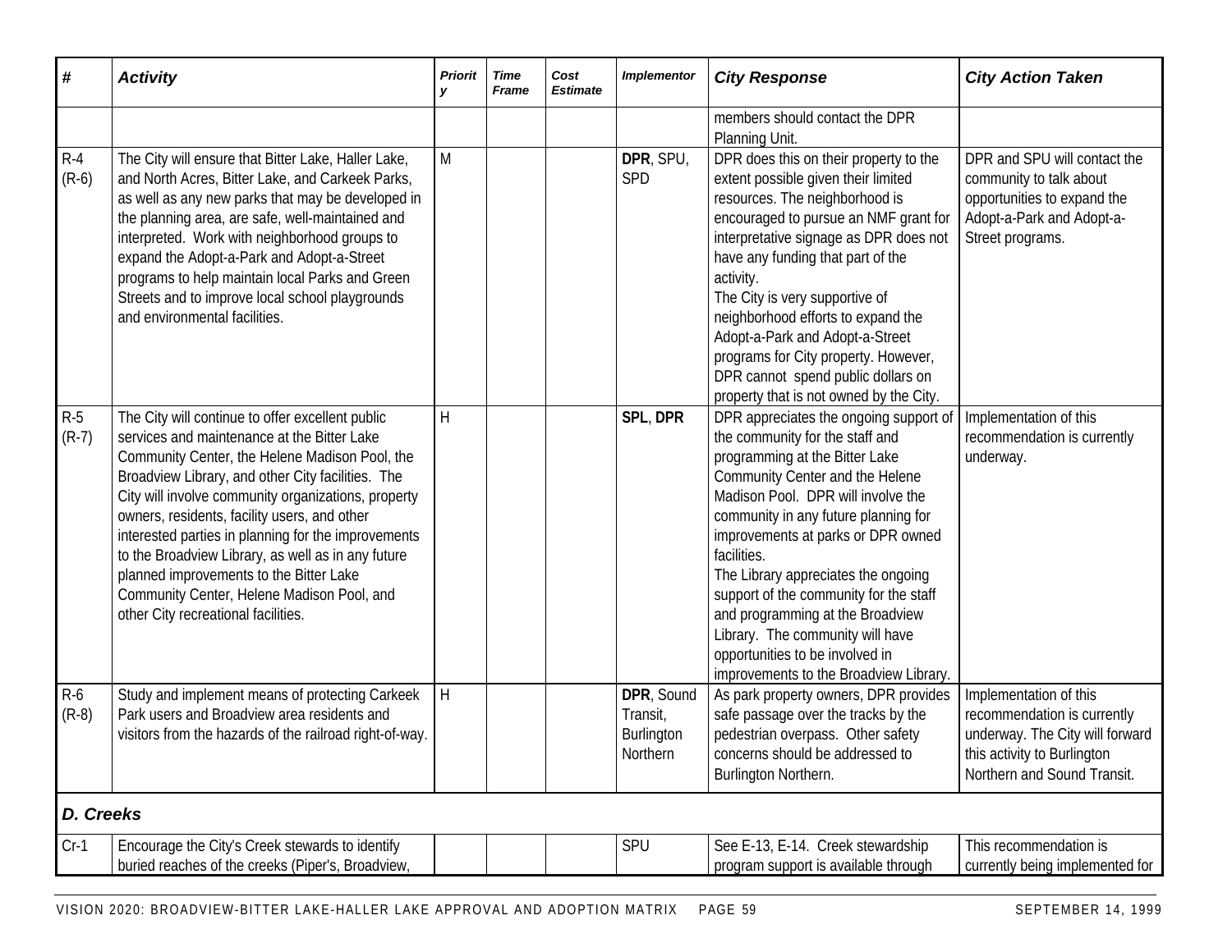| # | Activity | Priority | Time Frame | Cost Estimate | Implementor | City Response | City Action Taken |
|---|---|---|---|---|---|---|---|
| | | | | | | members should contact the DPR Planning Unit. | |
| R-4 (R-6) | The City will ensure that Bitter Lake, Haller Lake, and North Acres, Bitter Lake, and Carkeek Parks, as well as any new parks that may be developed in the planning area, are safe, well-maintained and interpreted. Work with neighborhood groups to expand the Adopt-a-Park and Adopt-a-Street programs to help maintain local Parks and Green Streets and to improve local school playgrounds and environmental facilities. | M | | | **DPR**, SPU, SPD | DPR does this on their property to the extent possible given their limited resources. The neighborhood is encouraged to pursue an NMF grant for interpretative signage as DPR does not have any funding that part of the activity.<br>The City is very supportive of neighborhood efforts to expand the Adopt-a-Park and Adopt-a-Street programs for City property. However, DPR cannot spend public dollars on property that is not owned by the City. | DPR and SPU will contact the community to talk about opportunities to expand the Adopt-a-Park and Adopt-a-Street programs. |
| R-5 (R-7) | The City will continue to offer excellent public services and maintenance at the Bitter Lake Community Center, the Helene Madison Pool, the Broadview Library, and other City facilities. The City will involve community organizations, property owners, residents, facility users, and other interested parties in planning for the improvements to the Broadview Library, as well as in any future planned improvements to the Bitter Lake Community Center, Helene Madison Pool, and other City recreational facilities. | H | | | **SPL**, **DPR** | DPR appreciates the ongoing support of the community for the staff and programming at the Bitter Lake Community Center and the Helene Madison Pool. DPR will involve the community in any future planning for improvements at parks or DPR owned facilities.<br>The Library appreciates the ongoing support of the community for the staff and programming at the Broadview Library. The community will have opportunities to be involved in improvements to the Broadview Library. | Implementation of this recommendation is currently underway. |
| R-6 (R-8) | Study and implement means of protecting Carkeek Park users and Broadview area residents and visitors from the hazards of the railroad right-of-way. | H | | | **DPR**, Sound Transit, Burlington Northern | As park property owners, DPR provides safe passage over the tracks by the pedestrian overpass. Other safety concerns should be addressed to Burlington Northern. | Implementation of this recommendation is currently underway. The City will forward this activity to Burlington Northern and Sound Transit. |
| ***D. Creeks*** | | | | | | | |
| Cr-1 | Encourage the City's Creek stewards to identify buried reaches of the creeks (Piper's, Broadview, | | | | SPU | See E-13, E-14. Creek stewardship program support is available through | This recommendation is currently being implemented for |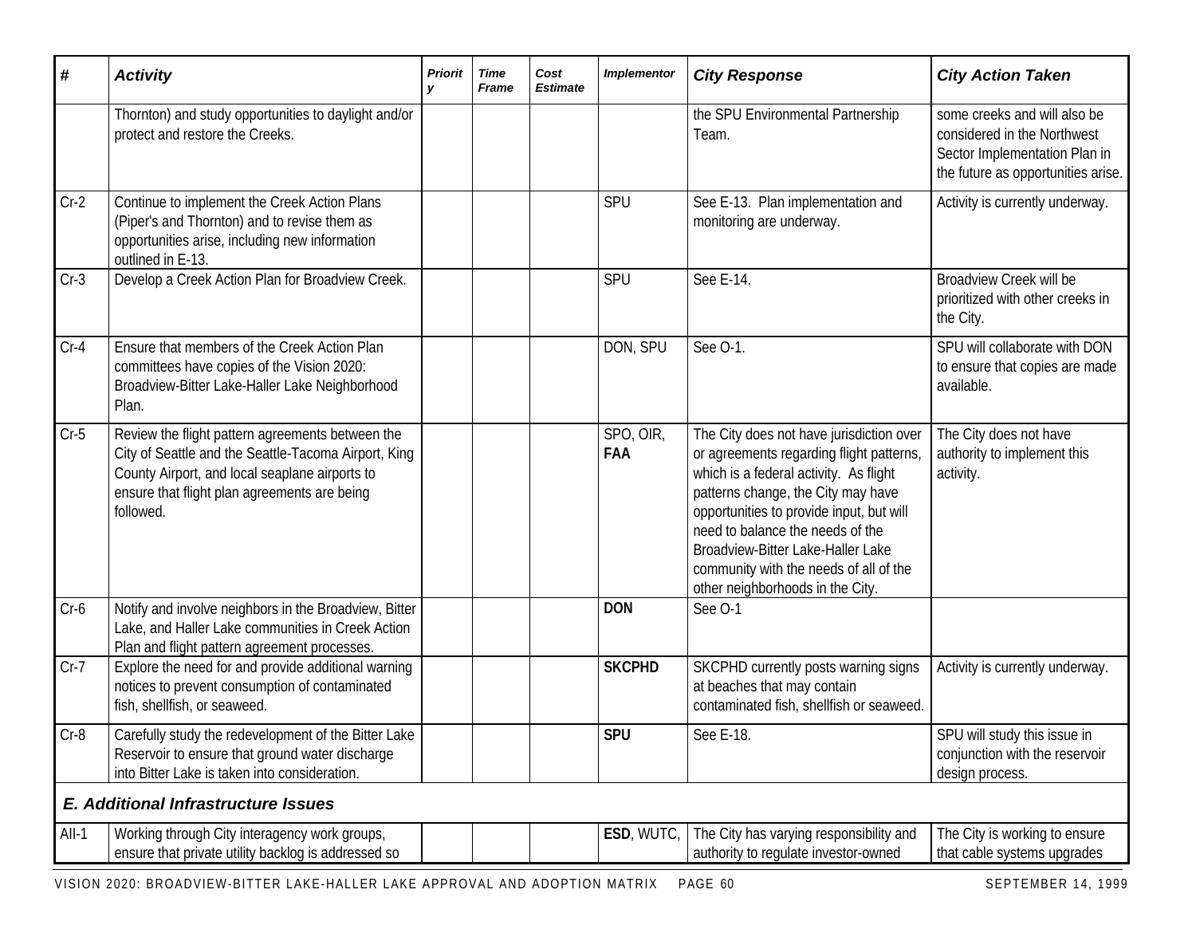| # | Activity | Priority | Time Frame | Cost Estimate | Implementor | City Response | City Action Taken |
|---|---|---|---|---|---|---|---|
| | Thornton) and study opportunities to daylight and/or protect and restore the Creeks. | | | | | the SPU Environmental Partnership Team. | some creeks and will also be considered in the Northwest Sector Implementation Plan in the future as opportunities arise. |
| Cr-2 | Continue to implement the Creek Action Plans (Piper's and Thornton) and to revise them as opportunities arise, including new information outlined in E-13. | | | | SPU | See E-13. Plan implementation and monitoring are underway. | Activity is currently underway. |
| Cr-3 | Develop a Creek Action Plan for Broadview Creek. | | | | SPU | See E-14. | Broadview Creek will be prioritized with other creeks in the City. |
| Cr-4 | Ensure that members of the Creek Action Plan committees have copies of the Vision 2020: Broadview-Bitter Lake-Haller Lake Neighborhood Plan. | | | | DON, SPU | See O-1. | SPU will collaborate with DON to ensure that copies are made available. |
| Cr-5 | Review the flight pattern agreements between the City of Seattle and the Seattle-Tacoma Airport, King County Airport, and local seaplane airports to ensure that flight plan agreements are being followed. | | | | SPO, OIR, **FAA** | The City does not have jurisdiction over or agreements regarding flight patterns, which is a federal activity. As flight patterns change, the City may have opportunities to provide input, but will need to balance the needs of the Broadview-Bitter Lake-Haller Lake community with the needs of all of the other neighborhoods in the City. | The City does not have authority to implement this activity. |
| Cr-6 | Notify and involve neighbors in the Broadview, Bitter Lake, and Haller Lake communities in Creek Action Plan and flight pattern agreement processes. | | | | **DON** | See O-1 | |
| Cr-7 | Explore the need for and provide additional warning notices to prevent consumption of contaminated fish, shellfish, or seaweed. | | | | **SKCPHD** | SKCPHD currently posts warning signs at beaches that may contain contaminated fish, shellfish or seaweed. | Activity is currently underway. |
| Cr-8 | Carefully study the redevelopment of the Bitter Lake Reservoir to ensure that ground water discharge into Bitter Lake is taken into consideration. | | | | **SPU** | See E-18. | SPU will study this issue in conjunction with the reservoir design process. |
| ***E. Additional Infrastructure Issues*** | | | | | | | |
| AII-1 | Working through City interagency work groups, ensure that private utility backlog is addressed so | | | | **ESD**, WUTC, | The City has varying responsibility and authority to regulate investor-owned | The City is working to ensure that cable systems upgrades |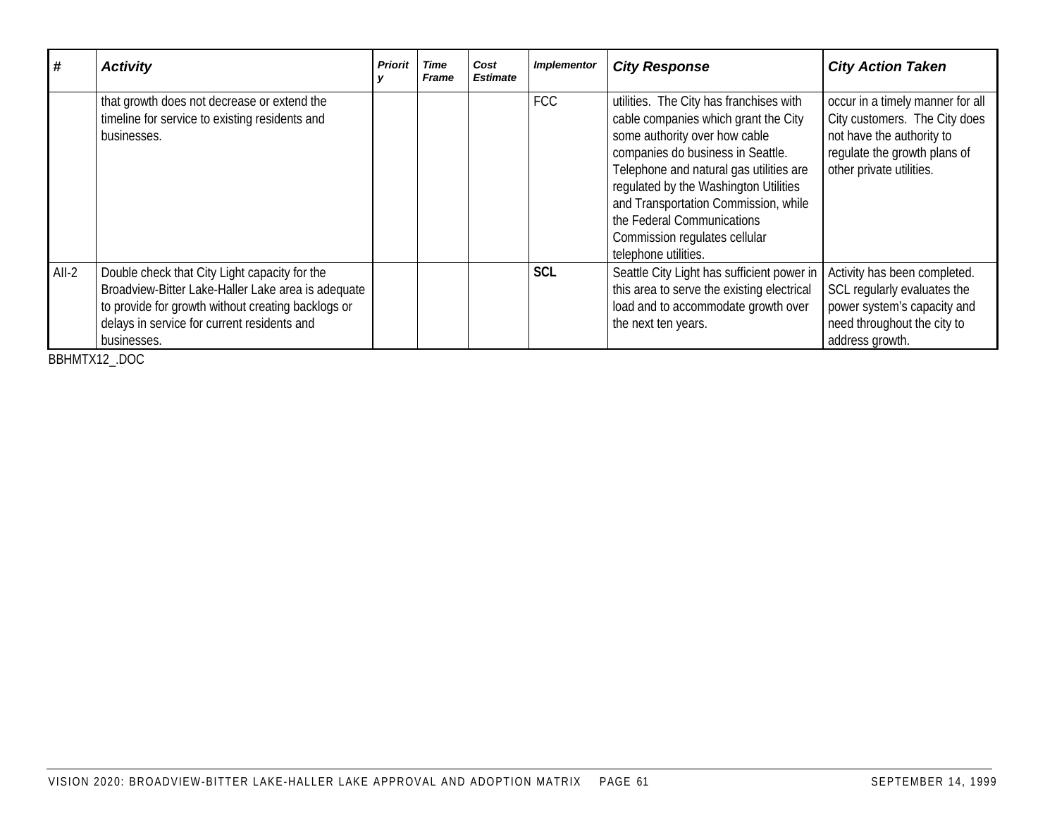| # | Activity | Priority | Time Frame | Cost Estimate | Implementor | City Response | City Action Taken |
|---|---|---|---|---|---|---|---|
| | that growth does not decrease or extend the timeline for service to existing residents and businesses. | | | | FCC | utilities. The City has franchises with cable companies which grant the City some authority over how cable companies do business in Seattle. Telephone and natural gas utilities are regulated by the Washington Utilities and Transportation Commission, while the Federal Communications Commission regulates cellular telephone utilities. | occur in a timely manner for all City customers. The City does not have the authority to regulate the growth plans of other private utilities. |
| AII-2 | Double check that City Light capacity for the Broadview-Bitter Lake-Haller Lake area is adequate to provide for growth without creating backlogs or delays in service for current residents and businesses. | | | | **SCL** | Seattle City Light has sufficient power in this area to serve the existing electrical load and to accommodate growth over the next ten years. | Activity has been completed. SCL regularly evaluates the power system's capacity and need throughout the city to address growth. |

BBHMTX12_.DOC